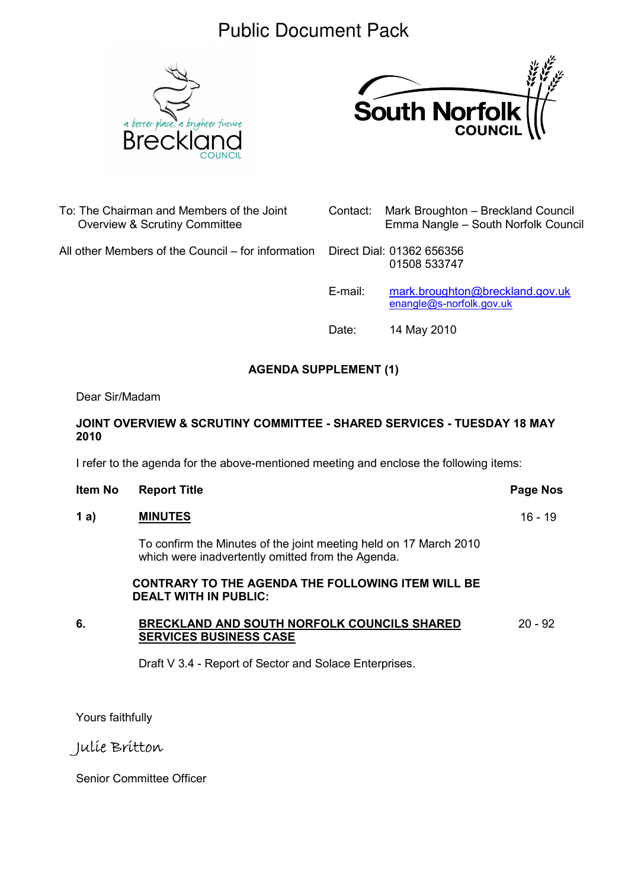# Public Document Pack

Breckland Council — a better place, a brighter future

South Norfolk Council

To: The Chairman and Members of the Joint Overview & Scrutiny Committee

All other Members of the Council – for information

Contact: Mark Broughton – Breckland Council
Emma Nangle – South Norfolk Council

Direct Dial: 01362 656356
01508 533747

E-mail: mark.broughton@breckland.gov.uk
enangle@s-norfolk.gov.uk

Date: 14 May 2010

## AGENDA SUPPLEMENT (1)

Dear Sir/Madam

**JOINT OVERVIEW & SCRUTINY COMMITTEE - SHARED SERVICES - TUESDAY 18 MAY 2010**

I refer to the agenda for the above-mentioned meeting and enclose the following items:

| Item No | Report Title | Page Nos |
|---|---|---|
| 1 a) | **MINUTES**<br>To confirm the Minutes of the joint meeting held on 17 March 2010 which were inadvertently omitted from the Agenda. | 16 - 19 |
| | **CONTRARY TO THE AGENDA THE FOLLOWING ITEM WILL BE DEALT WITH IN PUBLIC:** | |
| 6. | **BRECKLAND AND SOUTH NORFOLK COUNCILS SHARED SERVICES BUSINESS CASE**<br>Draft V 3.4 - Report of Sector and Solace Enterprises. | 20 - 92 |

Yours faithfully

Julie Britton

Senior Committee Officer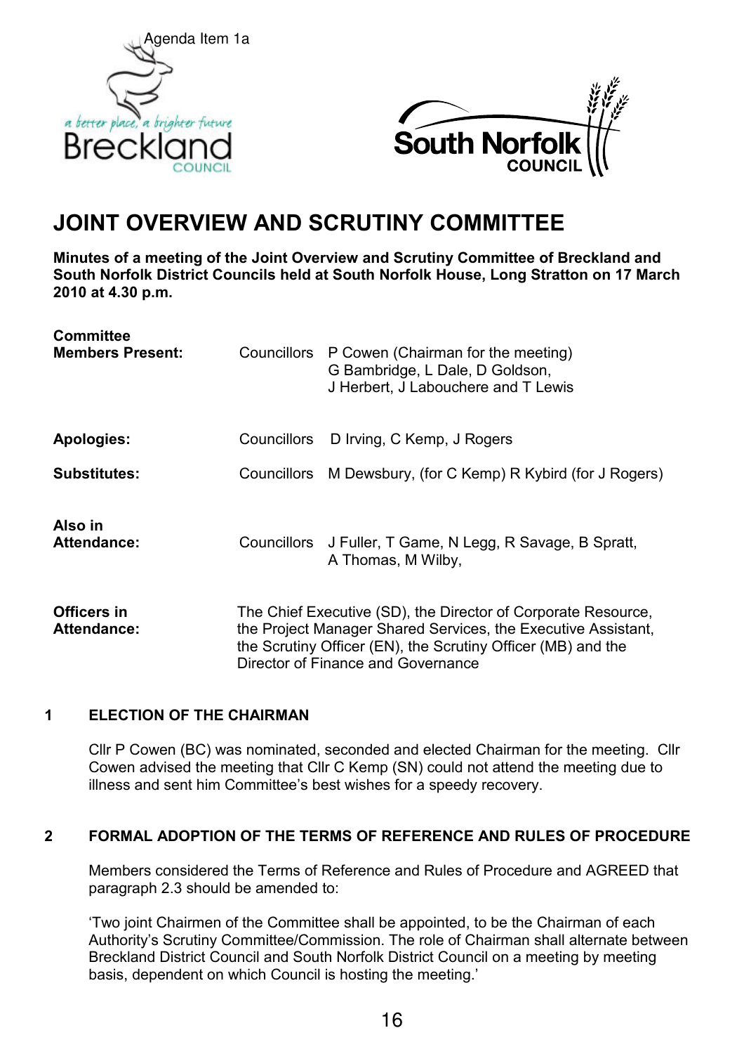Agenda Item 1a

a better place, a brighter future
Breckland
COUNCIL

South Norfolk
COUNCIL

# JOINT OVERVIEW AND SCRUTINY COMMITTEE

**Minutes of a meeting of the Joint Overview and Scrutiny Committee of Breckland and South Norfolk District Councils held at South Norfolk House, Long Stratton on 17 March 2010 at 4.30 p.m.**

| | | |
|---|---|---|
| **Committee Members Present:** | Councillors | P Cowen (Chairman for the meeting) G Bambridge, L Dale, D Goldson, J Herbert, J Labouchere and T Lewis |
| **Apologies:** | Councillors | D Irving, C Kemp, J Rogers |
| **Substitutes:** | Councillors | M Dewsbury, (for C Kemp) R Kybird (for J Rogers) |
| **Also in Attendance:** | Councillors | J Fuller, T Game, N Legg, R Savage, B Spratt, A Thomas, M Wilby, |
| **Officers in Attendance:** | | The Chief Executive (SD), the Director of Corporate Resource, the Project Manager Shared Services, the Executive Assistant, the Scrutiny Officer (EN), the Scrutiny Officer (MB) and the Director of Finance and Governance |

## 1 ELECTION OF THE CHAIRMAN

Cllr P Cowen (BC) was nominated, seconded and elected Chairman for the meeting. Cllr Cowen advised the meeting that Cllr C Kemp (SN) could not attend the meeting due to illness and sent him Committee's best wishes for a speedy recovery.

## 2 FORMAL ADOPTION OF THE TERMS OF REFERENCE AND RULES OF PROCEDURE

Members considered the Terms of Reference and Rules of Procedure and AGREED that paragraph 2.3 should be amended to:

'Two joint Chairmen of the Committee shall be appointed, to be the Chairman of each Authority's Scrutiny Committee/Commission. The role of Chairman shall alternate between Breckland District Council and South Norfolk District Council on a meeting by meeting basis, dependent on which Council is hosting the meeting.'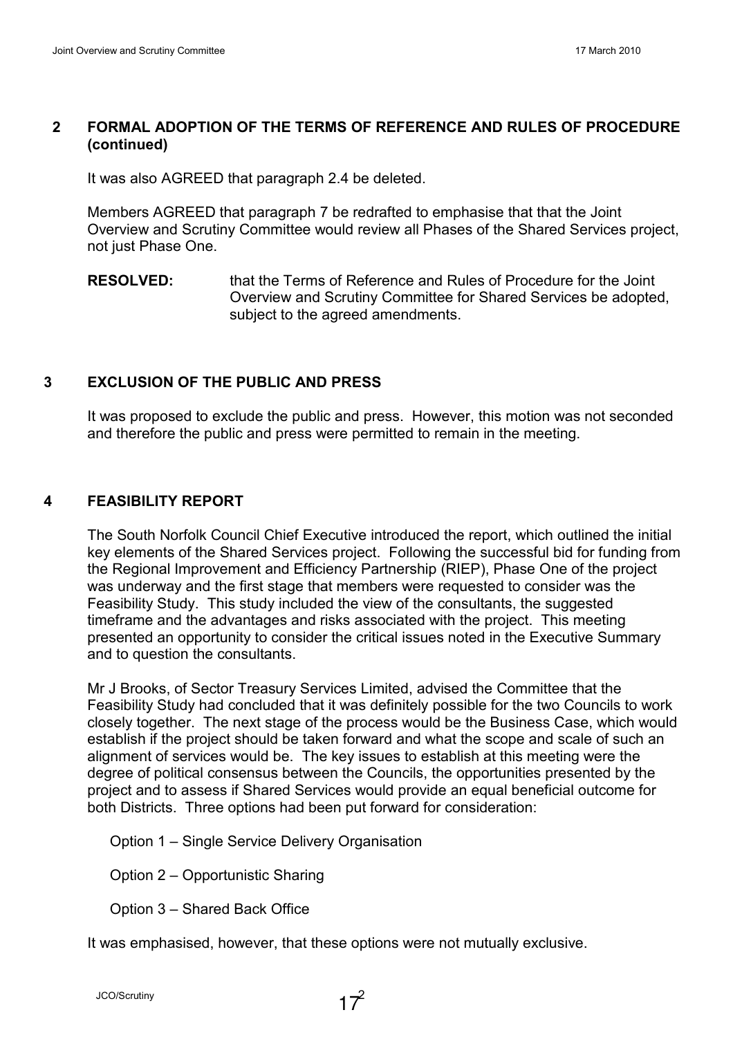## 2 FORMAL ADOPTION OF THE TERMS OF REFERENCE AND RULES OF PROCEDURE (continued)

It was also AGREED that paragraph 2.4 be deleted.

Members AGREED that paragraph 7 be redrafted to emphasise that that the Joint Overview and Scrutiny Committee would review all Phases of the Shared Services project, not just Phase One.

**RESOLVED:** that the Terms of Reference and Rules of Procedure for the Joint Overview and Scrutiny Committee for Shared Services be adopted, subject to the agreed amendments.

## 3 EXCLUSION OF THE PUBLIC AND PRESS

It was proposed to exclude the public and press. However, this motion was not seconded and therefore the public and press were permitted to remain in the meeting.

## 4 FEASIBILITY REPORT

The South Norfolk Council Chief Executive introduced the report, which outlined the initial key elements of the Shared Services project. Following the successful bid for funding from the Regional Improvement and Efficiency Partnership (RIEP), Phase One of the project was underway and the first stage that members were requested to consider was the Feasibility Study. This study included the view of the consultants, the suggested timeframe and the advantages and risks associated with the project. This meeting presented an opportunity to consider the critical issues noted in the Executive Summary and to question the consultants.

Mr J Brooks, of Sector Treasury Services Limited, advised the Committee that the Feasibility Study had concluded that it was definitely possible for the two Councils to work closely together. The next stage of the process would be the Business Case, which would establish if the project should be taken forward and what the scope and scale of such an alignment of services would be. The key issues to establish at this meeting were the degree of political consensus between the Councils, the opportunities presented by the project and to assess if Shared Services would provide an equal beneficial outcome for both Districts. Three options had been put forward for consideration:

Option 1 – Single Service Delivery Organisation

Option 2 – Opportunistic Sharing

Option 3 – Shared Back Office

It was emphasised, however, that these options were not mutually exclusive.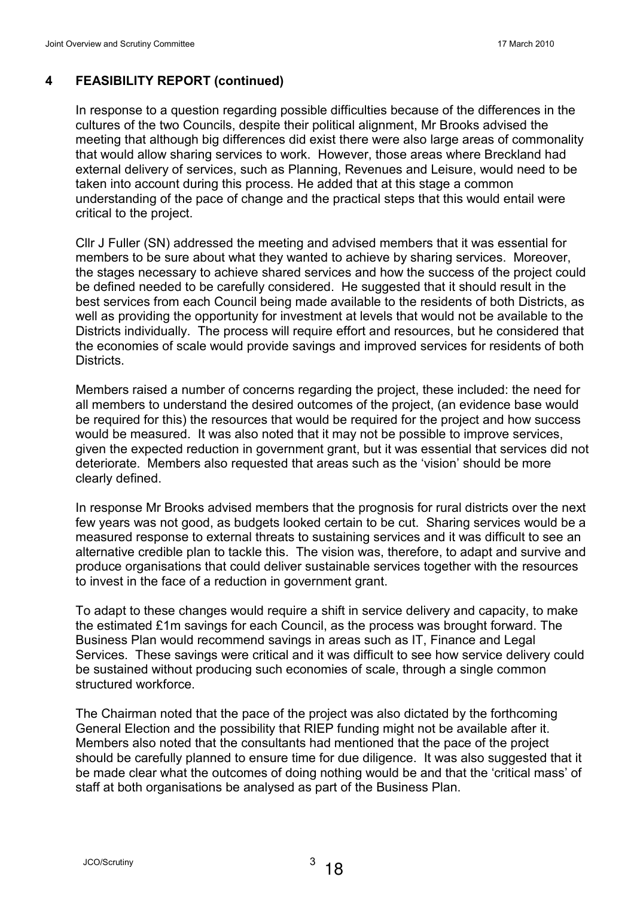## 4 FEASIBILITY REPORT (continued)

In response to a question regarding possible difficulties because of the differences in the cultures of the two Councils, despite their political alignment, Mr Brooks advised the meeting that although big differences did exist there were also large areas of commonality that would allow sharing services to work. However, those areas where Breckland had external delivery of services, such as Planning, Revenues and Leisure, would need to be taken into account during this process. He added that at this stage a common understanding of the pace of change and the practical steps that this would entail were critical to the project.

Cllr J Fuller (SN) addressed the meeting and advised members that it was essential for members to be sure about what they wanted to achieve by sharing services. Moreover, the stages necessary to achieve shared services and how the success of the project could be defined needed to be carefully considered. He suggested that it should result in the best services from each Council being made available to the residents of both Districts, as well as providing the opportunity for investment at levels that would not be available to the Districts individually. The process will require effort and resources, but he considered that the economies of scale would provide savings and improved services for residents of both Districts.

Members raised a number of concerns regarding the project, these included: the need for all members to understand the desired outcomes of the project, (an evidence base would be required for this) the resources that would be required for the project and how success would be measured. It was also noted that it may not be possible to improve services, given the expected reduction in government grant, but it was essential that services did not deteriorate. Members also requested that areas such as the 'vision' should be more clearly defined.

In response Mr Brooks advised members that the prognosis for rural districts over the next few years was not good, as budgets looked certain to be cut. Sharing services would be a measured response to external threats to sustaining services and it was difficult to see an alternative credible plan to tackle this. The vision was, therefore, to adapt and survive and produce organisations that could deliver sustainable services together with the resources to invest in the face of a reduction in government grant.

To adapt to these changes would require a shift in service delivery and capacity, to make the estimated £1m savings for each Council, as the process was brought forward. The Business Plan would recommend savings in areas such as IT, Finance and Legal Services. These savings were critical and it was difficult to see how service delivery could be sustained without producing such economies of scale, through a single common structured workforce.

The Chairman noted that the pace of the project was also dictated by the forthcoming General Election and the possibility that RIEP funding might not be available after it. Members also noted that the consultants had mentioned that the pace of the project should be carefully planned to ensure time for due diligence. It was also suggested that it be made clear what the outcomes of doing nothing would be and that the 'critical mass' of staff at both organisations be analysed as part of the Business Plan.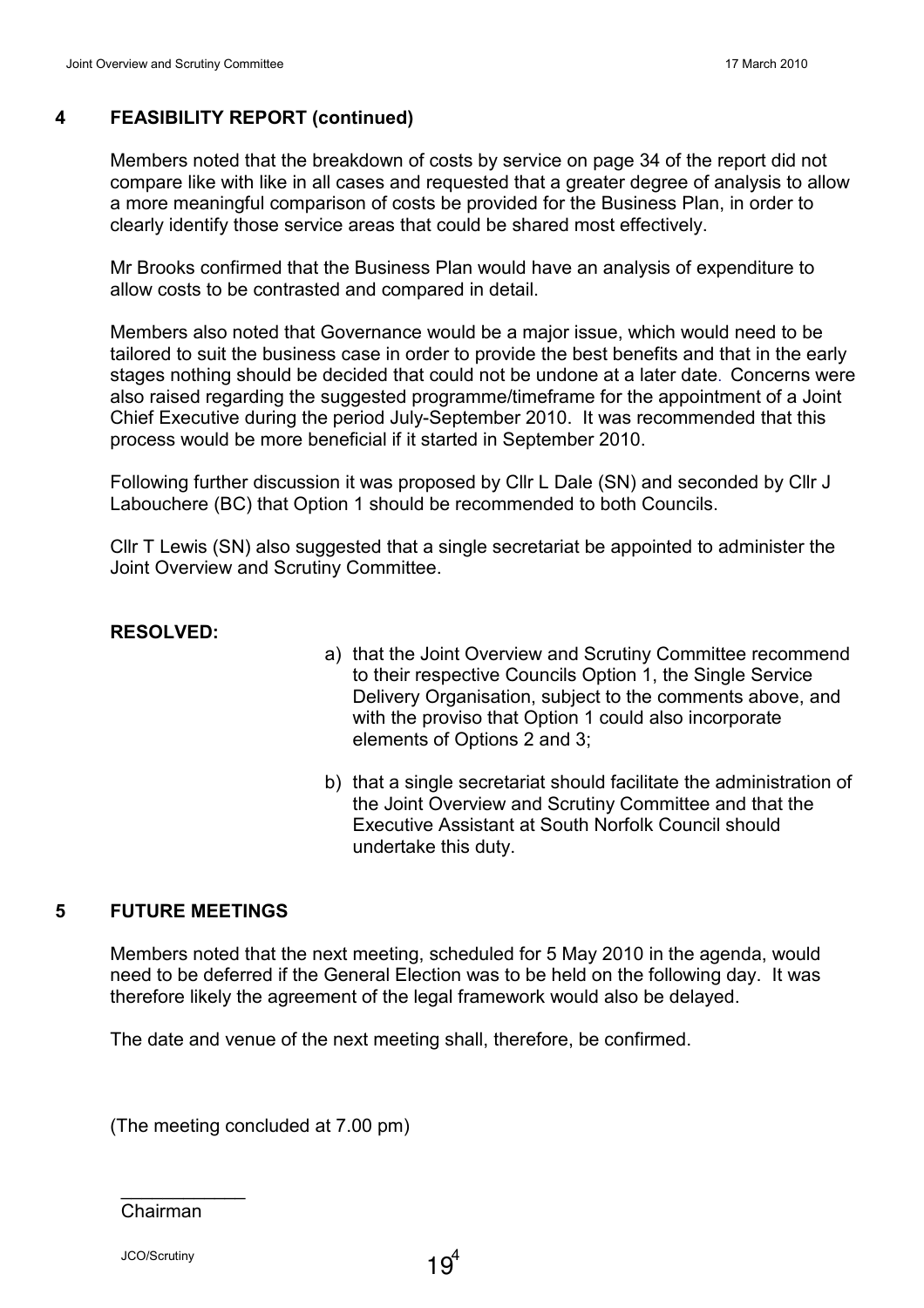## 4 FEASIBILITY REPORT (continued)

Members noted that the breakdown of costs by service on page 34 of the report did not compare like with like in all cases and requested that a greater degree of analysis to allow a more meaningful comparison of costs be provided for the Business Plan, in order to clearly identify those service areas that could be shared most effectively.

Mr Brooks confirmed that the Business Plan would have an analysis of expenditure to allow costs to be contrasted and compared in detail.

Members also noted that Governance would be a major issue, which would need to be tailored to suit the business case in order to provide the best benefits and that in the early stages nothing should be decided that could not be undone at a later date. Concerns were also raised regarding the suggested programme/timeframe for the appointment of a Joint Chief Executive during the period July-September 2010. It was recommended that this process would be more beneficial if it started in September 2010.

Following further discussion it was proposed by Cllr L Dale (SN) and seconded by Cllr J Labouchere (BC) that Option 1 should be recommended to both Councils.

Cllr T Lewis (SN) also suggested that a single secretariat be appointed to administer the Joint Overview and Scrutiny Committee.

**RESOLVED:**

a) that the Joint Overview and Scrutiny Committee recommend to their respective Councils Option 1, the Single Service Delivery Organisation, subject to the comments above, and with the proviso that Option 1 could also incorporate elements of Options 2 and 3;

b) that a single secretariat should facilitate the administration of the Joint Overview and Scrutiny Committee and that the Executive Assistant at South Norfolk Council should undertake this duty.

## 5 FUTURE MEETINGS

Members noted that the next meeting, scheduled for 5 May 2010 in the agenda, would need to be deferred if the General Election was to be held on the following day. It was therefore likely the agreement of the legal framework would also be delayed.

The date and venue of the next meeting shall, therefore, be confirmed.

(The meeting concluded at 7.00 pm)

\_\_\_\_\_\_\_\_\_\_\_\_

Chairman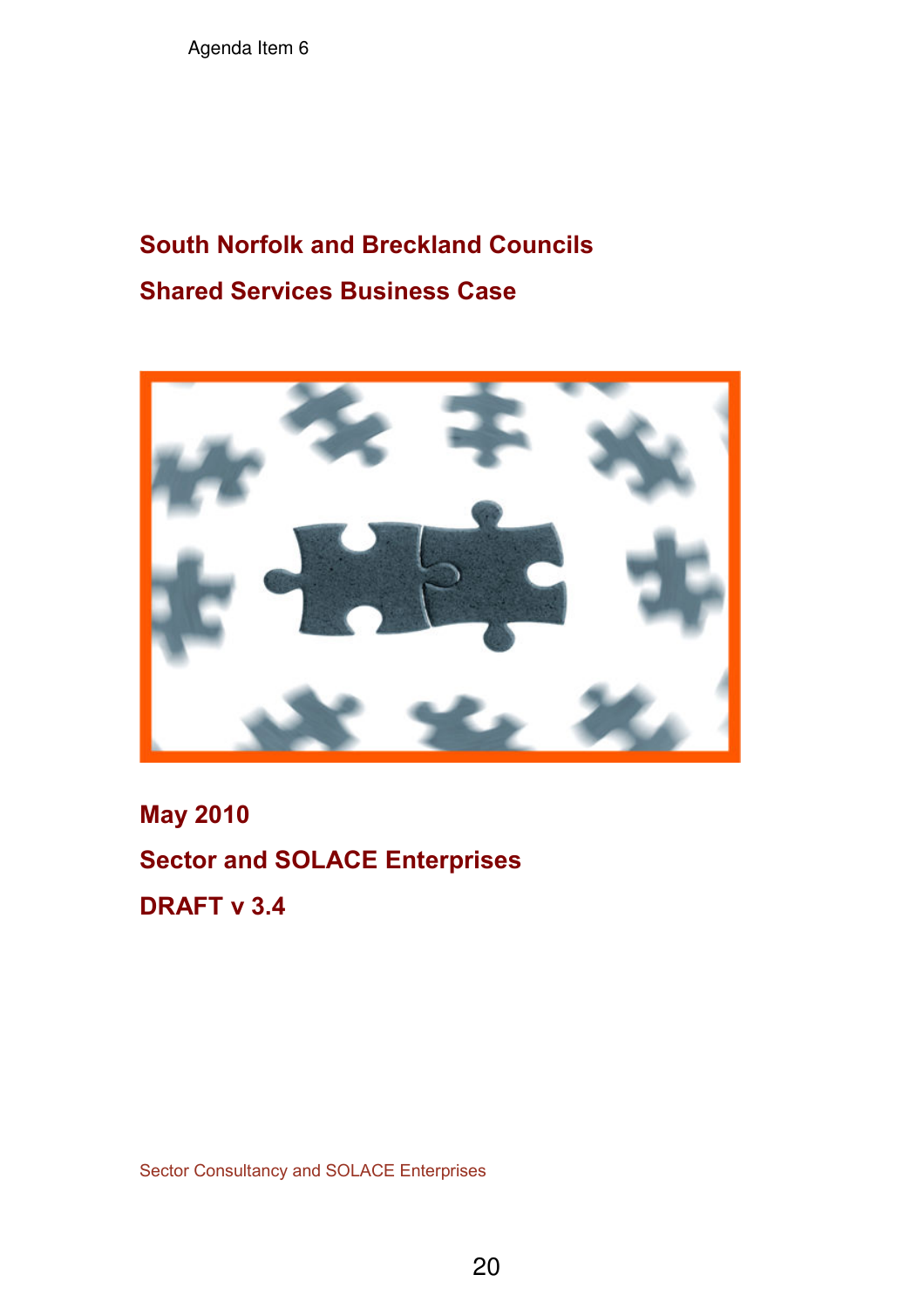Agenda Item 6

# South Norfolk and Breckland Councils

# Shared Services Business Case

**May 2010**

**Sector and SOLACE Enterprises**

**DRAFT v 3.4**

Sector Consultancy and SOLACE Enterprises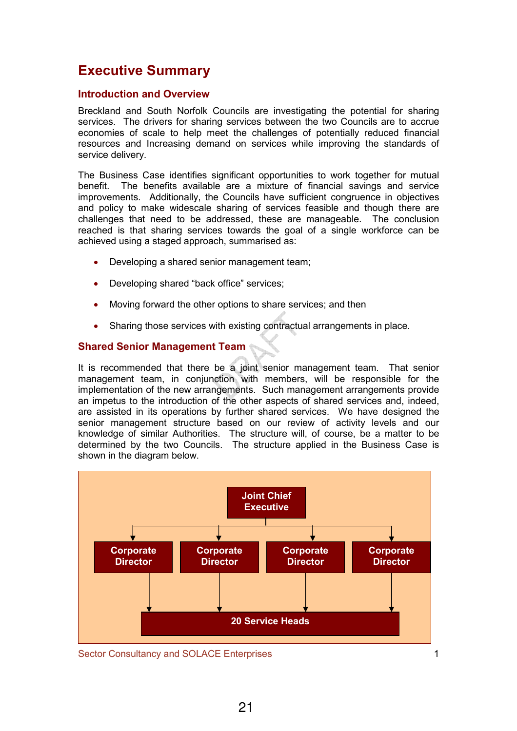# Executive Summary

## Introduction and Overview

Breckland and South Norfolk Councils are investigating the potential for sharing services. The drivers for sharing services between the two Councils are to accrue economies of scale to help meet the challenges of potentially reduced financial resources and Increasing demand on services while improving the standards of service delivery.

The Business Case identifies significant opportunities to work together for mutual benefit. The benefits available are a mixture of financial savings and service improvements. Additionally, the Councils have sufficient congruence in objectives and policy to make widescale sharing of services feasible and though there are challenges that need to be addressed, these are manageable. The conclusion reached is that sharing services towards the goal of a single workforce can be achieved using a staged approach, summarised as:

- Developing a shared senior management team;
- Developing shared "back office" services;
- Moving forward the other options to share services; and then
- Sharing those services with existing contractual arrangements in place.

## Shared Senior Management Team

It is recommended that there be a joint senior management team. That senior management team, in conjunction with members, will be responsible for the implementation of the new arrangements. Such management arrangements provide an impetus to the introduction of the other aspects of shared services and, indeed, are assisted in its operations by further shared services. We have designed the senior management structure based on our review of activity levels and our knowledge of similar Authorities. The structure will, of course, be a matter to be determined by the two Councils. The structure applied in the Business Case is shown in the diagram below.

Joint Chief Executive

Corporate Director
Corporate Director
Corporate Director
Corporate Director

20 Service Heads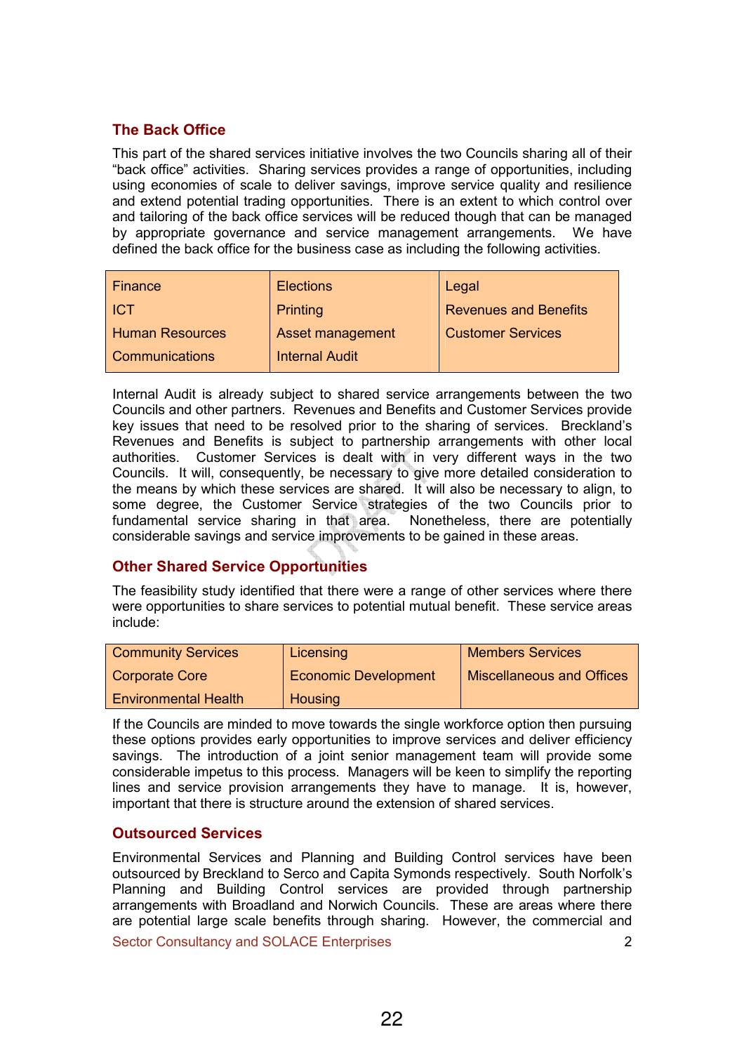## The Back Office

This part of the shared services initiative involves the two Councils sharing all of their "back office" activities. Sharing services provides a range of opportunities, including using economies of scale to deliver savings, improve service quality and resilience and extend potential trading opportunities. There is an extent to which control over and tailoring of the back office services will be reduced though that can be managed by appropriate governance and service management arrangements. We have defined the back office for the business case as including the following activities.

| | | |
|---|---|---|
| Finance | Elections | Legal |
| ICT | Printing | Revenues and Benefits |
| Human Resources | Asset management | Customer Services |
| Communications | Internal Audit | |

Internal Audit is already subject to shared service arrangements between the two Councils and other partners. Revenues and Benefits and Customer Services provide key issues that need to be resolved prior to the sharing of services. Breckland's Revenues and Benefits is subject to partnership arrangements with other local authorities. Customer Services is dealt with in very different ways in the two Councils. It will, consequently, be necessary to give more detailed consideration to the means by which these services are shared. It will also be necessary to align, to some degree, the Customer Service strategies of the two Councils prior to fundamental service sharing in that area. Nonetheless, there are potentially considerable savings and service improvements to be gained in these areas.

## Other Shared Service Opportunities

The feasibility study identified that there were a range of other services where there were opportunities to share services to potential mutual benefit. These service areas include:

| | | |
|---|---|---|
| Community Services | Licensing | Members Services |
| Corporate Core | Economic Development | Miscellaneous and Offices |
| Environmental Health | Housing | |

If the Councils are minded to move towards the single workforce option then pursuing these options provides early opportunities to improve services and deliver efficiency savings. The introduction of a joint senior management team will provide some considerable impetus to this process. Managers will be keen to simplify the reporting lines and service provision arrangements they have to manage. It is, however, important that there is structure around the extension of shared services.

## Outsourced Services

Environmental Services and Planning and Building Control services have been outsourced by Breckland to Serco and Capita Symonds respectively. South Norfolk's Planning and Building Control services are provided through partnership arrangements with Broadland and Norwich Councils. These are areas where there are potential large scale benefits through sharing. However, the commercial and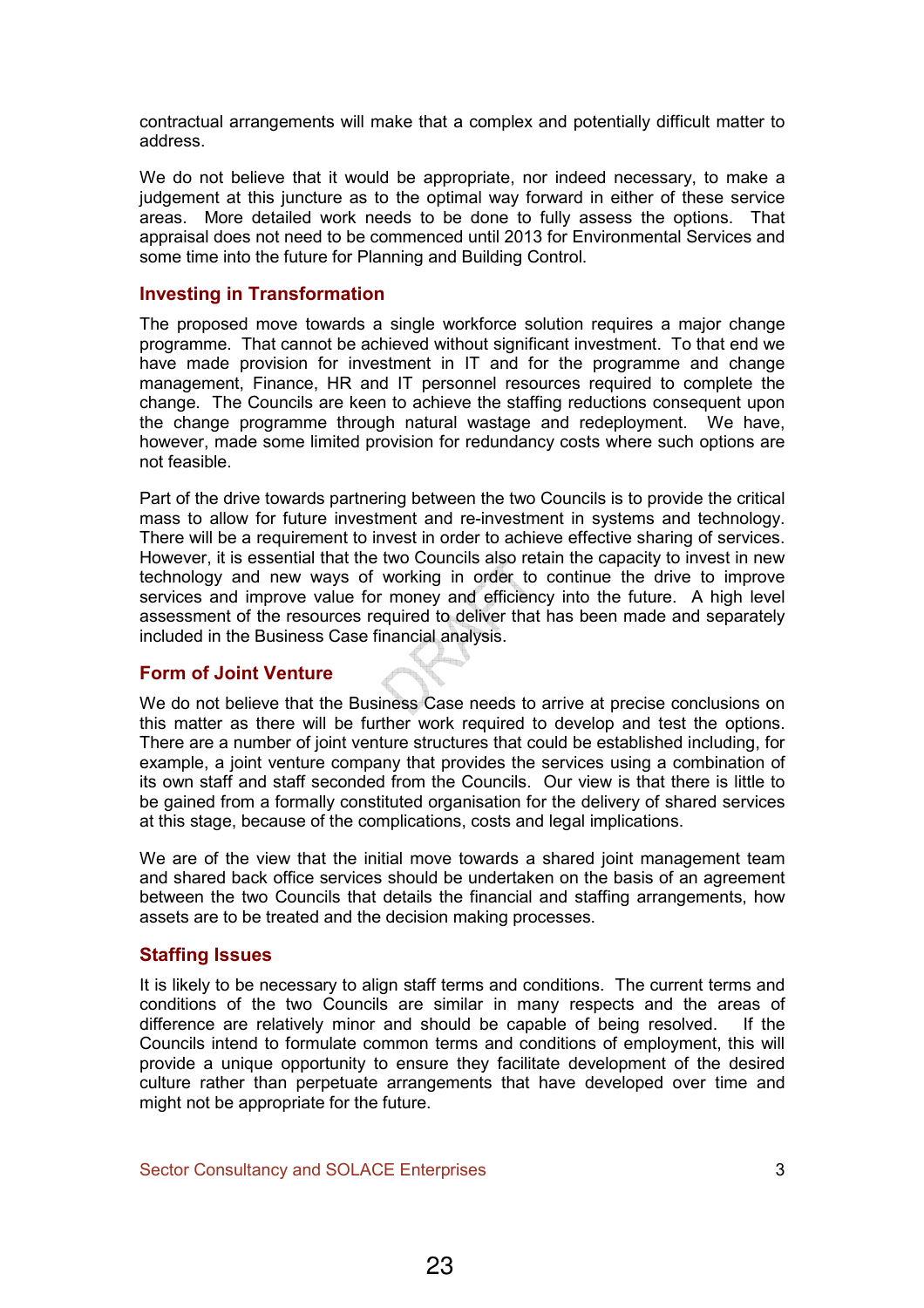contractual arrangements will make that a complex and potentially difficult matter to address.

We do not believe that it would be appropriate, nor indeed necessary, to make a judgement at this juncture as to the optimal way forward in either of these service areas. More detailed work needs to be done to fully assess the options. That appraisal does not need to be commenced until 2013 for Environmental Services and some time into the future for Planning and Building Control.

## Investing in Transformation

The proposed move towards a single workforce solution requires a major change programme. That cannot be achieved without significant investment. To that end we have made provision for investment in IT and for the programme and change management, Finance, HR and IT personnel resources required to complete the change. The Councils are keen to achieve the staffing reductions consequent upon the change programme through natural wastage and redeployment. We have, however, made some limited provision for redundancy costs where such options are not feasible.

Part of the drive towards partnering between the two Councils is to provide the critical mass to allow for future investment and re-investment in systems and technology. There will be a requirement to invest in order to achieve effective sharing of services. However, it is essential that the two Councils also retain the capacity to invest in new technology and new ways of working in order to continue the drive to improve services and improve value for money and efficiency into the future. A high level assessment of the resources required to deliver that has been made and separately included in the Business Case financial analysis.

## Form of Joint Venture

We do not believe that the Business Case needs to arrive at precise conclusions on this matter as there will be further work required to develop and test the options. There are a number of joint venture structures that could be established including, for example, a joint venture company that provides the services using a combination of its own staff and staff seconded from the Councils. Our view is that there is little to be gained from a formally constituted organisation for the delivery of shared services at this stage, because of the complications, costs and legal implications.

We are of the view that the initial move towards a shared joint management team and shared back office services should be undertaken on the basis of an agreement between the two Councils that details the financial and staffing arrangements, how assets are to be treated and the decision making processes.

## Staffing Issues

It is likely to be necessary to align staff terms and conditions. The current terms and conditions of the two Councils are similar in many respects and the areas of difference are relatively minor and should be capable of being resolved. If the Councils intend to formulate common terms and conditions of employment, this will provide a unique opportunity to ensure they facilitate development of the desired culture rather than perpetuate arrangements that have developed over time and might not be appropriate for the future.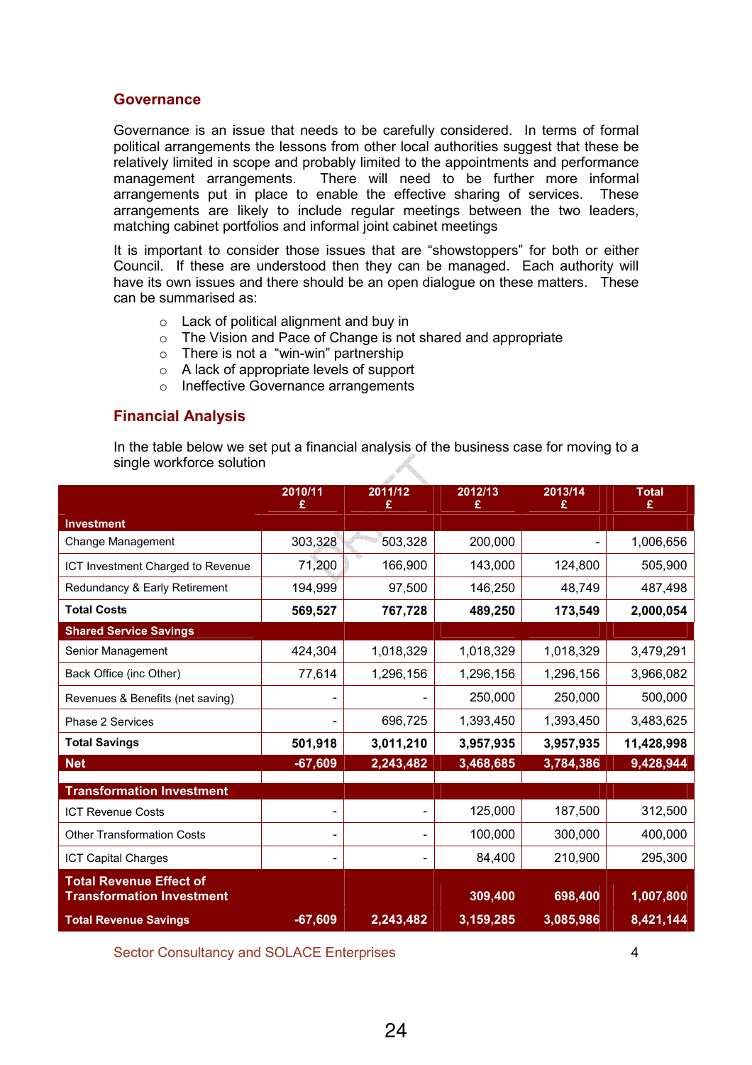## Governance

Governance is an issue that needs to be carefully considered. In terms of formal political arrangements the lessons from other local authorities suggest that these be relatively limited in scope and probably limited to the appointments and performance management arrangements. There will need to be further more informal arrangements put in place to enable the effective sharing of services. These arrangements are likely to include regular meetings between the two leaders, matching cabinet portfolios and informal joint cabinet meetings

It is important to consider those issues that are "showstoppers" for both or either Council. If these are understood then they can be managed. Each authority will have its own issues and there should be an open dialogue on these matters. These can be summarised as:

- Lack of political alignment and buy in
- The Vision and Pace of Change is not shared and appropriate
- There is not a "win-win" partnership
- A lack of appropriate levels of support
- Ineffective Governance arrangements

## Financial Analysis

In the table below we set put a financial analysis of the business case for moving to a single workforce solution

| | 2010/11 £ | 2011/12 £ | 2012/13 £ | 2013/14 £ | Total £ |
|---|---|---|---|---|---|
| **Investment** | | | | | |
| Change Management | 303,328 | 503,328 | 200,000 | - | 1,006,656 |
| ICT Investment Charged to Revenue | 71,200 | 166,900 | 143,000 | 124,800 | 505,900 |
| Redundancy & Early Retirement | 194,999 | 97,500 | 146,250 | 48,749 | 487,498 |
| **Total Costs** | **569,527** | **767,728** | **489,250** | **173,549** | **2,000,054** |
| **Shared Service Savings** | | | | | |
| Senior Management | 424,304 | 1,018,329 | 1,018,329 | 1,018,329 | 3,479,291 |
| Back Office (inc Other) | 77,614 | 1,296,156 | 1,296,156 | 1,296,156 | 3,966,082 |
| Revenues & Benefits (net saving) | - | - | 250,000 | 250,000 | 500,000 |
| Phase 2 Services | - | 696,725 | 1,393,450 | 1,393,450 | 3,483,625 |
| **Total Savings** | **501,918** | **3,011,210** | **3,957,935** | **3,957,935** | **11,428,998** |
| **Net** | **-67,609** | **2,243,482** | **3,468,685** | **3,784,386** | **9,428,944** |
| **Transformation Investment** | | | | | |
| ICT Revenue Costs | - | - | 125,000 | 187,500 | 312,500 |
| Other Transformation Costs | - | - | 100,000 | 300,000 | 400,000 |
| ICT Capital Charges | - | - | 84,400 | 210,900 | 295,300 |
| **Total Revenue Effect of Transformation Investment** | | | **309,400** | **698,400** | **1,007,800** |
| **Total Revenue Savings** | **-67,609** | **2,243,482** | **3,159,285** | **3,085,986** | **8,421,144** |

Sector Consultancy and SOLACE Enterprises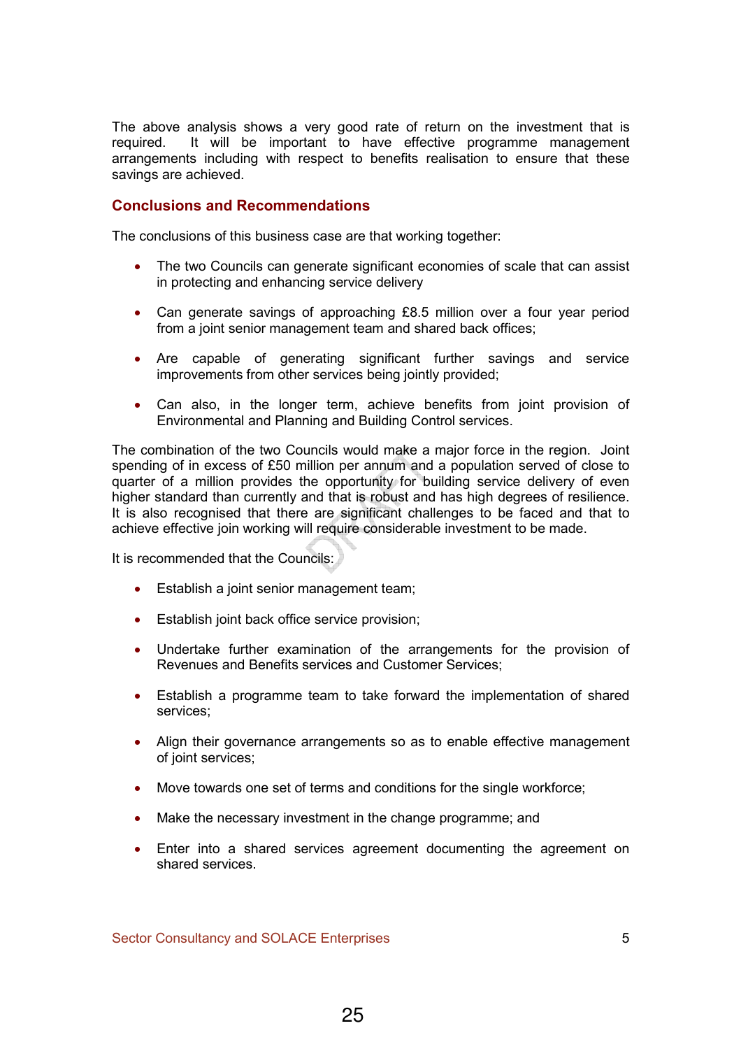The above analysis shows a very good rate of return on the investment that is required. It will be important to have effective programme management arrangements including with respect to benefits realisation to ensure that these savings are achieved.

## Conclusions and Recommendations

The conclusions of this business case are that working together:

- The two Councils can generate significant economies of scale that can assist in protecting and enhancing service delivery
- Can generate savings of approaching £8.5 million over a four year period from a joint senior management team and shared back offices;
- Are capable of generating significant further savings and service improvements from other services being jointly provided;
- Can also, in the longer term, achieve benefits from joint provision of Environmental and Planning and Building Control services.

The combination of the two Councils would make a major force in the region. Joint spending of in excess of £50 million per annum and a population served of close to quarter of a million provides the opportunity for building service delivery of even higher standard than currently and that is robust and has high degrees of resilience. It is also recognised that there are significant challenges to be faced and that to achieve effective join working will require considerable investment to be made.

It is recommended that the Councils:

- Establish a joint senior management team;
- Establish joint back office service provision;
- Undertake further examination of the arrangements for the provision of Revenues and Benefits services and Customer Services;
- Establish a programme team to take forward the implementation of shared services;
- Align their governance arrangements so as to enable effective management of joint services;
- Move towards one set of terms and conditions for the single workforce;
- Make the necessary investment in the change programme; and
- Enter into a shared services agreement documenting the agreement on shared services.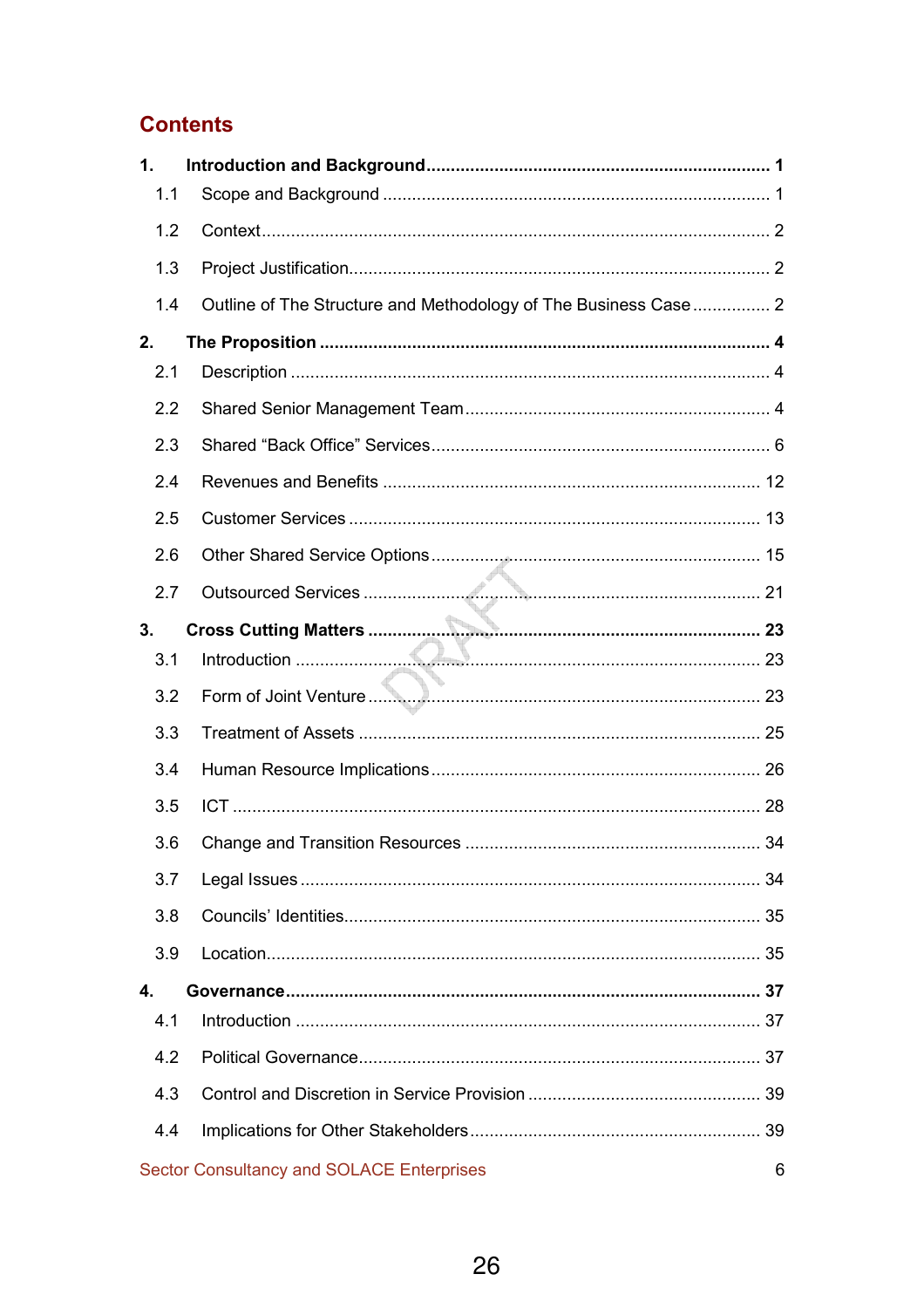## Contents

| | | |
|---|---|---|
| **1.** | **Introduction and Background** | **1** |
| 1.1 | Scope and Background | 1 |
| 1.2 | Context | 2 |
| 1.3 | Project Justification | 2 |
| 1.4 | Outline of The Structure and Methodology of The Business Case | 2 |
| **2.** | **The Proposition** | **4** |
| 2.1 | Description | 4 |
| 2.2 | Shared Senior Management Team | 4 |
| 2.3 | Shared "Back Office" Services | 6 |
| 2.4 | Revenues and Benefits | 12 |
| 2.5 | Customer Services | 13 |
| 2.6 | Other Shared Service Options | 15 |
| 2.7 | Outsourced Services | 21 |
| **3.** | **Cross Cutting Matters** | **23** |
| 3.1 | Introduction | 23 |
| 3.2 | Form of Joint Venture | 23 |
| 3.3 | Treatment of Assets | 25 |
| 3.4 | Human Resource Implications | 26 |
| 3.5 | ICT | 28 |
| 3.6 | Change and Transition Resources | 34 |
| 3.7 | Legal Issues | 34 |
| 3.8 | Councils' Identities | 35 |
| 3.9 | Location | 35 |
| **4.** | **Governance** | **37** |
| 4.1 | Introduction | 37 |
| 4.2 | Political Governance | 37 |
| 4.3 | Control and Discretion in Service Provision | 39 |
| 4.4 | Implications for Other Stakeholders | 39 |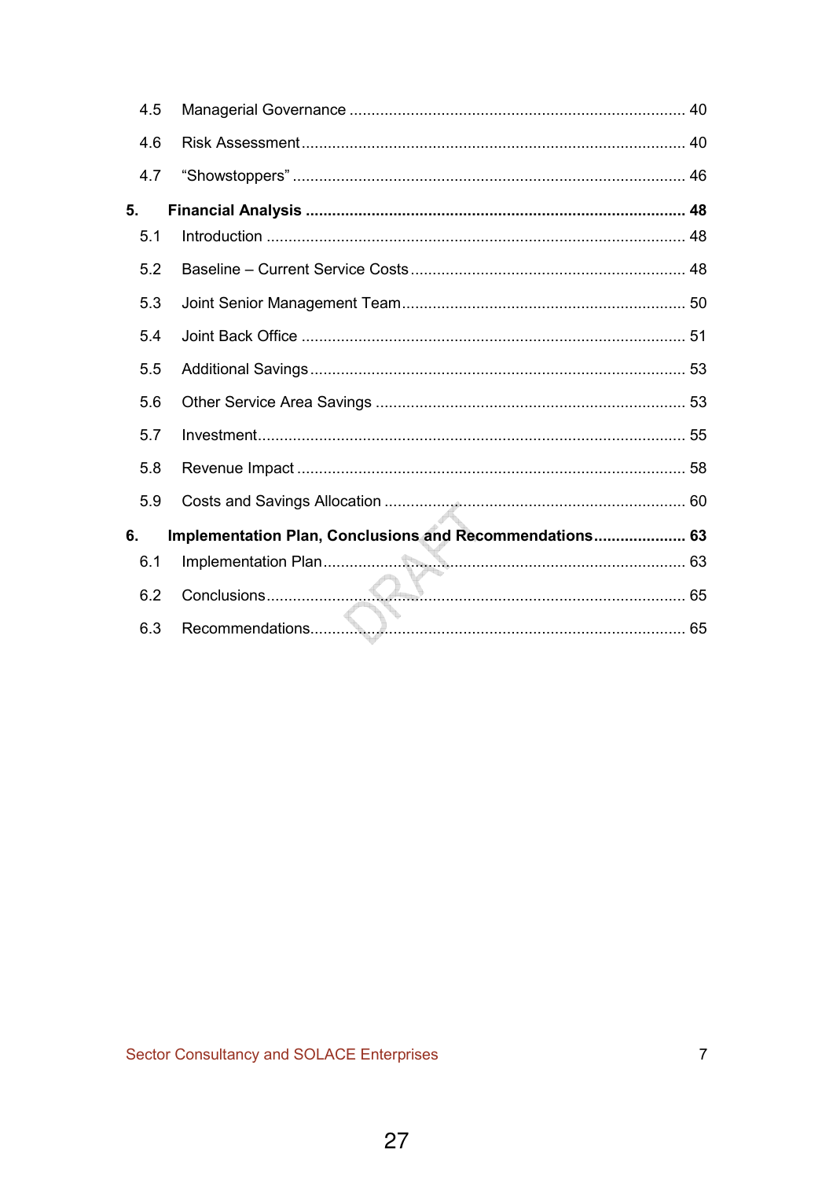| | | |
|---|---|---|
| 4.5 | Managerial Governance | 40 |
| 4.6 | Risk Assessment | 40 |
| 4.7 | “Showstoppers” | 46 |
| **5.** | **Financial Analysis** | **48** |
| 5.1 | Introduction | 48 |
| 5.2 | Baseline – Current Service Costs | 48 |
| 5.3 | Joint Senior Management Team | 50 |
| 5.4 | Joint Back Office | 51 |
| 5.5 | Additional Savings | 53 |
| 5.6 | Other Service Area Savings | 53 |
| 5.7 | Investment | 55 |
| 5.8 | Revenue Impact | 58 |
| 5.9 | Costs and Savings Allocation | 60 |
| **6.** | **Implementation Plan, Conclusions and Recommendations** | **63** |
| 6.1 | Implementation Plan | 63 |
| 6.2 | Conclusions | 65 |
| 6.3 | Recommendations | 65 |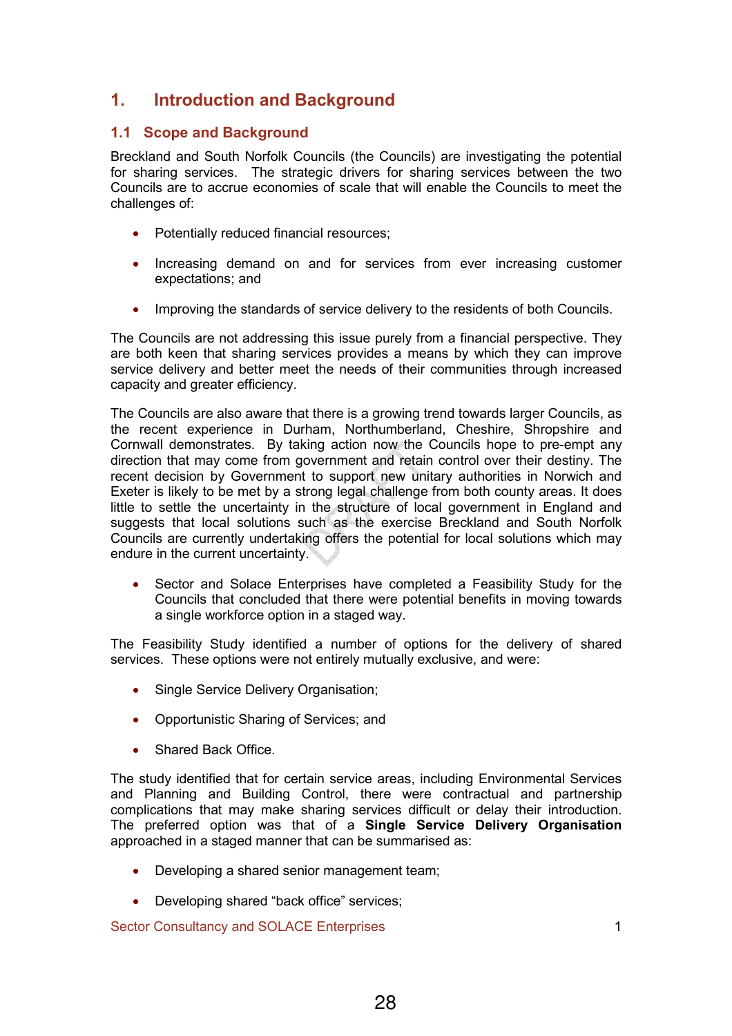# 1. Introduction and Background

## 1.1 Scope and Background

Breckland and South Norfolk Councils (the Councils) are investigating the potential for sharing services. The strategic drivers for sharing services between the two Councils are to accrue economies of scale that will enable the Councils to meet the challenges of:

- Potentially reduced financial resources;
- Increasing demand on and for services from ever increasing customer expectations; and
- Improving the standards of service delivery to the residents of both Councils.

The Councils are not addressing this issue purely from a financial perspective. They are both keen that sharing services provides a means by which they can improve service delivery and better meet the needs of their communities through increased capacity and greater efficiency.

The Councils are also aware that there is a growing trend towards larger Councils, as the recent experience in Durham, Northumberland, Cheshire, Shropshire and Cornwall demonstrates. By taking action now the Councils hope to pre-empt any direction that may come from government and retain control over their destiny. The recent decision by Government to support new unitary authorities in Norwich and Exeter is likely to be met by a strong legal challenge from both county areas. It does little to settle the uncertainty in the structure of local government in England and suggests that local solutions such as the exercise Breckland and South Norfolk Councils are currently undertaking offers the potential for local solutions which may endure in the current uncertainty.

- Sector and Solace Enterprises have completed a Feasibility Study for the Councils that concluded that there were potential benefits in moving towards a single workforce option in a staged way.

The Feasibility Study identified a number of options for the delivery of shared services. These options were not entirely mutually exclusive, and were:

- Single Service Delivery Organisation;
- Opportunistic Sharing of Services; and
- Shared Back Office.

The study identified that for certain service areas, including Environmental Services and Planning and Building Control, there were contractual and partnership complications that may make sharing services difficult or delay their introduction. The preferred option was that of a **Single Service Delivery Organisation** approached in a staged manner that can be summarised as:

- Developing a shared senior management team;
- Developing shared "back office" services;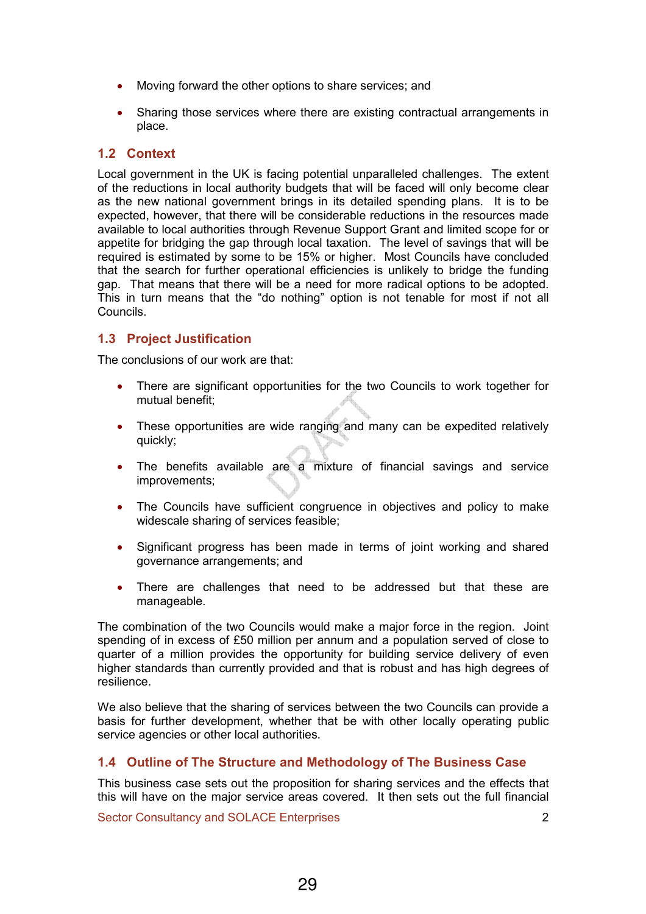- Moving forward the other options to share services; and
- Sharing those services where there are existing contractual arrangements in place.

## 1.2 Context

Local government in the UK is facing potential unparalleled challenges. The extent of the reductions in local authority budgets that will be faced will only become clear as the new national government brings in its detailed spending plans. It is to be expected, however, that there will be considerable reductions in the resources made available to local authorities through Revenue Support Grant and limited scope for or appetite for bridging the gap through local taxation. The level of savings that will be required is estimated by some to be 15% or higher. Most Councils have concluded that the search for further operational efficiencies is unlikely to bridge the funding gap. That means that there will be a need for more radical options to be adopted. This in turn means that the "do nothing" option is not tenable for most if not all Councils.

## 1.3 Project Justification

The conclusions of our work are that:

- There are significant opportunities for the two Councils to work together for mutual benefit;
- These opportunities are wide ranging and many can be expedited relatively quickly;
- The benefits available are a mixture of financial savings and service improvements;
- The Councils have sufficient congruence in objectives and policy to make widescale sharing of services feasible;
- Significant progress has been made in terms of joint working and shared governance arrangements; and
- There are challenges that need to be addressed but that these are manageable.

The combination of the two Councils would make a major force in the region. Joint spending of in excess of £50 million per annum and a population served of close to quarter of a million provides the opportunity for building service delivery of even higher standards than currently provided and that is robust and has high degrees of resilience.

We also believe that the sharing of services between the two Councils can provide a basis for further development, whether that be with other locally operating public service agencies or other local authorities.

## 1.4 Outline of The Structure and Methodology of The Business Case

This business case sets out the proposition for sharing services and the effects that this will have on the major service areas covered. It then sets out the full financial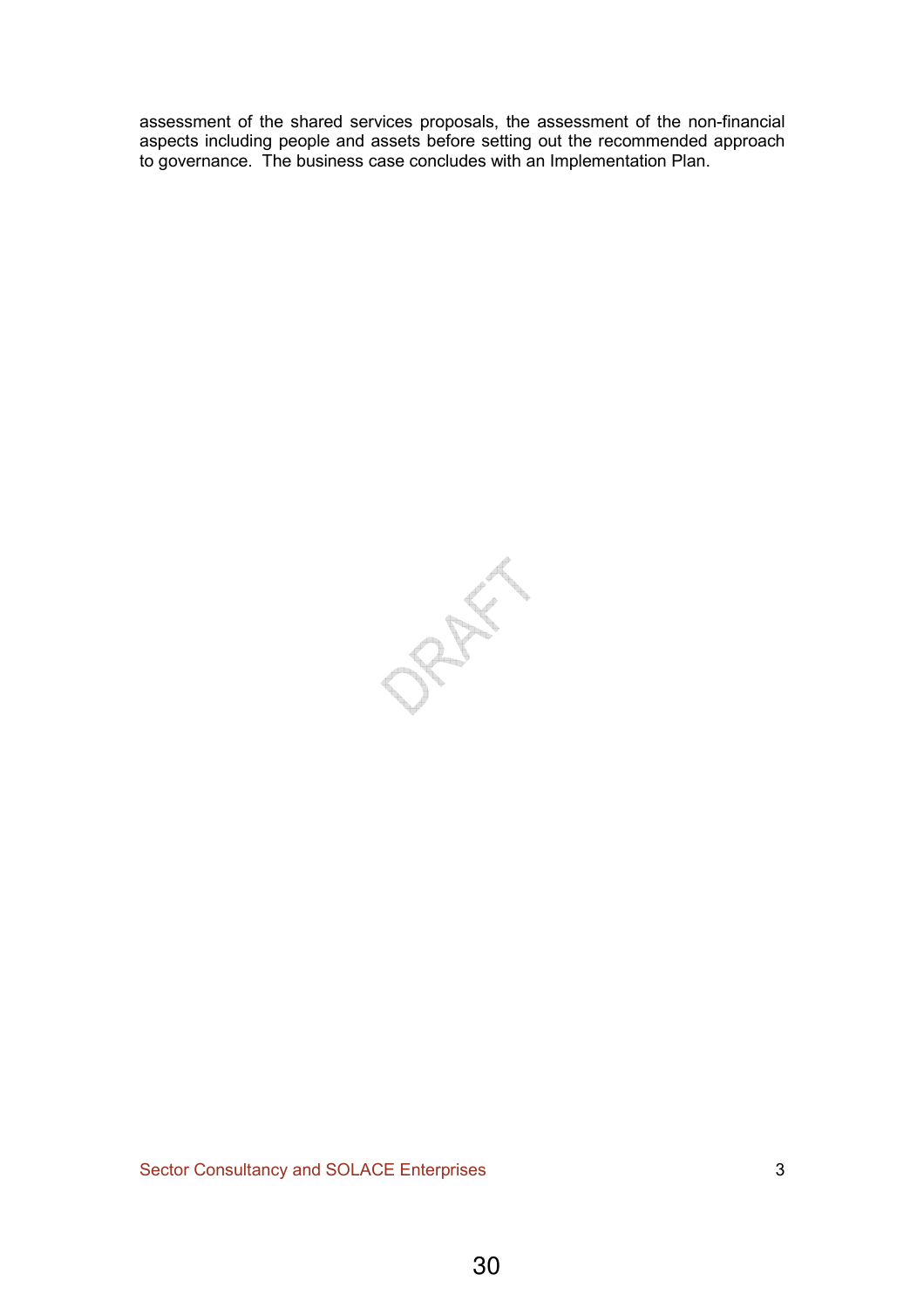assessment of the shared services proposals, the assessment of the non-financial aspects including people and assets before setting out the recommended approach to governance. The business case concludes with an Implementation Plan.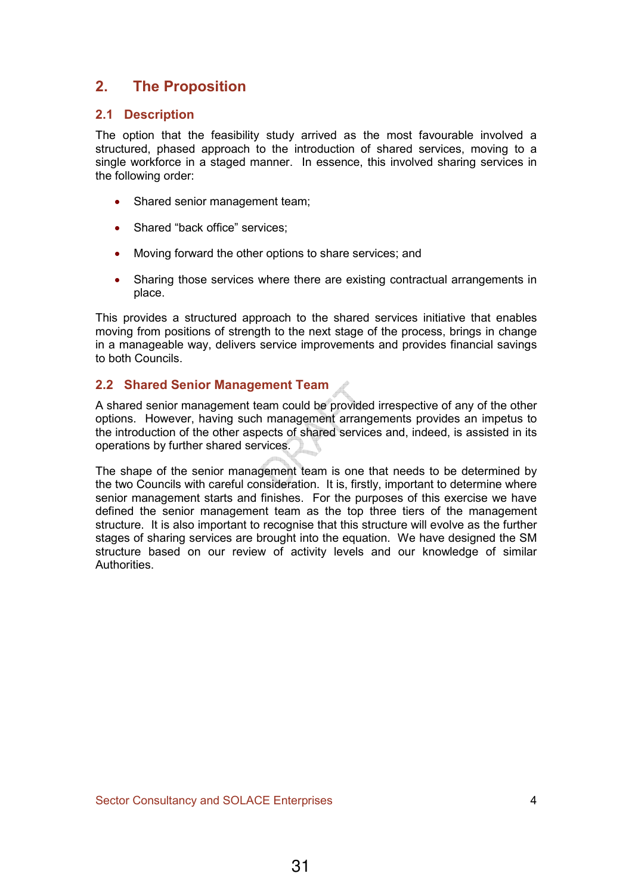## 2. The Proposition

### 2.1 Description

The option that the feasibility study arrived as the most favourable involved a structured, phased approach to the introduction of shared services, moving to a single workforce in a staged manner. In essence, this involved sharing services in the following order:

- Shared senior management team;
- Shared “back office” services;
- Moving forward the other options to share services; and
- Sharing those services where there are existing contractual arrangements in place.

This provides a structured approach to the shared services initiative that enables moving from positions of strength to the next stage of the process, brings in change in a manageable way, delivers service improvements and provides financial savings to both Councils.

### 2.2 Shared Senior Management Team

A shared senior management team could be provided irrespective of any of the other options. However, having such management arrangements provides an impetus to the introduction of the other aspects of shared services and, indeed, is assisted in its operations by further shared services.

The shape of the senior management team is one that needs to be determined by the two Councils with careful consideration. It is, firstly, important to determine where senior management starts and finishes. For the purposes of this exercise we have defined the senior management team as the top three tiers of the management structure. It is also important to recognise that this structure will evolve as the further stages of sharing services are brought into the equation. We have designed the SM structure based on our review of activity levels and our knowledge of similar Authorities.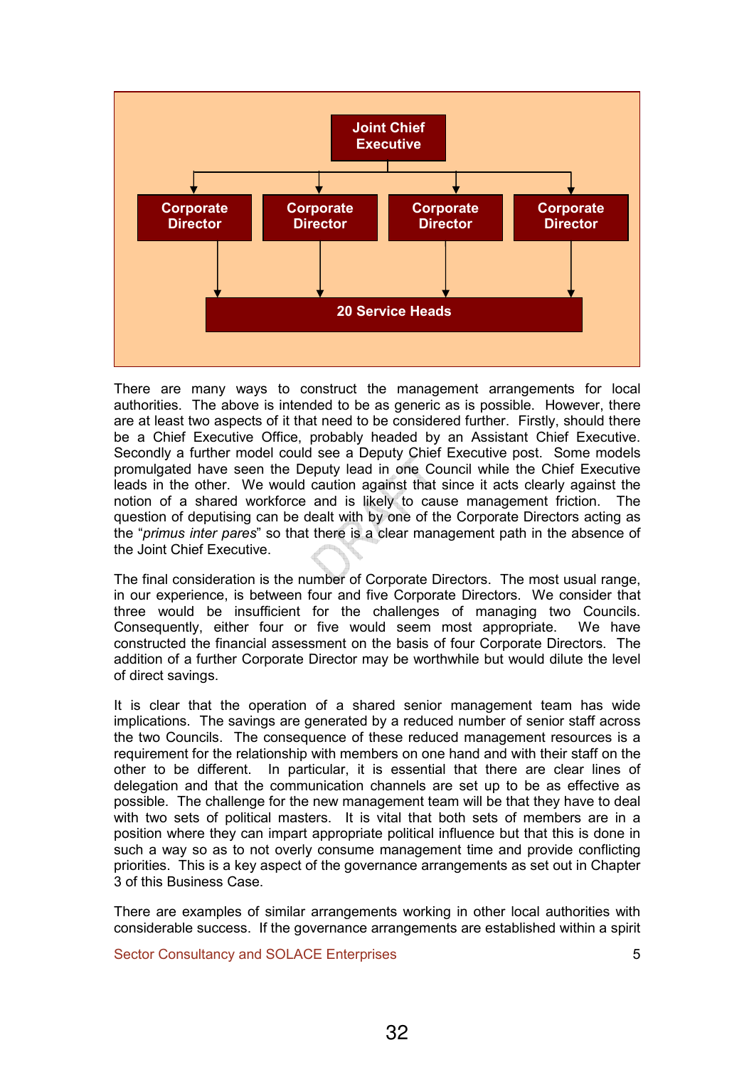Joint Chief Executive

Corporate Director

Corporate Director

Corporate Director

Corporate Director

20 Service Heads

There are many ways to construct the management arrangements for local authorities. The above is intended to be as generic as is possible. However, there are at least two aspects of it that need to be considered further. Firstly, should there be a Chief Executive Office, probably headed by an Assistant Chief Executive. Secondly a further model could see a Deputy Chief Executive post. Some models promulgated have seen the Deputy lead in one Council while the Chief Executive leads in the other. We would caution against that since it acts clearly against the notion of a shared workforce and is likely to cause management friction. The question of deputising can be dealt with by one of the Corporate Directors acting as the "*primus inter pares*" so that there is a clear management path in the absence of the Joint Chief Executive.

The final consideration is the number of Corporate Directors. The most usual range, in our experience, is between four and five Corporate Directors. We consider that three would be insufficient for the challenges of managing two Councils. Consequently, either four or five would seem most appropriate. We have constructed the financial assessment on the basis of four Corporate Directors. The addition of a further Corporate Director may be worthwhile but would dilute the level of direct savings.

It is clear that the operation of a shared senior management team has wide implications. The savings are generated by a reduced number of senior staff across the two Councils. The consequence of these reduced management resources is a requirement for the relationship with members on one hand and with their staff on the other to be different. In particular, it is essential that there are clear lines of delegation and that the communication channels are set up to be as effective as possible. The challenge for the new management team will be that they have to deal with two sets of political masters. It is vital that both sets of members are in a position where they can impart appropriate political influence but that this is done in such a way so as to not overly consume management time and provide conflicting priorities. This is a key aspect of the governance arrangements as set out in Chapter 3 of this Business Case.

There are examples of similar arrangements working in other local authorities with considerable success. If the governance arrangements are established within a spirit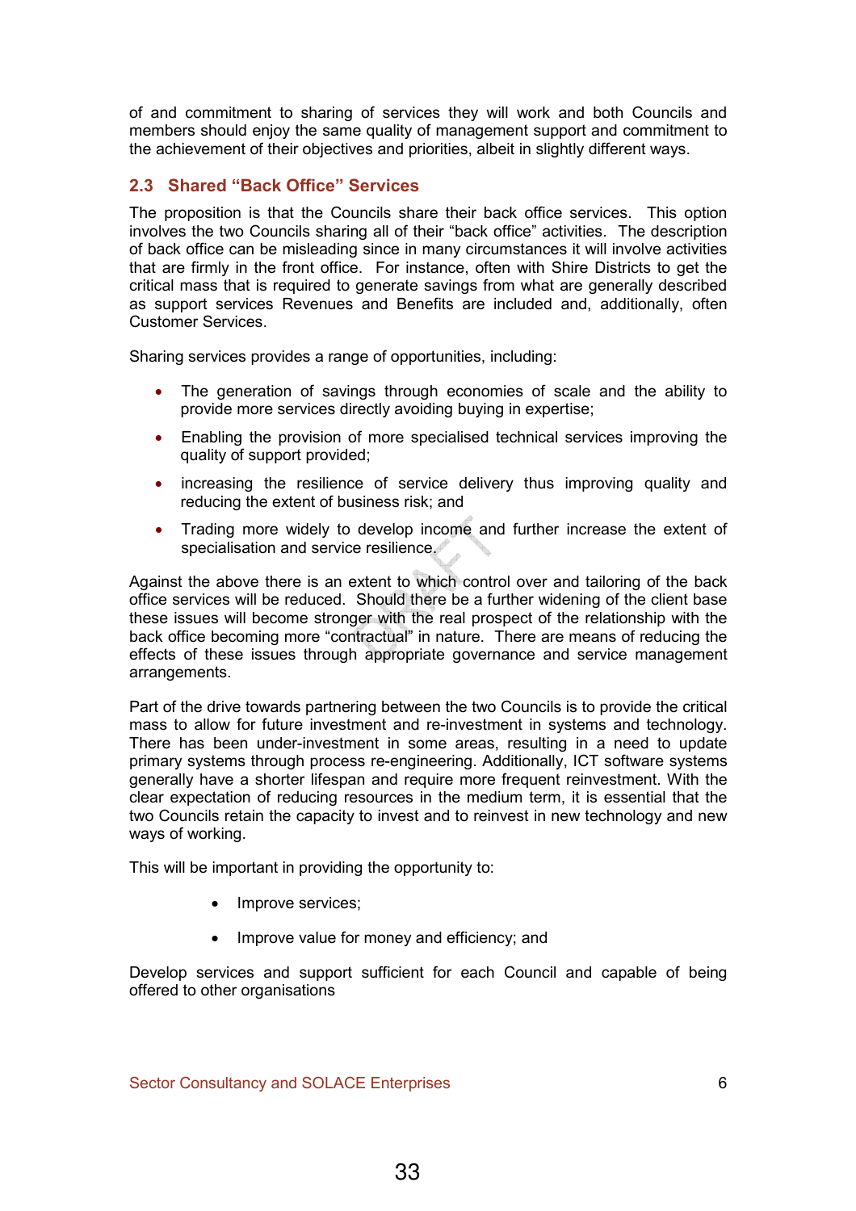of and commitment to sharing of services they will work and both Councils and members should enjoy the same quality of management support and commitment to the achievement of their objectives and priorities, albeit in slightly different ways.

## 2.3 Shared "Back Office" Services

The proposition is that the Councils share their back office services. This option involves the two Councils sharing all of their "back office" activities. The description of back office can be misleading since in many circumstances it will involve activities that are firmly in the front office. For instance, often with Shire Districts to get the critical mass that is required to generate savings from what are generally described as support services Revenues and Benefits are included and, additionally, often Customer Services.

Sharing services provides a range of opportunities, including:

- The generation of savings through economies of scale and the ability to provide more services directly avoiding buying in expertise;
- Enabling the provision of more specialised technical services improving the quality of support provided;
- increasing the resilience of service delivery thus improving quality and reducing the extent of business risk; and
- Trading more widely to develop income and further increase the extent of specialisation and service resilience.

Against the above there is an extent to which control over and tailoring of the back office services will be reduced. Should there be a further widening of the client base these issues will become stronger with the real prospect of the relationship with the back office becoming more "contractual" in nature. There are means of reducing the effects of these issues through appropriate governance and service management arrangements.

Part of the drive towards partnering between the two Councils is to provide the critical mass to allow for future investment and re-investment in systems and technology. There has been under-investment in some areas, resulting in a need to update primary systems through process re-engineering. Additionally, ICT software systems generally have a shorter lifespan and require more frequent reinvestment. With the clear expectation of reducing resources in the medium term, it is essential that the two Councils retain the capacity to invest and to reinvest in new technology and new ways of working.

This will be important in providing the opportunity to:

- Improve services;
- Improve value for money and efficiency; and

Develop services and support sufficient for each Council and capable of being offered to other organisations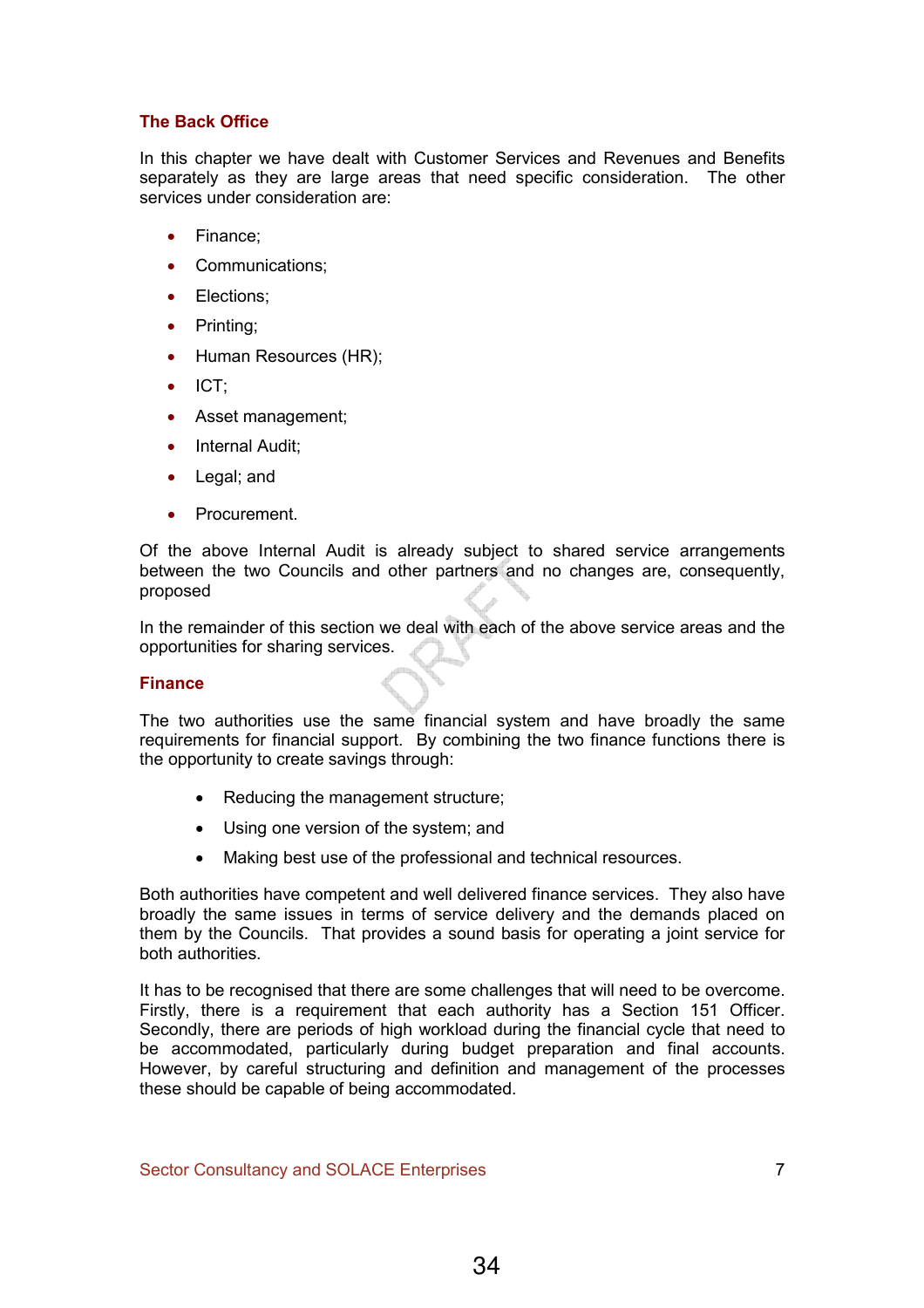## The Back Office

In this chapter we have dealt with Customer Services and Revenues and Benefits separately as they are large areas that need specific consideration. The other services under consideration are:

- Finance;
- Communications;
- Elections;
- Printing;
- Human Resources (HR);
- ICT;
- Asset management;
- Internal Audit;
- Legal; and
- Procurement.

Of the above Internal Audit is already subject to shared service arrangements between the two Councils and other partners and no changes are, consequently, proposed

In the remainder of this section we deal with each of the above service areas and the opportunities for sharing services.

## Finance

The two authorities use the same financial system and have broadly the same requirements for financial support. By combining the two finance functions there is the opportunity to create savings through:

- Reducing the management structure;
- Using one version of the system; and
- Making best use of the professional and technical resources.

Both authorities have competent and well delivered finance services. They also have broadly the same issues in terms of service delivery and the demands placed on them by the Councils. That provides a sound basis for operating a joint service for both authorities.

It has to be recognised that there are some challenges that will need to be overcome. Firstly, there is a requirement that each authority has a Section 151 Officer. Secondly, there are periods of high workload during the financial cycle that need to be accommodated, particularly during budget preparation and final accounts. However, by careful structuring and definition and management of the processes these should be capable of being accommodated.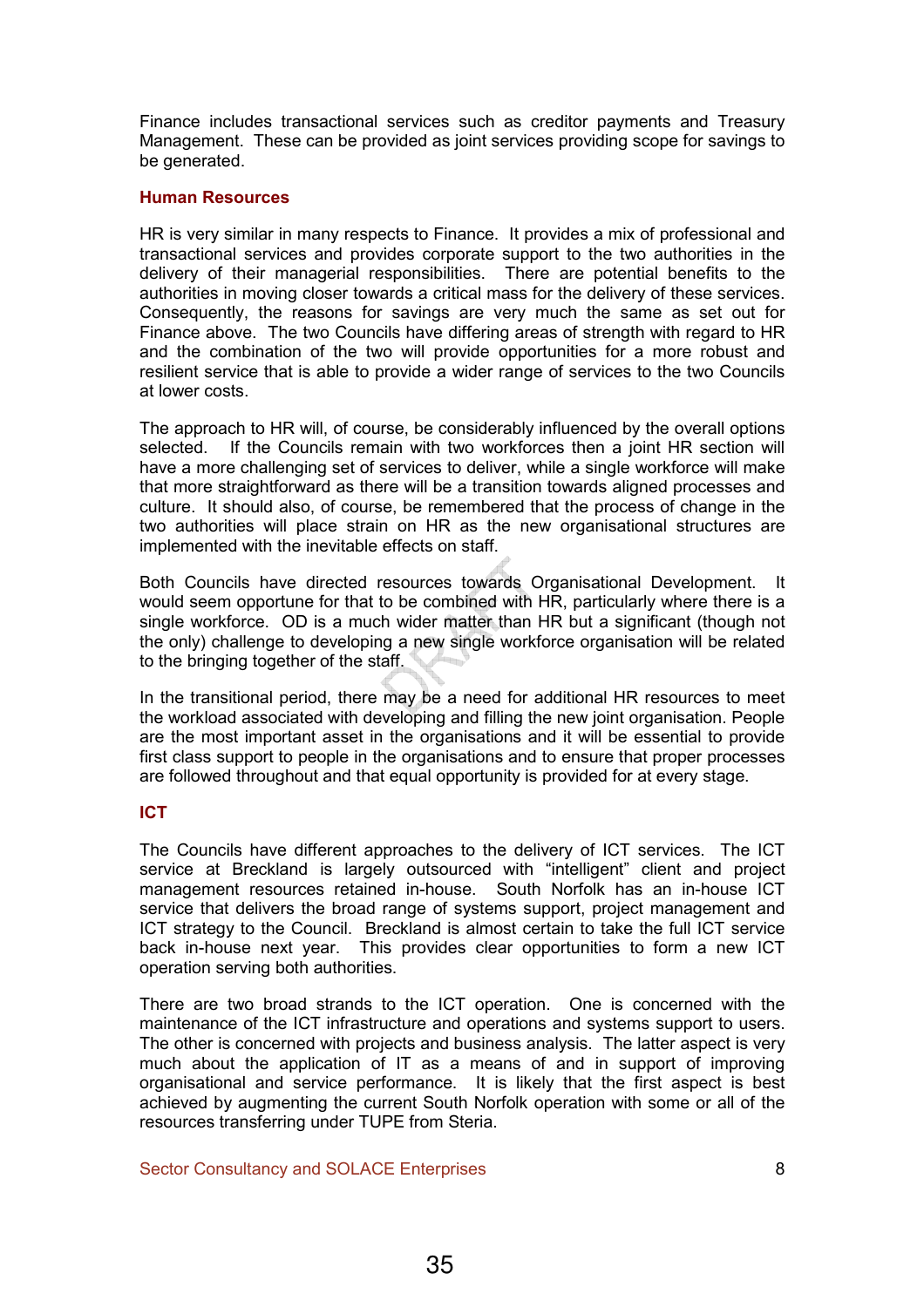Finance includes transactional services such as creditor payments and Treasury Management. These can be provided as joint services providing scope for savings to be generated.

### Human Resources

HR is very similar in many respects to Finance. It provides a mix of professional and transactional services and provides corporate support to the two authorities in the delivery of their managerial responsibilities. There are potential benefits to the authorities in moving closer towards a critical mass for the delivery of these services. Consequently, the reasons for savings are very much the same as set out for Finance above. The two Councils have differing areas of strength with regard to HR and the combination of the two will provide opportunities for a more robust and resilient service that is able to provide a wider range of services to the two Councils at lower costs.

The approach to HR will, of course, be considerably influenced by the overall options selected. If the Councils remain with two workforces then a joint HR section will have a more challenging set of services to deliver, while a single workforce will make that more straightforward as there will be a transition towards aligned processes and culture. It should also, of course, be remembered that the process of change in the two authorities will place strain on HR as the new organisational structures are implemented with the inevitable effects on staff.

Both Councils have directed resources towards Organisational Development. It would seem opportune for that to be combined with HR, particularly where there is a single workforce. OD is a much wider matter than HR but a significant (though not the only) challenge to developing a new single workforce organisation will be related to the bringing together of the staff.

In the transitional period, there may be a need for additional HR resources to meet the workload associated with developing and filling the new joint organisation. People are the most important asset in the organisations and it will be essential to provide first class support to people in the organisations and to ensure that proper processes are followed throughout and that equal opportunity is provided for at every stage.

### ICT

The Councils have different approaches to the delivery of ICT services. The ICT service at Breckland is largely outsourced with "intelligent" client and project management resources retained in-house. South Norfolk has an in-house ICT service that delivers the broad range of systems support, project management and ICT strategy to the Council. Breckland is almost certain to take the full ICT service back in-house next year. This provides clear opportunities to form a new ICT operation serving both authorities.

There are two broad strands to the ICT operation. One is concerned with the maintenance of the ICT infrastructure and operations and systems support to users. The other is concerned with projects and business analysis. The latter aspect is very much about the application of IT as a means of and in support of improving organisational and service performance. It is likely that the first aspect is best achieved by augmenting the current South Norfolk operation with some or all of the resources transferring under TUPE from Steria.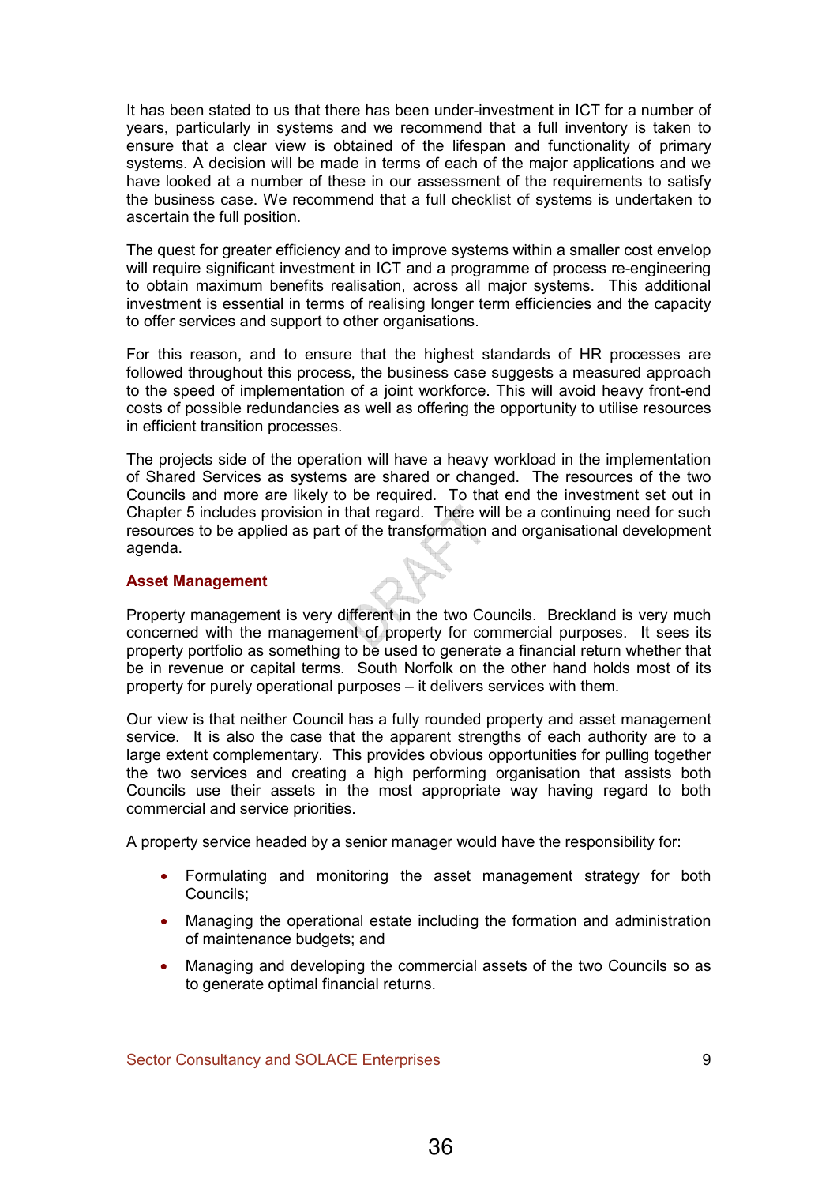It has been stated to us that there has been under-investment in ICT for a number of years, particularly in systems and we recommend that a full inventory is taken to ensure that a clear view is obtained of the lifespan and functionality of primary systems. A decision will be made in terms of each of the major applications and we have looked at a number of these in our assessment of the requirements to satisfy the business case. We recommend that a full checklist of systems is undertaken to ascertain the full position.

The quest for greater efficiency and to improve systems within a smaller cost envelop will require significant investment in ICT and a programme of process re-engineering to obtain maximum benefits realisation, across all major systems. This additional investment is essential in terms of realising longer term efficiencies and the capacity to offer services and support to other organisations.

For this reason, and to ensure that the highest standards of HR processes are followed throughout this process, the business case suggests a measured approach to the speed of implementation of a joint workforce. This will avoid heavy front-end costs of possible redundancies as well as offering the opportunity to utilise resources in efficient transition processes.

The projects side of the operation will have a heavy workload in the implementation of Shared Services as systems are shared or changed. The resources of the two Councils and more are likely to be required. To that end the investment set out in Chapter 5 includes provision in that regard. There will be a continuing need for such resources to be applied as part of the transformation and organisational development agenda.

### Asset Management

Property management is very different in the two Councils. Breckland is very much concerned with the management of property for commercial purposes. It sees its property portfolio as something to be used to generate a financial return whether that be in revenue or capital terms. South Norfolk on the other hand holds most of its property for purely operational purposes – it delivers services with them.

Our view is that neither Council has a fully rounded property and asset management service. It is also the case that the apparent strengths of each authority are to a large extent complementary. This provides obvious opportunities for pulling together the two services and creating a high performing organisation that assists both Councils use their assets in the most appropriate way having regard to both commercial and service priorities.

A property service headed by a senior manager would have the responsibility for:

- Formulating and monitoring the asset management strategy for both Councils;
- Managing the operational estate including the formation and administration of maintenance budgets; and
- Managing and developing the commercial assets of the two Councils so as to generate optimal financial returns.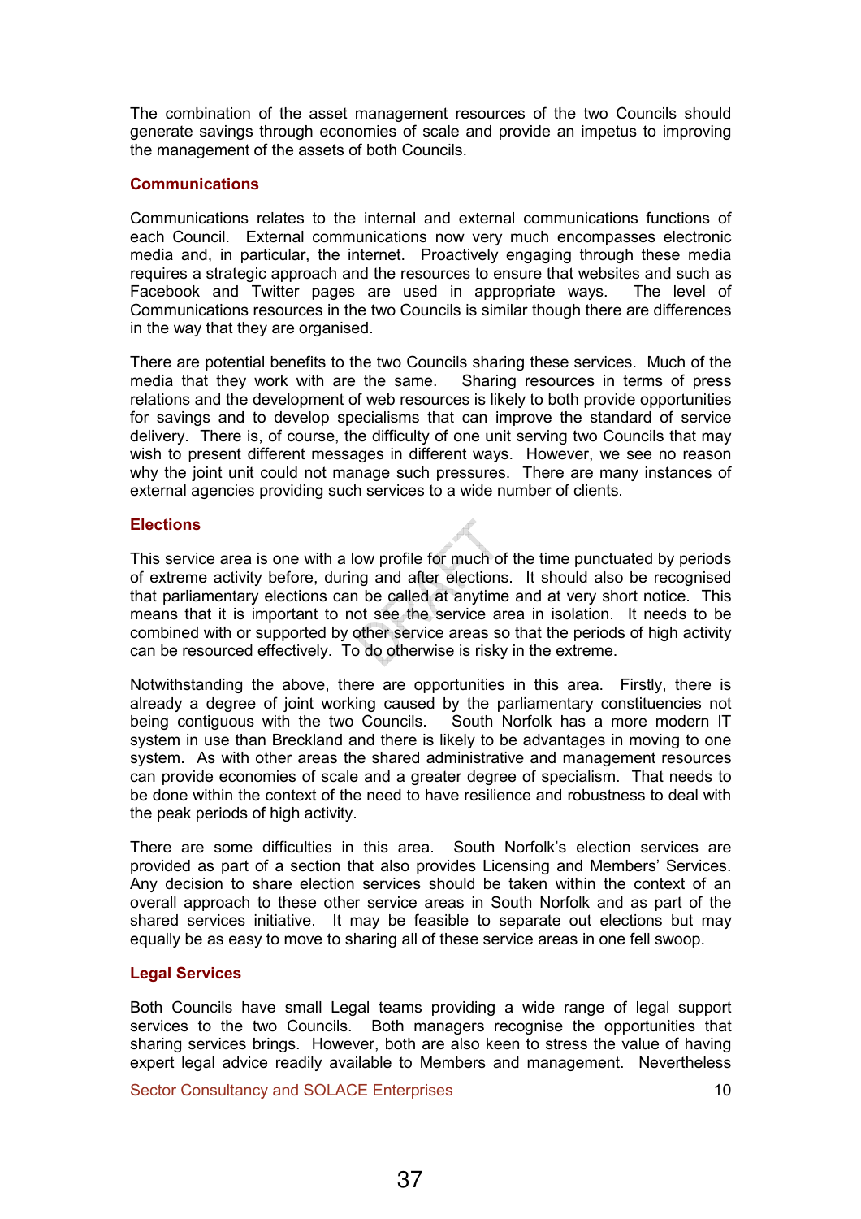The combination of the asset management resources of the two Councils should generate savings through economies of scale and provide an impetus to improving the management of the assets of both Councils.

### Communications

Communications relates to the internal and external communications functions of each Council. External communications now very much encompasses electronic media and, in particular, the internet. Proactively engaging through these media requires a strategic approach and the resources to ensure that websites and such as Facebook and Twitter pages are used in appropriate ways. The level of Communications resources in the two Councils is similar though there are differences in the way that they are organised.

There are potential benefits to the two Councils sharing these services. Much of the media that they work with are the same. Sharing resources in terms of press relations and the development of web resources is likely to both provide opportunities for savings and to develop specialisms that can improve the standard of service delivery. There is, of course, the difficulty of one unit serving two Councils that may wish to present different messages in different ways. However, we see no reason why the joint unit could not manage such pressures. There are many instances of external agencies providing such services to a wide number of clients.

### Elections

This service area is one with a low profile for much of the time punctuated by periods of extreme activity before, during and after elections. It should also be recognised that parliamentary elections can be called at anytime and at very short notice. This means that it is important to not see the service area in isolation. It needs to be combined with or supported by other service areas so that the periods of high activity can be resourced effectively. To do otherwise is risky in the extreme.

Notwithstanding the above, there are opportunities in this area. Firstly, there is already a degree of joint working caused by the parliamentary constituencies not being contiguous with the two Councils. South Norfolk has a more modern IT system in use than Breckland and there is likely to be advantages in moving to one system. As with other areas the shared administrative and management resources can provide economies of scale and a greater degree of specialism. That needs to be done within the context of the need to have resilience and robustness to deal with the peak periods of high activity.

There are some difficulties in this area. South Norfolk's election services are provided as part of a section that also provides Licensing and Members' Services. Any decision to share election services should be taken within the context of an overall approach to these other service areas in South Norfolk and as part of the shared services initiative. It may be feasible to separate out elections but may equally be as easy to move to sharing all of these service areas in one fell swoop.

### Legal Services

Both Councils have small Legal teams providing a wide range of legal support services to the two Councils. Both managers recognise the opportunities that sharing services brings. However, both are also keen to stress the value of having expert legal advice readily available to Members and management. Nevertheless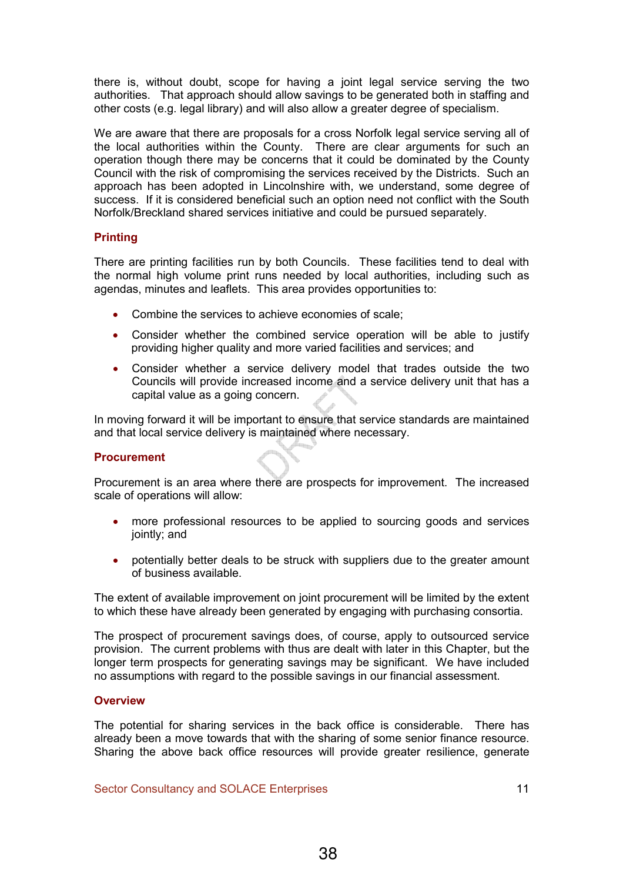there is, without doubt, scope for having a joint legal service serving the two authorities. That approach should allow savings to be generated both in staffing and other costs (e.g. legal library) and will also allow a greater degree of specialism.

We are aware that there are proposals for a cross Norfolk legal service serving all of the local authorities within the County. There are clear arguments for such an operation though there may be concerns that it could be dominated by the County Council with the risk of compromising the services received by the Districts. Such an approach has been adopted in Lincolnshire with, we understand, some degree of success. If it is considered beneficial such an option need not conflict with the South Norfolk/Breckland shared services initiative and could be pursued separately.

### Printing

There are printing facilities run by both Councils. These facilities tend to deal with the normal high volume print runs needed by local authorities, including such as agendas, minutes and leaflets. This area provides opportunities to:

- Combine the services to achieve economies of scale;
- Consider whether the combined service operation will be able to justify providing higher quality and more varied facilities and services; and
- Consider whether a service delivery model that trades outside the two Councils will provide increased income and a service delivery unit that has a capital value as a going concern.

In moving forward it will be important to ensure that service standards are maintained and that local service delivery is maintained where necessary.

### Procurement

Procurement is an area where there are prospects for improvement. The increased scale of operations will allow:

- more professional resources to be applied to sourcing goods and services jointly; and
- potentially better deals to be struck with suppliers due to the greater amount of business available.

The extent of available improvement on joint procurement will be limited by the extent to which these have already been generated by engaging with purchasing consortia.

The prospect of procurement savings does, of course, apply to outsourced service provision. The current problems with thus are dealt with later in this Chapter, but the longer term prospects for generating savings may be significant. We have included no assumptions with regard to the possible savings in our financial assessment.

### Overview

The potential for sharing services in the back office is considerable. There has already been a move towards that with the sharing of some senior finance resource. Sharing the above back office resources will provide greater resilience, generate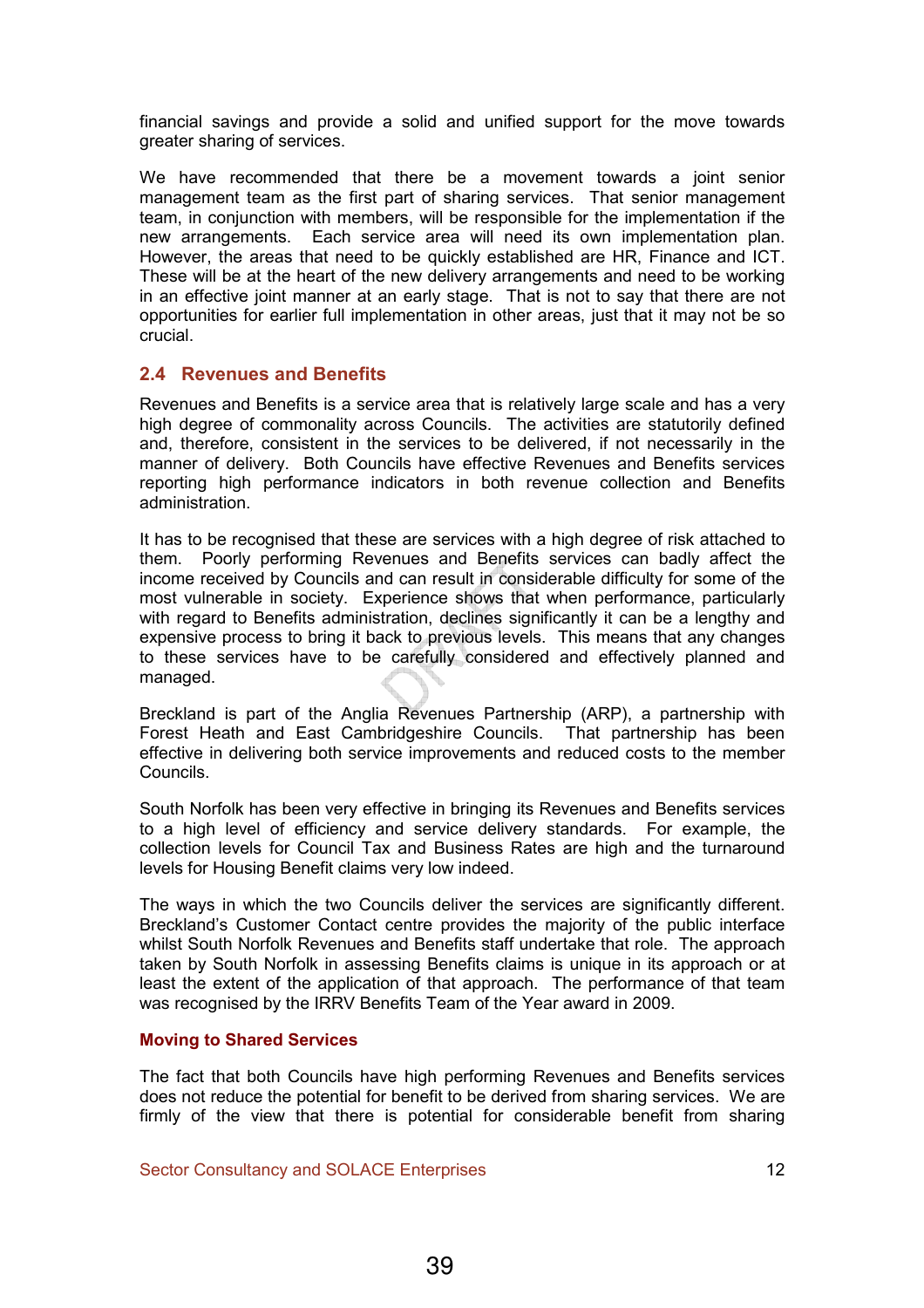financial savings and provide a solid and unified support for the move towards greater sharing of services.

We have recommended that there be a movement towards a joint senior management team as the first part of sharing services. That senior management team, in conjunction with members, will be responsible for the implementation if the new arrangements. Each service area will need its own implementation plan. However, the areas that need to be quickly established are HR, Finance and ICT. These will be at the heart of the new delivery arrangements and need to be working in an effective joint manner at an early stage. That is not to say that there are not opportunities for earlier full implementation in other areas, just that it may not be so crucial.

## 2.4 Revenues and Benefits

Revenues and Benefits is a service area that is relatively large scale and has a very high degree of commonality across Councils. The activities are statutorily defined and, therefore, consistent in the services to be delivered, if not necessarily in the manner of delivery. Both Councils have effective Revenues and Benefits services reporting high performance indicators in both revenue collection and Benefits administration.

It has to be recognised that these are services with a high degree of risk attached to them. Poorly performing Revenues and Benefits services can badly affect the income received by Councils and can result in considerable difficulty for some of the most vulnerable in society. Experience shows that when performance, particularly with regard to Benefits administration, declines significantly it can be a lengthy and expensive process to bring it back to previous levels. This means that any changes to these services have to be carefully considered and effectively planned and managed.

Breckland is part of the Anglia Revenues Partnership (ARP), a partnership with Forest Heath and East Cambridgeshire Councils. That partnership has been effective in delivering both service improvements and reduced costs to the member Councils.

South Norfolk has been very effective in bringing its Revenues and Benefits services to a high level of efficiency and service delivery standards. For example, the collection levels for Council Tax and Business Rates are high and the turnaround levels for Housing Benefit claims very low indeed.

The ways in which the two Councils deliver the services are significantly different. Breckland's Customer Contact centre provides the majority of the public interface whilst South Norfolk Revenues and Benefits staff undertake that role. The approach taken by South Norfolk in assessing Benefits claims is unique in its approach or at least the extent of the application of that approach. The performance of that team was recognised by the IRRV Benefits Team of the Year award in 2009.

### Moving to Shared Services

The fact that both Councils have high performing Revenues and Benefits services does not reduce the potential for benefit to be derived from sharing services. We are firmly of the view that there is potential for considerable benefit from sharing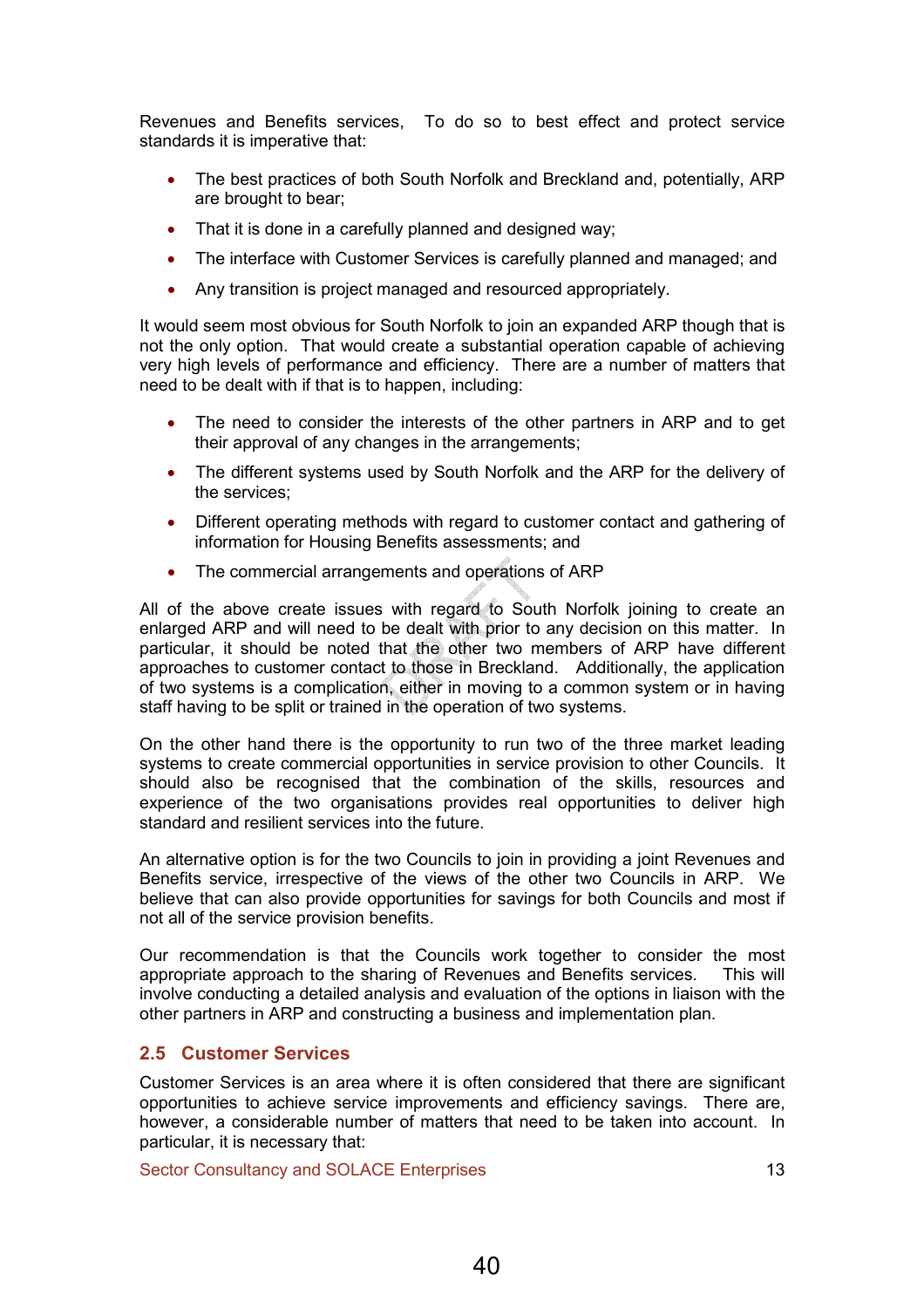Revenues and Benefits services, To do so to best effect and protect service standards it is imperative that:

- The best practices of both South Norfolk and Breckland and, potentially, ARP are brought to bear;
- That it is done in a carefully planned and designed way;
- The interface with Customer Services is carefully planned and managed; and
- Any transition is project managed and resourced appropriately.

It would seem most obvious for South Norfolk to join an expanded ARP though that is not the only option. That would create a substantial operation capable of achieving very high levels of performance and efficiency. There are a number of matters that need to be dealt with if that is to happen, including:

- The need to consider the interests of the other partners in ARP and to get their approval of any changes in the arrangements;
- The different systems used by South Norfolk and the ARP for the delivery of the services;
- Different operating methods with regard to customer contact and gathering of information for Housing Benefits assessments; and
- The commercial arrangements and operations of ARP

All of the above create issues with regard to South Norfolk joining to create an enlarged ARP and will need to be dealt with prior to any decision on this matter. In particular, it should be noted that the other two members of ARP have different approaches to customer contact to those in Breckland. Additionally, the application of two systems is a complication, either in moving to a common system or in having staff having to be split or trained in the operation of two systems.

On the other hand there is the opportunity to run two of the three market leading systems to create commercial opportunities in service provision to other Councils. It should also be recognised that the combination of the skills, resources and experience of the two organisations provides real opportunities to deliver high standard and resilient services into the future.

An alternative option is for the two Councils to join in providing a joint Revenues and Benefits service, irrespective of the views of the other two Councils in ARP. We believe that can also provide opportunities for savings for both Councils and most if not all of the service provision benefits.

Our recommendation is that the Councils work together to consider the most appropriate approach to the sharing of Revenues and Benefits services. This will involve conducting a detailed analysis and evaluation of the options in liaison with the other partners in ARP and constructing a business and implementation plan.

## 2.5 Customer Services

Customer Services is an area where it is often considered that there are significant opportunities to achieve service improvements and efficiency savings. There are, however, a considerable number of matters that need to be taken into account. In particular, it is necessary that: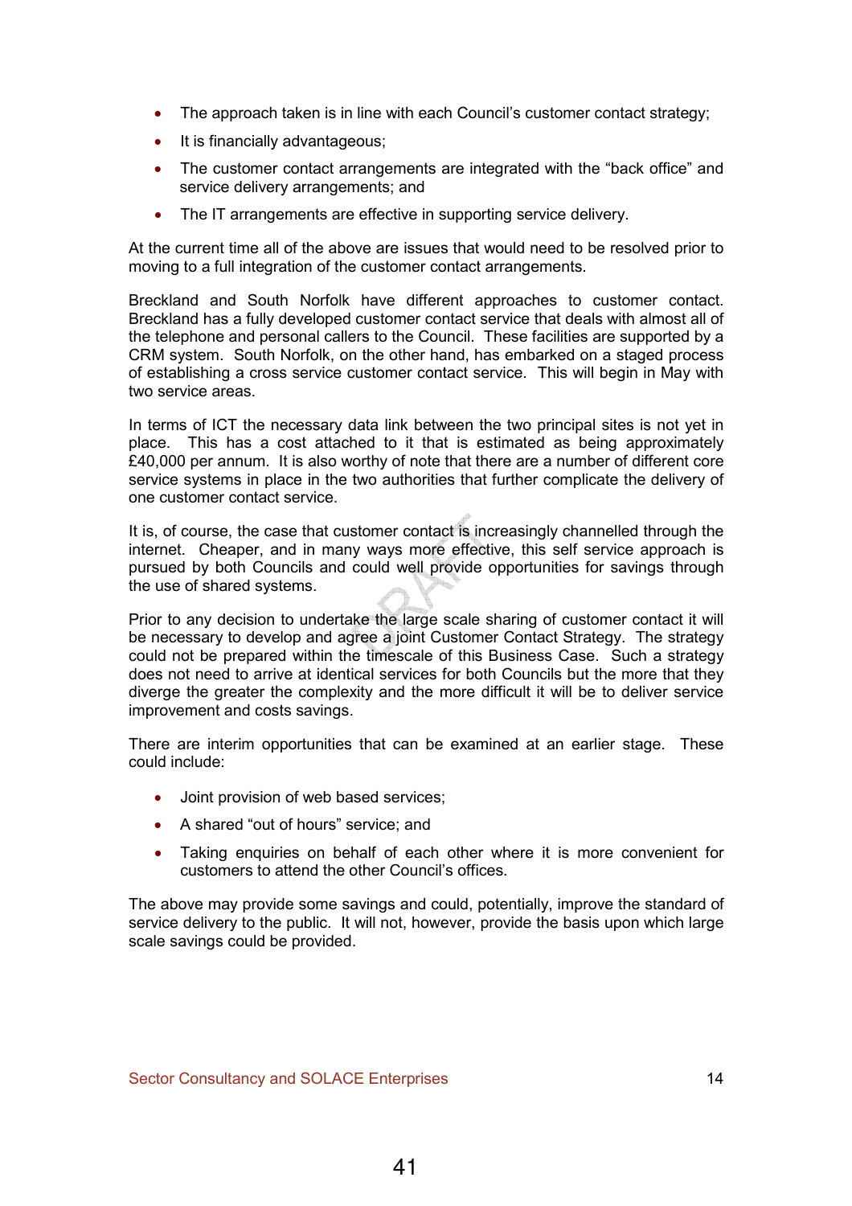- The approach taken is in line with each Council's customer contact strategy;
- It is financially advantageous;
- The customer contact arrangements are integrated with the "back office" and service delivery arrangements; and
- The IT arrangements are effective in supporting service delivery.

At the current time all of the above are issues that would need to be resolved prior to moving to a full integration of the customer contact arrangements.

Breckland and South Norfolk have different approaches to customer contact. Breckland has a fully developed customer contact service that deals with almost all of the telephone and personal callers to the Council. These facilities are supported by a CRM system. South Norfolk, on the other hand, has embarked on a staged process of establishing a cross service customer contact service. This will begin in May with two service areas.

In terms of ICT the necessary data link between the two principal sites is not yet in place. This has a cost attached to it that is estimated as being approximately £40,000 per annum. It is also worthy of note that there are a number of different core service systems in place in the two authorities that further complicate the delivery of one customer contact service.

It is, of course, the case that customer contact is increasingly channelled through the internet. Cheaper, and in many ways more effective, this self service approach is pursued by both Councils and could well provide opportunities for savings through the use of shared systems.

Prior to any decision to undertake the large scale sharing of customer contact it will be necessary to develop and agree a joint Customer Contact Strategy. The strategy could not be prepared within the timescale of this Business Case. Such a strategy does not need to arrive at identical services for both Councils but the more that they diverge the greater the complexity and the more difficult it will be to deliver service improvement and costs savings.

There are interim opportunities that can be examined at an earlier stage. These could include:

- Joint provision of web based services;
- A shared "out of hours" service; and
- Taking enquiries on behalf of each other where it is more convenient for customers to attend the other Council's offices.

The above may provide some savings and could, potentially, improve the standard of service delivery to the public. It will not, however, provide the basis upon which large scale savings could be provided.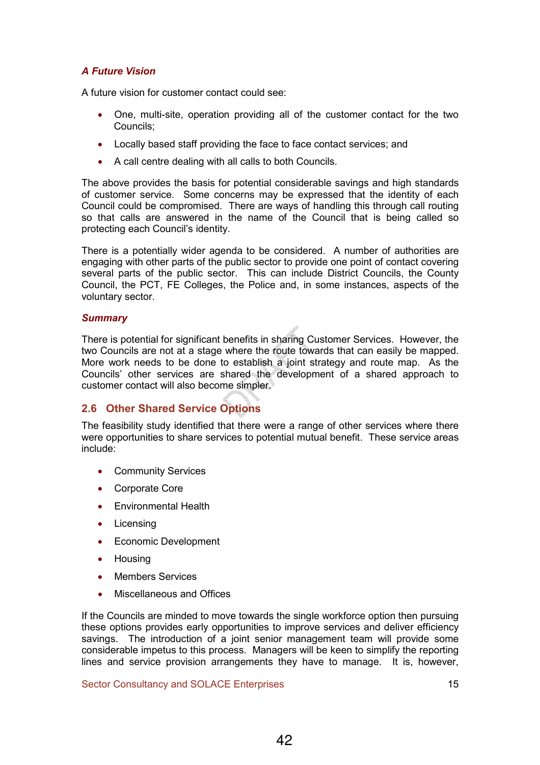***A Future Vision***

A future vision for customer contact could see:

- One, multi-site, operation providing all of the customer contact for the two Councils;
- Locally based staff providing the face to face contact services; and
- A call centre dealing with all calls to both Councils.

The above provides the basis for potential considerable savings and high standards of customer service. Some concerns may be expressed that the identity of each Council could be compromised. There are ways of handling this through call routing so that calls are answered in the name of the Council that is being called so protecting each Council's identity.

There is a potentially wider agenda to be considered. A number of authorities are engaging with other parts of the public sector to provide one point of contact covering several parts of the public sector. This can include District Councils, the County Council, the PCT, FE Colleges, the Police and, in some instances, aspects of the voluntary sector.

***Summary***

There is potential for significant benefits in sharing Customer Services. However, the two Councils are not at a stage where the route towards that can easily be mapped. More work needs to be done to establish a joint strategy and route map. As the Councils' other services are shared the development of a shared approach to customer contact will also become simpler.

## 2.6 Other Shared Service Options

The feasibility study identified that there were a range of other services where there were opportunities to share services to potential mutual benefit. These service areas include:

- Community Services
- Corporate Core
- Environmental Health
- Licensing
- Economic Development
- Housing
- Members Services
- Miscellaneous and Offices

If the Councils are minded to move towards the single workforce option then pursuing these options provides early opportunities to improve services and deliver efficiency savings. The introduction of a joint senior management team will provide some considerable impetus to this process. Managers will be keen to simplify the reporting lines and service provision arrangements they have to manage. It is, however,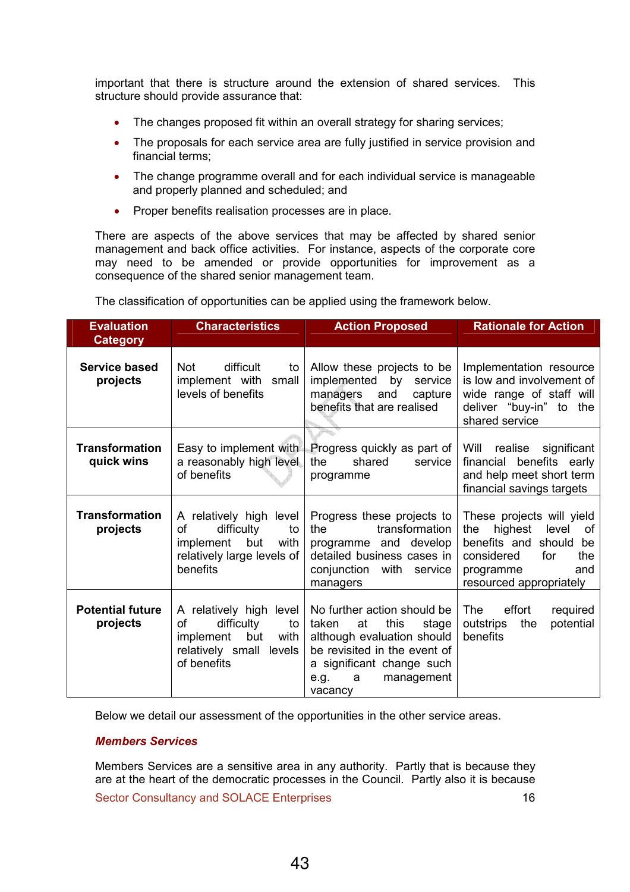important that there is structure around the extension of shared services. This structure should provide assurance that:

- The changes proposed fit within an overall strategy for sharing services;
- The proposals for each service area are fully justified in service provision and financial terms;
- The change programme overall and for each individual service is manageable and properly planned and scheduled; and
- Proper benefits realisation processes are in place.

There are aspects of the above services that may be affected by shared senior management and back office activities. For instance, aspects of the corporate core may need to be amended or provide opportunities for improvement as a consequence of the shared senior management team.

The classification of opportunities can be applied using the framework below.

| Evaluation Category | Characteristics | Action Proposed | Rationale for Action |
|---|---|---|---|
| **Service based projects** | Not difficult to implement with small levels of benefits | Allow these projects to be implemented by service managers and capture benefits that are realised | Implementation resource is low and involvement of wide range of staff will deliver "buy-in" to the shared service |
| **Transformation quick wins** | Easy to implement with a reasonably high level of benefits | Progress quickly as part of the shared service programme | Will realise significant financial benefits early and help meet short term financial savings targets |
| **Transformation projects** | A relatively high level of difficulty to implement but with relatively large levels of benefits | Progress these projects to the transformation programme and develop detailed business cases in conjunction with service managers | These projects will yield the highest level of benefits and should be considered for the programme and resourced appropriately |
| **Potential future projects** | A relatively high level of difficulty to implement but with relatively small levels of benefits | No further action should be taken at this stage although evaluation should be revisited in the event of a significant change such e.g. a management vacancy | The effort required outstrips the potential benefits |

Below we detail our assessment of the opportunities in the other service areas.

***Members Services***

Members Services are a sensitive area in any authority. Partly that is because they are at the heart of the democratic processes in the Council. Partly also it is because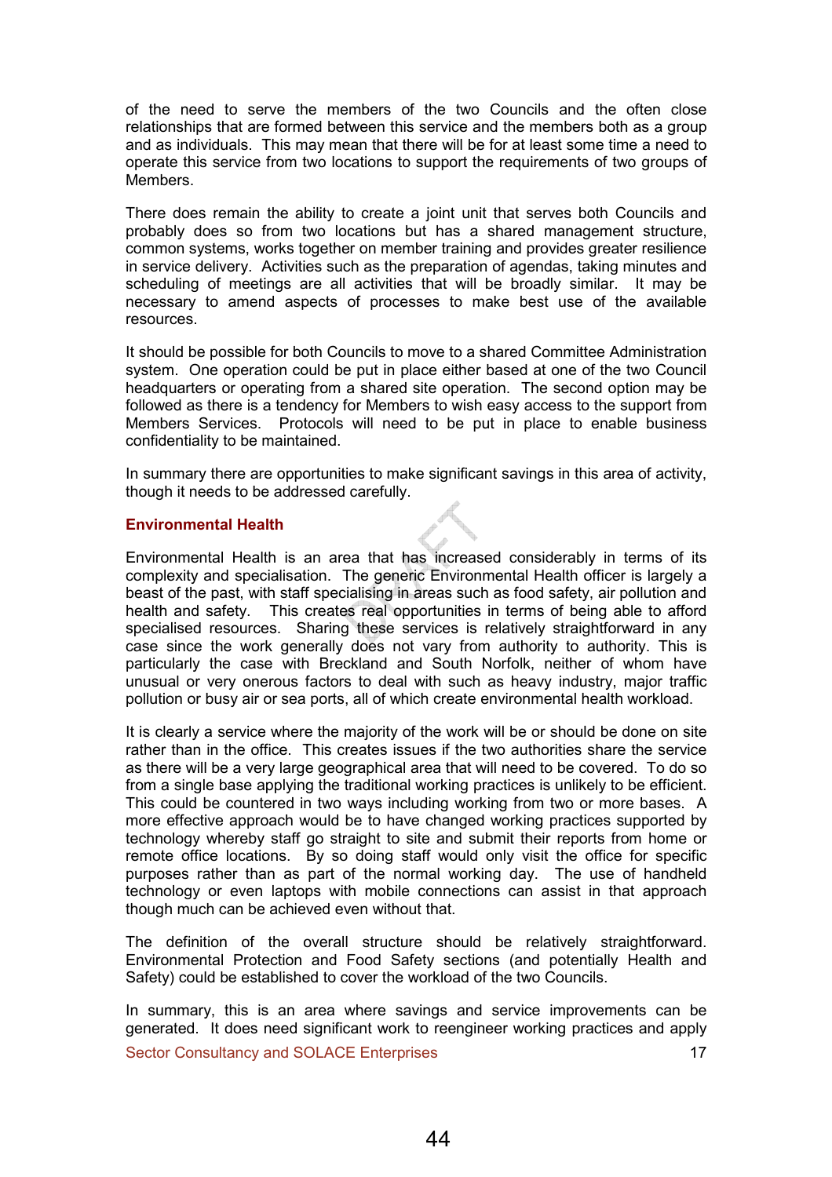of the need to serve the members of the two Councils and the often close relationships that are formed between this service and the members both as a group and as individuals. This may mean that there will be for at least some time a need to operate this service from two locations to support the requirements of two groups of Members.

There does remain the ability to create a joint unit that serves both Councils and probably does so from two locations but has a shared management structure, common systems, works together on member training and provides greater resilience in service delivery. Activities such as the preparation of agendas, taking minutes and scheduling of meetings are all activities that will be broadly similar. It may be necessary to amend aspects of processes to make best use of the available resources.

It should be possible for both Councils to move to a shared Committee Administration system. One operation could be put in place either based at one of the two Council headquarters or operating from a shared site operation. The second option may be followed as there is a tendency for Members to wish easy access to the support from Members Services. Protocols will need to be put in place to enable business confidentiality to be maintained.

In summary there are opportunities to make significant savings in this area of activity, though it needs to be addressed carefully.

### Environmental Health

Environmental Health is an area that has increased considerably in terms of its complexity and specialisation. The generic Environmental Health officer is largely a beast of the past, with staff specialising in areas such as food safety, air pollution and health and safety. This creates real opportunities in terms of being able to afford specialised resources. Sharing these services is relatively straightforward in any case since the work generally does not vary from authority to authority. This is particularly the case with Breckland and South Norfolk, neither of whom have unusual or very onerous factors to deal with such as heavy industry, major traffic pollution or busy air or sea ports, all of which create environmental health workload.

It is clearly a service where the majority of the work will be or should be done on site rather than in the office. This creates issues if the two authorities share the service as there will be a very large geographical area that will need to be covered. To do so from a single base applying the traditional working practices is unlikely to be efficient. This could be countered in two ways including working from two or more bases. A more effective approach would be to have changed working practices supported by technology whereby staff go straight to site and submit their reports from home or remote office locations. By so doing staff would only visit the office for specific purposes rather than as part of the normal working day. The use of handheld technology or even laptops with mobile connections can assist in that approach though much can be achieved even without that.

The definition of the overall structure should be relatively straightforward. Environmental Protection and Food Safety sections (and potentially Health and Safety) could be established to cover the workload of the two Councils.

In summary, this is an area where savings and service improvements can be generated. It does need significant work to reengineer working practices and apply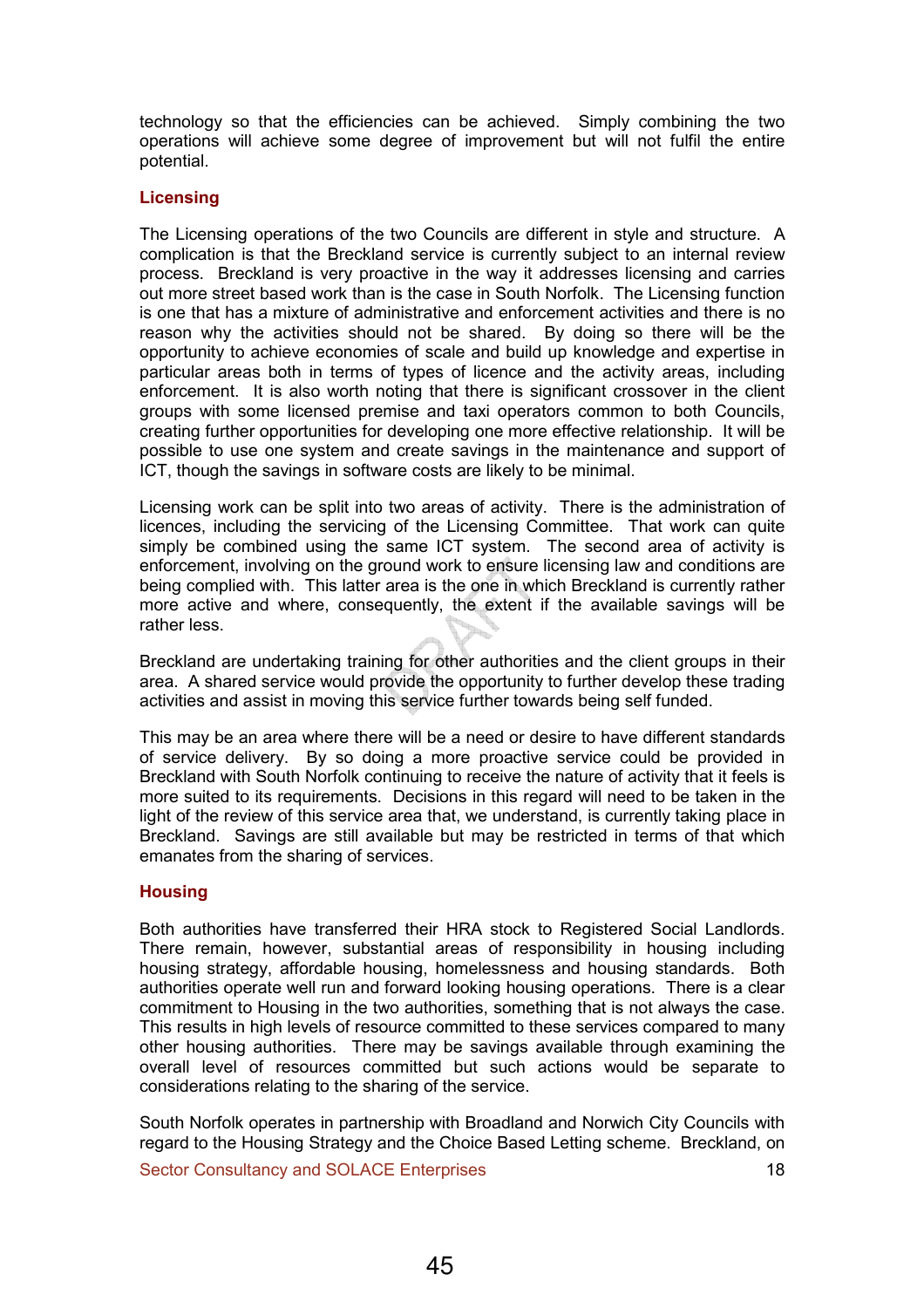technology so that the efficiencies can be achieved. Simply combining the two operations will achieve some degree of improvement but will not fulfil the entire potential.

## Licensing

The Licensing operations of the two Councils are different in style and structure. A complication is that the Breckland service is currently subject to an internal review process. Breckland is very proactive in the way it addresses licensing and carries out more street based work than is the case in South Norfolk. The Licensing function is one that has a mixture of administrative and enforcement activities and there is no reason why the activities should not be shared. By doing so there will be the opportunity to achieve economies of scale and build up knowledge and expertise in particular areas both in terms of types of licence and the activity areas, including enforcement. It is also worth noting that there is significant crossover in the client groups with some licensed premise and taxi operators common to both Councils, creating further opportunities for developing one more effective relationship. It will be possible to use one system and create savings in the maintenance and support of ICT, though the savings in software costs are likely to be minimal.

Licensing work can be split into two areas of activity. There is the administration of licences, including the servicing of the Licensing Committee. That work can quite simply be combined using the same ICT system. The second area of activity is enforcement, involving on the ground work to ensure licensing law and conditions are being complied with. This latter area is the one in which Breckland is currently rather more active and where, consequently, the extent if the available savings will be rather less.

Breckland are undertaking training for other authorities and the client groups in their area. A shared service would provide the opportunity to further develop these trading activities and assist in moving this service further towards being self funded.

This may be an area where there will be a need or desire to have different standards of service delivery. By so doing a more proactive service could be provided in Breckland with South Norfolk continuing to receive the nature of activity that it feels is more suited to its requirements. Decisions in this regard will need to be taken in the light of the review of this service area that, we understand, is currently taking place in Breckland. Savings are still available but may be restricted in terms of that which emanates from the sharing of services.

## Housing

Both authorities have transferred their HRA stock to Registered Social Landlords. There remain, however, substantial areas of responsibility in housing including housing strategy, affordable housing, homelessness and housing standards. Both authorities operate well run and forward looking housing operations. There is a clear commitment to Housing in the two authorities, something that is not always the case. This results in high levels of resource committed to these services compared to many other housing authorities. There may be savings available through examining the overall level of resources committed but such actions would be separate to considerations relating to the sharing of the service.

South Norfolk operates in partnership with Broadland and Norwich City Councils with regard to the Housing Strategy and the Choice Based Letting scheme. Breckland, on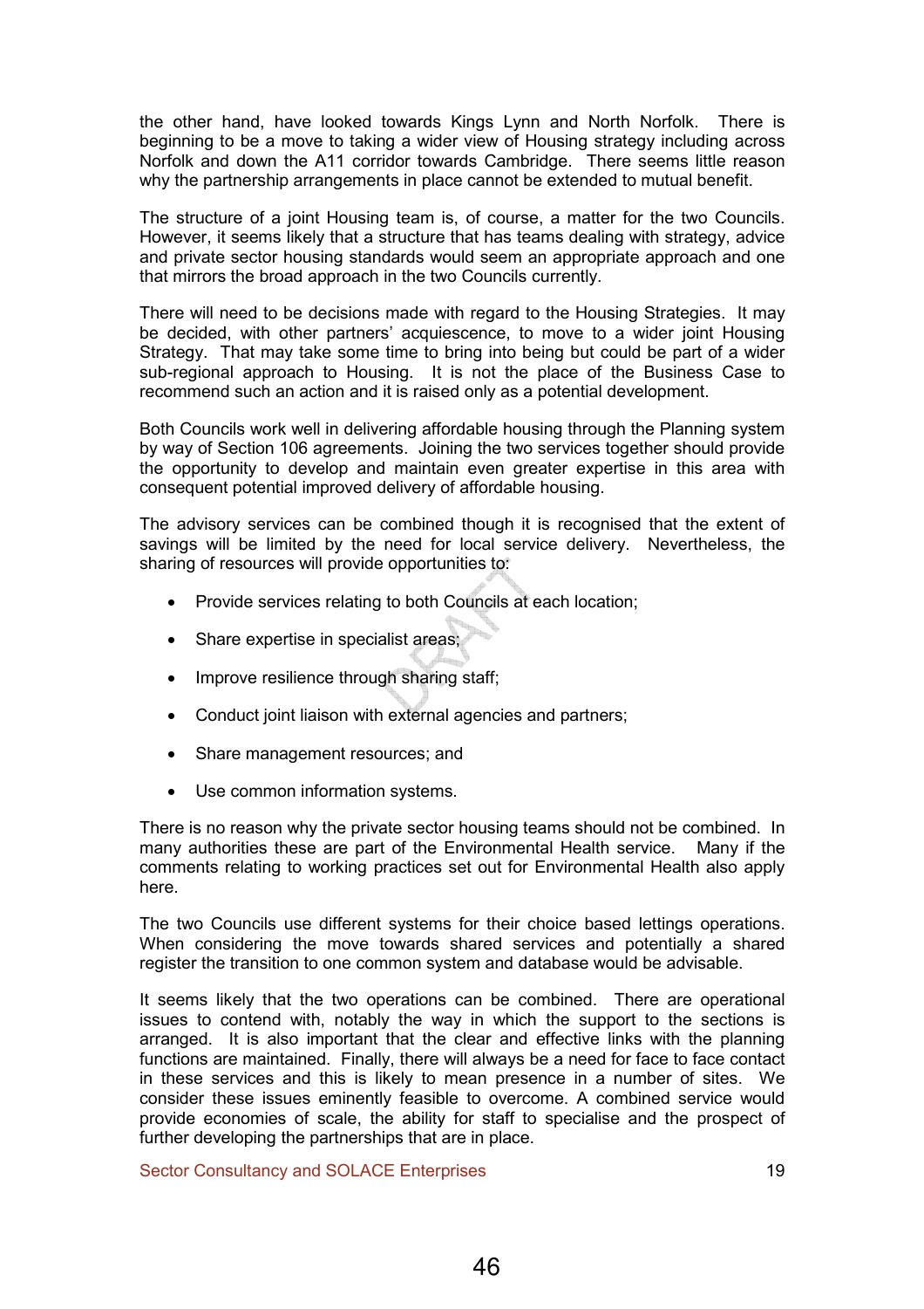the other hand, have looked towards Kings Lynn and North Norfolk. There is beginning to be a move to taking a wider view of Housing strategy including across Norfolk and down the A11 corridor towards Cambridge. There seems little reason why the partnership arrangements in place cannot be extended to mutual benefit.

The structure of a joint Housing team is, of course, a matter for the two Councils. However, it seems likely that a structure that has teams dealing with strategy, advice and private sector housing standards would seem an appropriate approach and one that mirrors the broad approach in the two Councils currently.

There will need to be decisions made with regard to the Housing Strategies. It may be decided, with other partners' acquiescence, to move to a wider joint Housing Strategy. That may take some time to bring into being but could be part of a wider sub-regional approach to Housing. It is not the place of the Business Case to recommend such an action and it is raised only as a potential development.

Both Councils work well in delivering affordable housing through the Planning system by way of Section 106 agreements. Joining the two services together should provide the opportunity to develop and maintain even greater expertise in this area with consequent potential improved delivery of affordable housing.

The advisory services can be combined though it is recognised that the extent of savings will be limited by the need for local service delivery. Nevertheless, the sharing of resources will provide opportunities to:

- Provide services relating to both Councils at each location;
- Share expertise in specialist areas;
- Improve resilience through sharing staff;
- Conduct joint liaison with external agencies and partners;
- Share management resources; and
- Use common information systems.

There is no reason why the private sector housing teams should not be combined. In many authorities these are part of the Environmental Health service. Many if the comments relating to working practices set out for Environmental Health also apply here.

The two Councils use different systems for their choice based lettings operations. When considering the move towards shared services and potentially a shared register the transition to one common system and database would be advisable.

It seems likely that the two operations can be combined. There are operational issues to contend with, notably the way in which the support to the sections is arranged. It is also important that the clear and effective links with the planning functions are maintained. Finally, there will always be a need for face to face contact in these services and this is likely to mean presence in a number of sites. We consider these issues eminently feasible to overcome. A combined service would provide economies of scale, the ability for staff to specialise and the prospect of further developing the partnerships that are in place.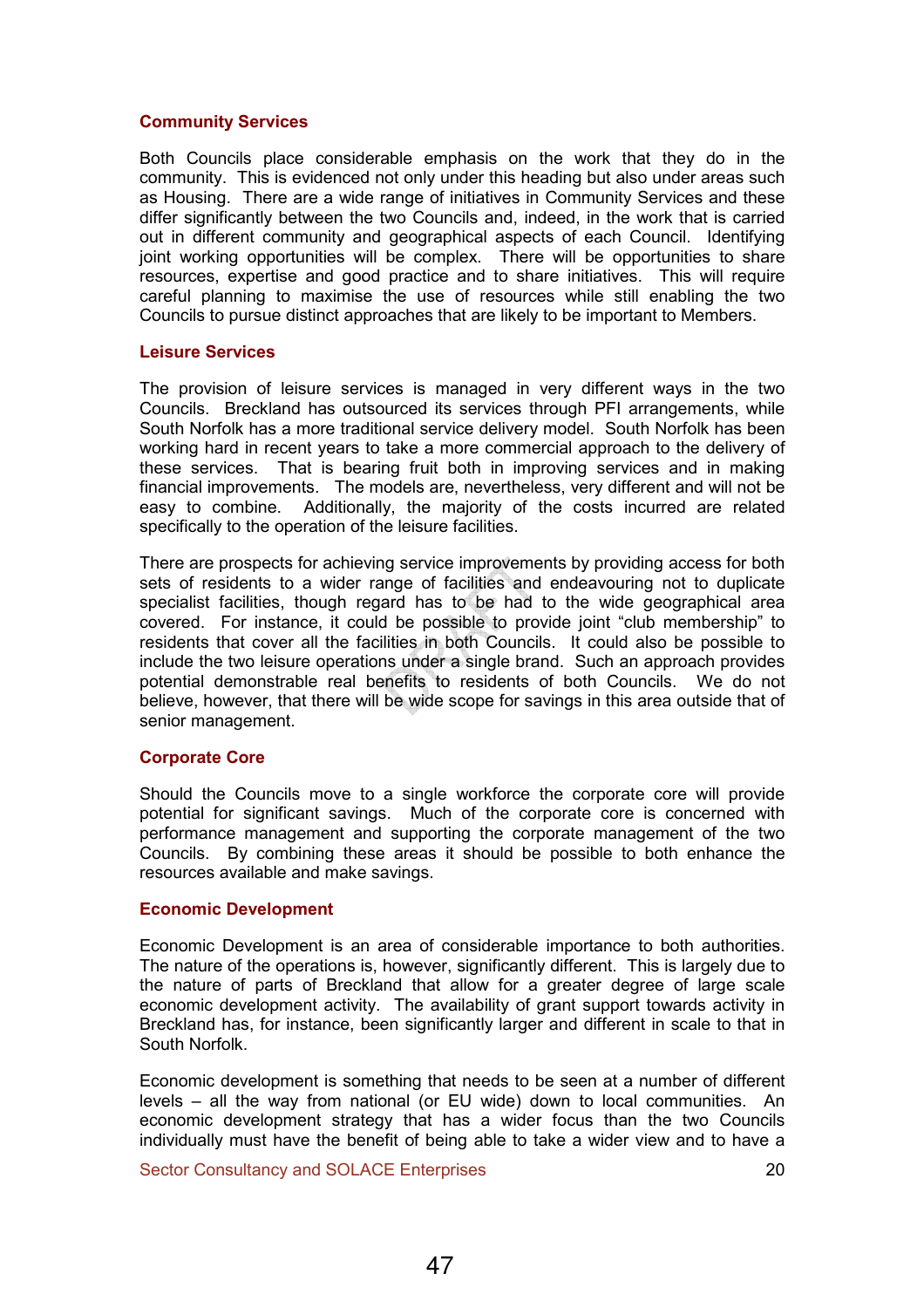### Community Services

Both Councils place considerable emphasis on the work that they do in the community. This is evidenced not only under this heading but also under areas such as Housing. There are a wide range of initiatives in Community Services and these differ significantly between the two Councils and, indeed, in the work that is carried out in different community and geographical aspects of each Council. Identifying joint working opportunities will be complex. There will be opportunities to share resources, expertise and good practice and to share initiatives. This will require careful planning to maximise the use of resources while still enabling the two Councils to pursue distinct approaches that are likely to be important to Members.

### Leisure Services

The provision of leisure services is managed in very different ways in the two Councils. Breckland has outsourced its services through PFI arrangements, while South Norfolk has a more traditional service delivery model. South Norfolk has been working hard in recent years to take a more commercial approach to the delivery of these services. That is bearing fruit both in improving services and in making financial improvements. The models are, nevertheless, very different and will not be easy to combine. Additionally, the majority of the costs incurred are related specifically to the operation of the leisure facilities.

There are prospects for achieving service improvements by providing access for both sets of residents to a wider range of facilities and endeavouring not to duplicate specialist facilities, though regard has to be had to the wide geographical area covered. For instance, it could be possible to provide joint "club membership" to residents that cover all the facilities in both Councils. It could also be possible to include the two leisure operations under a single brand. Such an approach provides potential demonstrable real benefits to residents of both Councils. We do not believe, however, that there will be wide scope for savings in this area outside that of senior management.

### Corporate Core

Should the Councils move to a single workforce the corporate core will provide potential for significant savings. Much of the corporate core is concerned with performance management and supporting the corporate management of the two Councils. By combining these areas it should be possible to both enhance the resources available and make savings.

### Economic Development

Economic Development is an area of considerable importance to both authorities. The nature of the operations is, however, significantly different. This is largely due to the nature of parts of Breckland that allow for a greater degree of large scale economic development activity. The availability of grant support towards activity in Breckland has, for instance, been significantly larger and different in scale to that in South Norfolk.

Economic development is something that needs to be seen at a number of different levels – all the way from national (or EU wide) down to local communities. An economic development strategy that has a wider focus than the two Councils individually must have the benefit of being able to take a wider view and to have a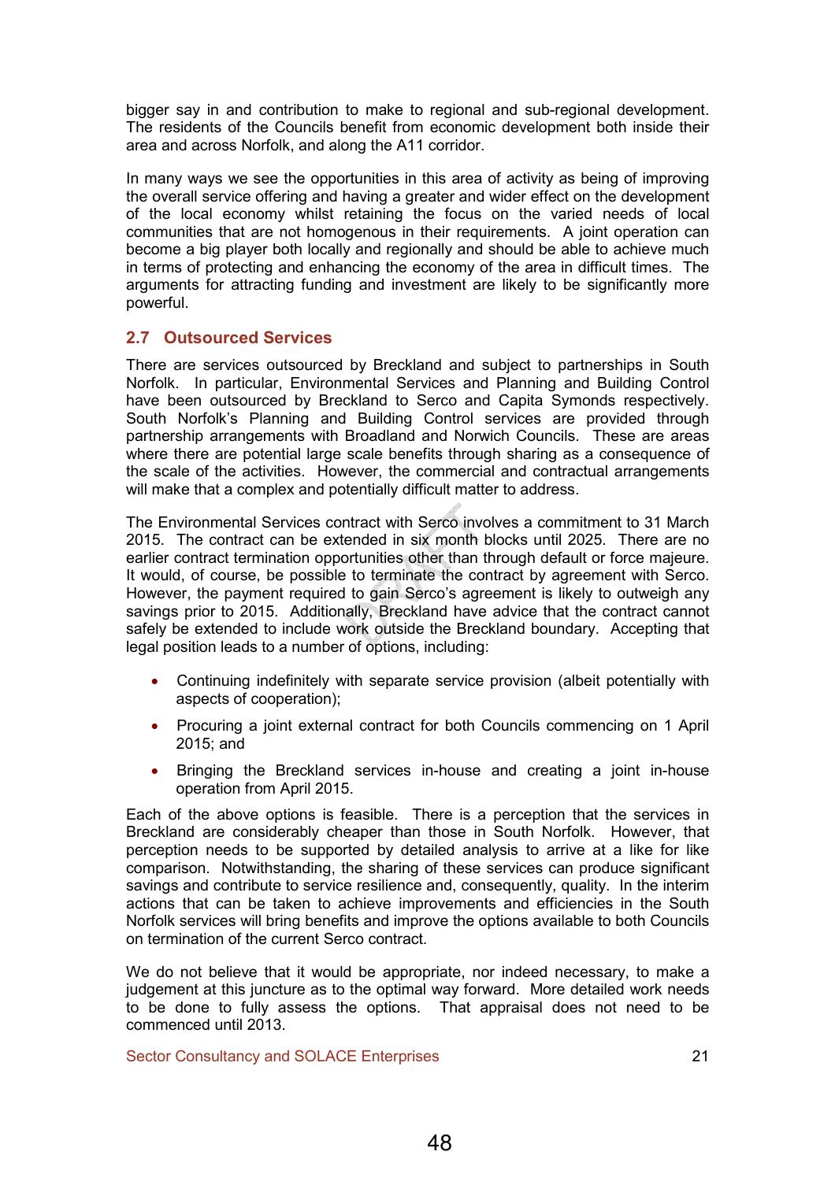bigger say in and contribution to make to regional and sub-regional development. The residents of the Councils benefit from economic development both inside their area and across Norfolk, and along the A11 corridor.

In many ways we see the opportunities in this area of activity as being of improving the overall service offering and having a greater and wider effect on the development of the local economy whilst retaining the focus on the varied needs of local communities that are not homogenous in their requirements. A joint operation can become a big player both locally and regionally and should be able to achieve much in terms of protecting and enhancing the economy of the area in difficult times. The arguments for attracting funding and investment are likely to be significantly more powerful.

## 2.7 Outsourced Services

There are services outsourced by Breckland and subject to partnerships in South Norfolk. In particular, Environmental Services and Planning and Building Control have been outsourced by Breckland to Serco and Capita Symonds respectively. South Norfolk's Planning and Building Control services are provided through partnership arrangements with Broadland and Norwich Councils. These are areas where there are potential large scale benefits through sharing as a consequence of the scale of the activities. However, the commercial and contractual arrangements will make that a complex and potentially difficult matter to address.

The Environmental Services contract with Serco involves a commitment to 31 March 2015. The contract can be extended in six month blocks until 2025. There are no earlier contract termination opportunities other than through default or force majeure. It would, of course, be possible to terminate the contract by agreement with Serco. However, the payment required to gain Serco's agreement is likely to outweigh any savings prior to 2015. Additionally, Breckland have advice that the contract cannot safely be extended to include work outside the Breckland boundary. Accepting that legal position leads to a number of options, including:

- Continuing indefinitely with separate service provision (albeit potentially with aspects of cooperation);
- Procuring a joint external contract for both Councils commencing on 1 April 2015; and
- Bringing the Breckland services in-house and creating a joint in-house operation from April 2015.

Each of the above options is feasible. There is a perception that the services in Breckland are considerably cheaper than those in South Norfolk. However, that perception needs to be supported by detailed analysis to arrive at a like for like comparison. Notwithstanding, the sharing of these services can produce significant savings and contribute to service resilience and, consequently, quality. In the interim actions that can be taken to achieve improvements and efficiencies in the South Norfolk services will bring benefits and improve the options available to both Councils on termination of the current Serco contract.

We do not believe that it would be appropriate, nor indeed necessary, to make a judgement at this juncture as to the optimal way forward. More detailed work needs to be done to fully assess the options. That appraisal does not need to be commenced until 2013.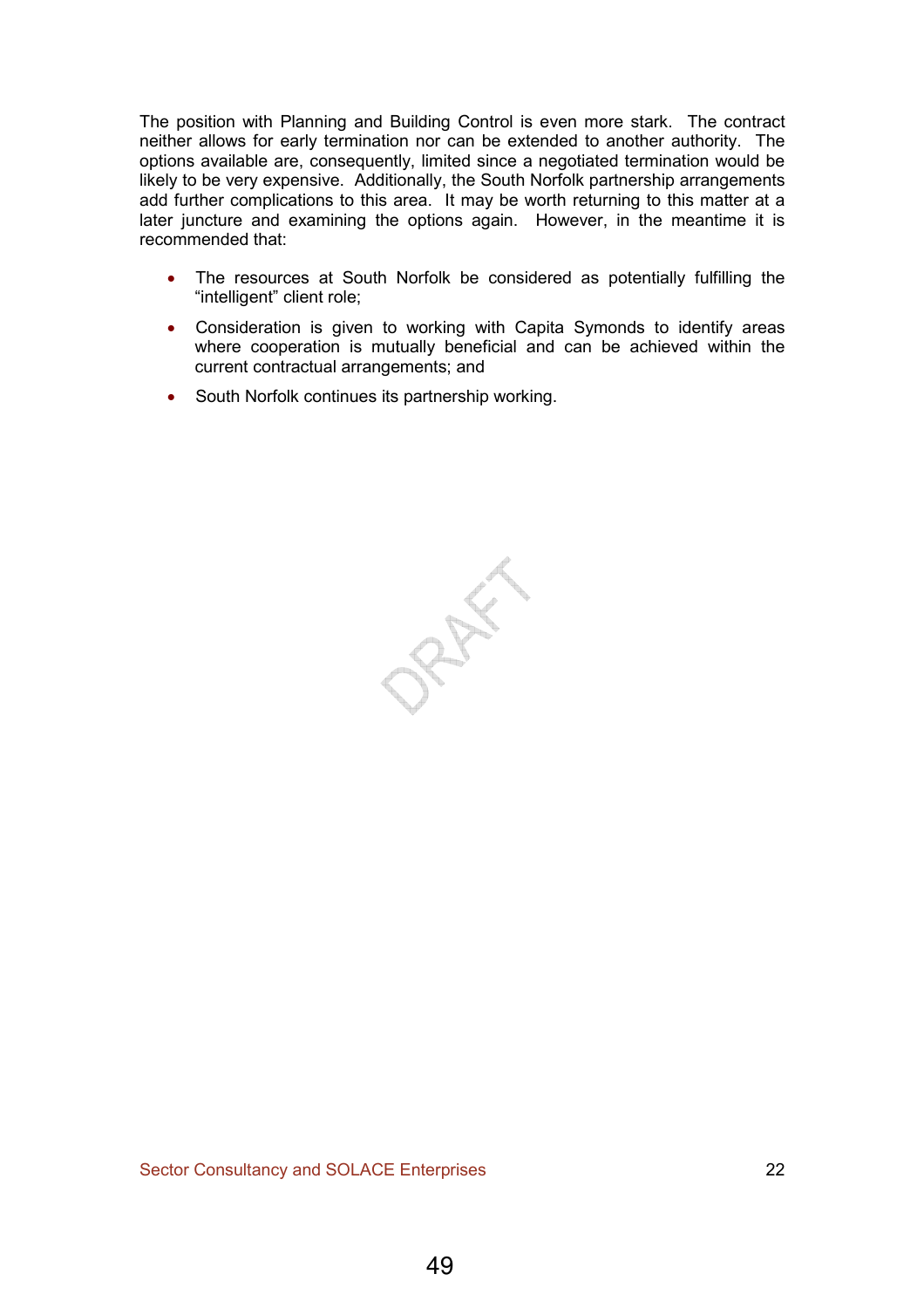The position with Planning and Building Control is even more stark. The contract neither allows for early termination nor can be extended to another authority. The options available are, consequently, limited since a negotiated termination would be likely to be very expensive. Additionally, the South Norfolk partnership arrangements add further complications to this area. It may be worth returning to this matter at a later juncture and examining the options again. However, in the meantime it is recommended that:

- The resources at South Norfolk be considered as potentially fulfilling the “intelligent” client role;
- Consideration is given to working with Capita Symonds to identify areas where cooperation is mutually beneficial and can be achieved within the current contractual arrangements; and
- South Norfolk continues its partnership working.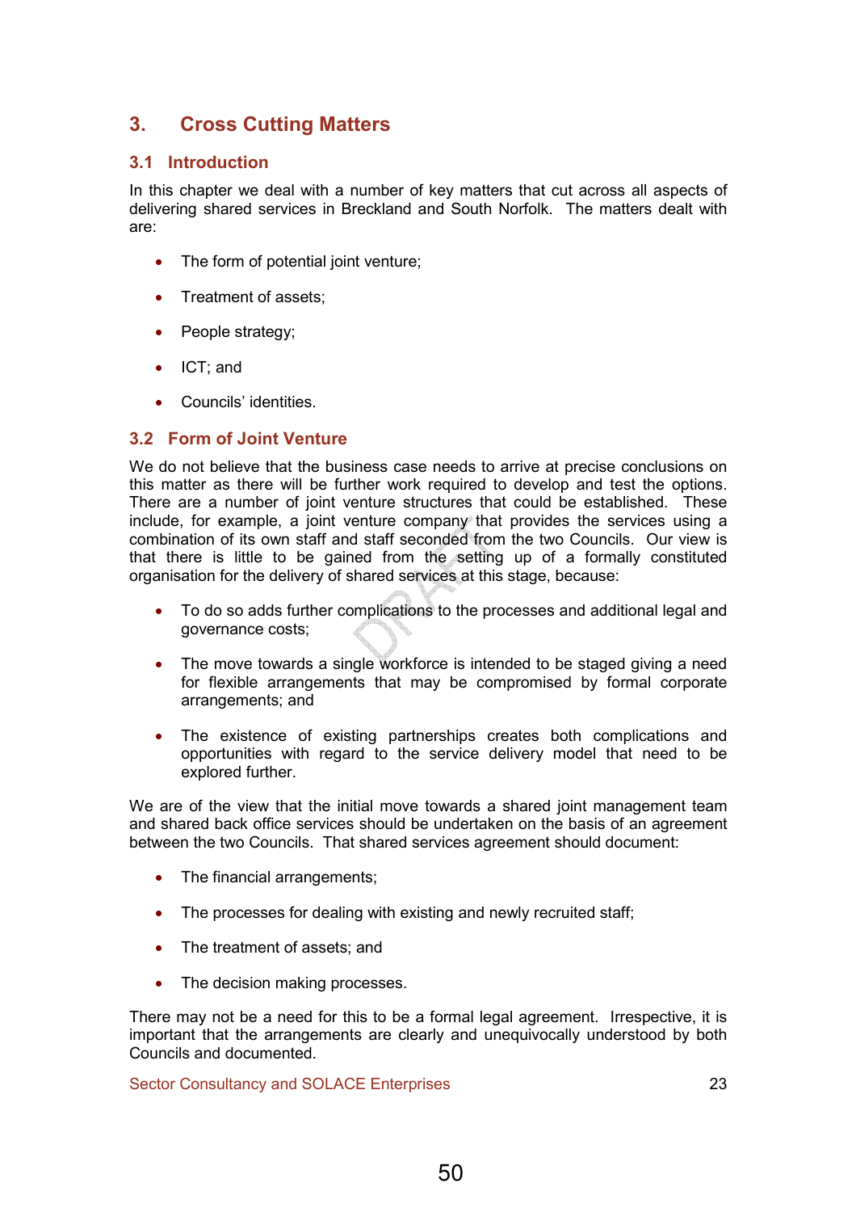# 3. Cross Cutting Matters

## 3.1 Introduction

In this chapter we deal with a number of key matters that cut across all aspects of delivering shared services in Breckland and South Norfolk. The matters dealt with are:

- The form of potential joint venture;
- Treatment of assets;
- People strategy;
- ICT; and
- Councils' identities.

## 3.2 Form of Joint Venture

We do not believe that the business case needs to arrive at precise conclusions on this matter as there will be further work required to develop and test the options. There are a number of joint venture structures that could be established. These include, for example, a joint venture company that provides the services using a combination of its own staff and staff seconded from the two Councils. Our view is that there is little to be gained from the setting up of a formally constituted organisation for the delivery of shared services at this stage, because:

- To do so adds further complications to the processes and additional legal and governance costs;
- The move towards a single workforce is intended to be staged giving a need for flexible arrangements that may be compromised by formal corporate arrangements; and
- The existence of existing partnerships creates both complications and opportunities with regard to the service delivery model that need to be explored further.

We are of the view that the initial move towards a shared joint management team and shared back office services should be undertaken on the basis of an agreement between the two Councils. That shared services agreement should document:

- The financial arrangements;
- The processes for dealing with existing and newly recruited staff;
- The treatment of assets; and
- The decision making processes.

There may not be a need for this to be a formal legal agreement. Irrespective, it is important that the arrangements are clearly and unequivocally understood by both Councils and documented.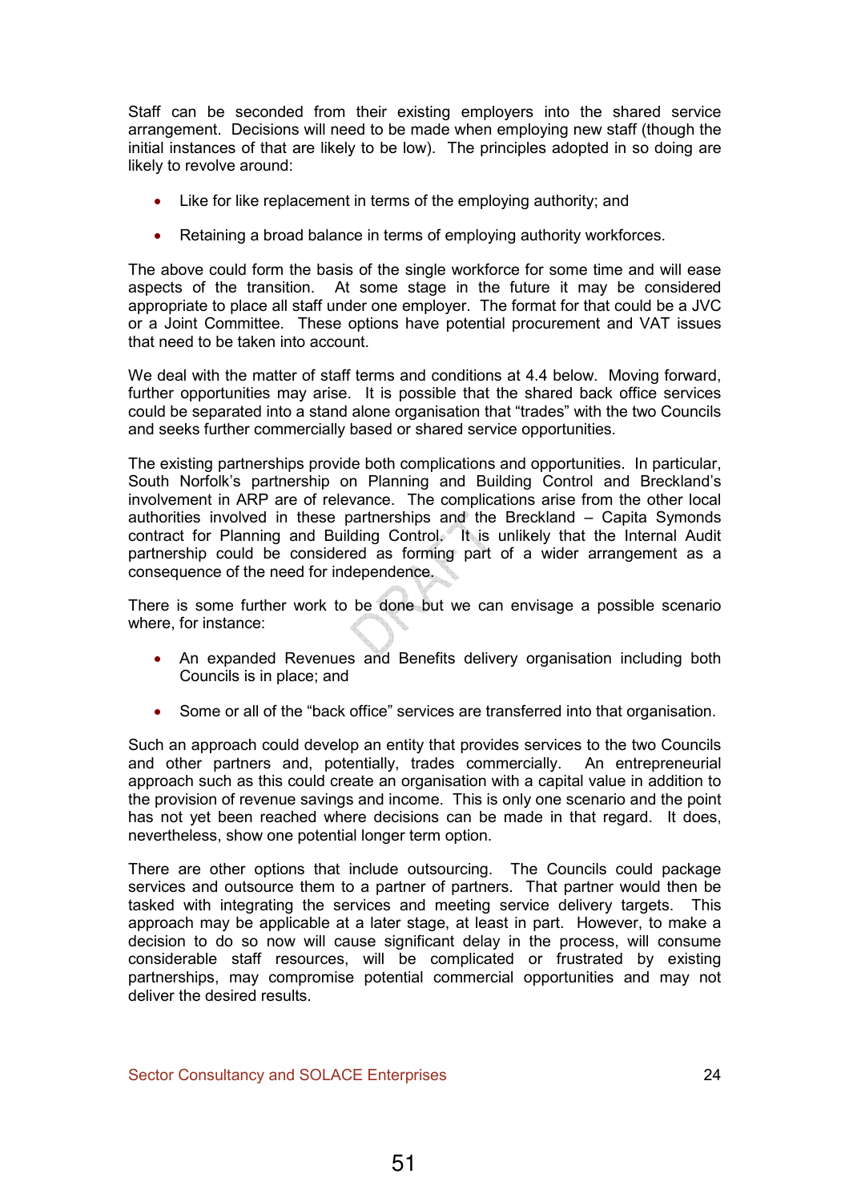Staff can be seconded from their existing employers into the shared service arrangement. Decisions will need to be made when employing new staff (though the initial instances of that are likely to be low). The principles adopted in so doing are likely to revolve around:

- Like for like replacement in terms of the employing authority; and
- Retaining a broad balance in terms of employing authority workforces.

The above could form the basis of the single workforce for some time and will ease aspects of the transition. At some stage in the future it may be considered appropriate to place all staff under one employer. The format for that could be a JVC or a Joint Committee. These options have potential procurement and VAT issues that need to be taken into account.

We deal with the matter of staff terms and conditions at 4.4 below. Moving forward, further opportunities may arise. It is possible that the shared back office services could be separated into a stand alone organisation that "trades" with the two Councils and seeks further commercially based or shared service opportunities.

The existing partnerships provide both complications and opportunities. In particular, South Norfolk's partnership on Planning and Building Control and Breckland's involvement in ARP are of relevance. The complications arise from the other local authorities involved in these partnerships and the Breckland – Capita Symonds contract for Planning and Building Control. It is unlikely that the Internal Audit partnership could be considered as forming part of a wider arrangement as a consequence of the need for independence.

There is some further work to be done but we can envisage a possible scenario where, for instance:

- An expanded Revenues and Benefits delivery organisation including both Councils is in place; and
- Some or all of the "back office" services are transferred into that organisation.

Such an approach could develop an entity that provides services to the two Councils and other partners and, potentially, trades commercially. An entrepreneurial approach such as this could create an organisation with a capital value in addition to the provision of revenue savings and income. This is only one scenario and the point has not yet been reached where decisions can be made in that regard. It does, nevertheless, show one potential longer term option.

There are other options that include outsourcing. The Councils could package services and outsource them to a partner of partners. That partner would then be tasked with integrating the services and meeting service delivery targets. This approach may be applicable at a later stage, at least in part. However, to make a decision to do so now will cause significant delay in the process, will consume considerable staff resources, will be complicated or frustrated by existing partnerships, may compromise potential commercial opportunities and may not deliver the desired results.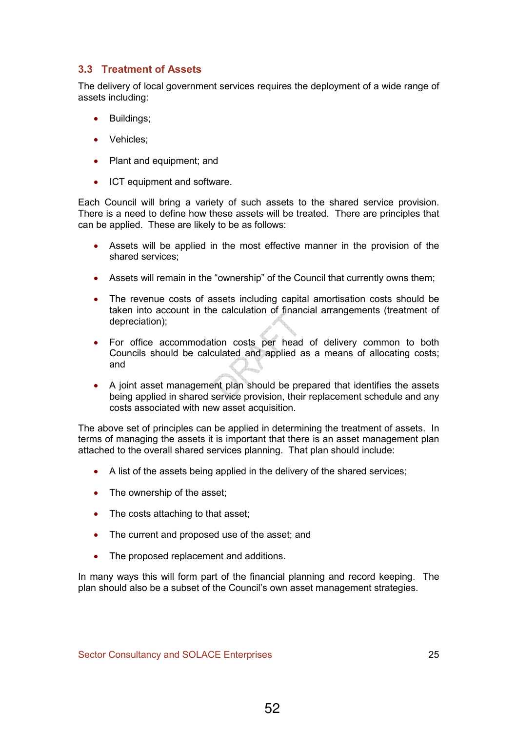### 3.3 Treatment of Assets

The delivery of local government services requires the deployment of a wide range of assets including:

- Buildings;
- Vehicles;
- Plant and equipment; and
- ICT equipment and software.

Each Council will bring a variety of such assets to the shared service provision. There is a need to define how these assets will be treated. There are principles that can be applied. These are likely to be as follows:

- Assets will be applied in the most effective manner in the provision of the shared services;
- Assets will remain in the "ownership" of the Council that currently owns them;
- The revenue costs of assets including capital amortisation costs should be taken into account in the calculation of financial arrangements (treatment of depreciation);
- For office accommodation costs per head of delivery common to both Councils should be calculated and applied as a means of allocating costs; and
- A joint asset management plan should be prepared that identifies the assets being applied in shared service provision, their replacement schedule and any costs associated with new asset acquisition.

The above set of principles can be applied in determining the treatment of assets. In terms of managing the assets it is important that there is an asset management plan attached to the overall shared services planning. That plan should include:

- A list of the assets being applied in the delivery of the shared services;
- The ownership of the asset;
- The costs attaching to that asset;
- The current and proposed use of the asset; and
- The proposed replacement and additions.

In many ways this will form part of the financial planning and record keeping. The plan should also be a subset of the Council's own asset management strategies.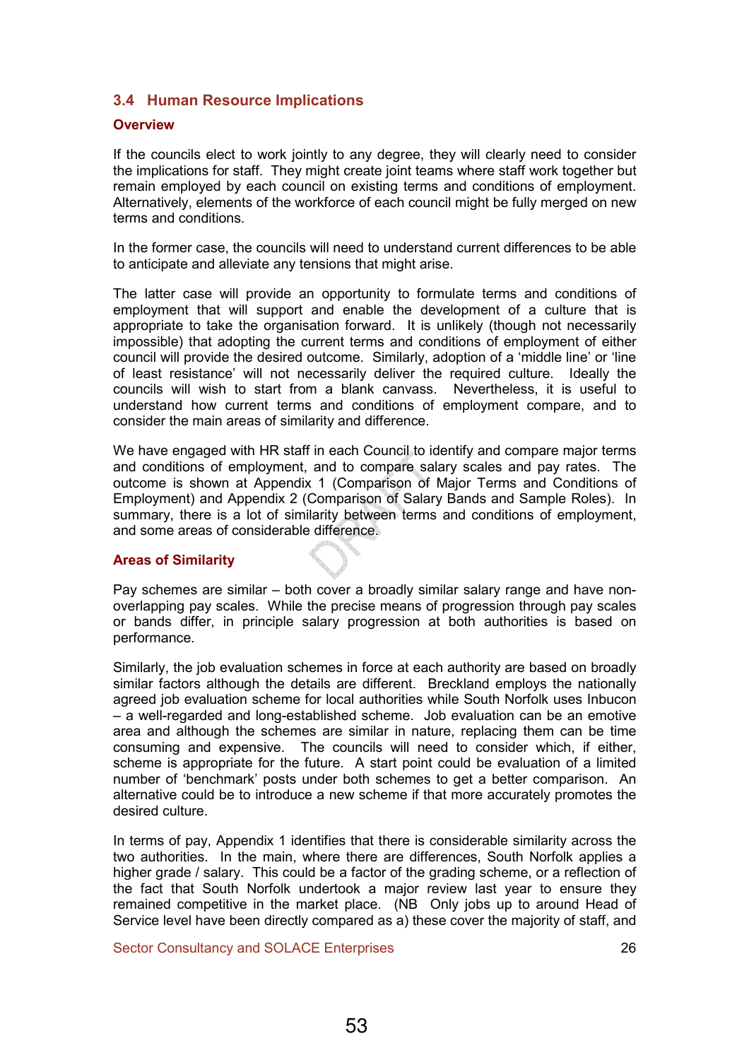## 3.4 Human Resource Implications

### Overview

If the councils elect to work jointly to any degree, they will clearly need to consider the implications for staff. They might create joint teams where staff work together but remain employed by each council on existing terms and conditions of employment. Alternatively, elements of the workforce of each council might be fully merged on new terms and conditions.

In the former case, the councils will need to understand current differences to be able to anticipate and alleviate any tensions that might arise.

The latter case will provide an opportunity to formulate terms and conditions of employment that will support and enable the development of a culture that is appropriate to take the organisation forward. It is unlikely (though not necessarily impossible) that adopting the current terms and conditions of employment of either council will provide the desired outcome. Similarly, adoption of a 'middle line' or 'line of least resistance' will not necessarily deliver the required culture. Ideally the councils will wish to start from a blank canvass. Nevertheless, it is useful to understand how current terms and conditions of employment compare, and to consider the main areas of similarity and difference.

We have engaged with HR staff in each Council to identify and compare major terms and conditions of employment, and to compare salary scales and pay rates. The outcome is shown at Appendix 1 (Comparison of Major Terms and Conditions of Employment) and Appendix 2 (Comparison of Salary Bands and Sample Roles). In summary, there is a lot of similarity between terms and conditions of employment, and some areas of considerable difference.

### Areas of Similarity

Pay schemes are similar – both cover a broadly similar salary range and have non-overlapping pay scales. While the precise means of progression through pay scales or bands differ, in principle salary progression at both authorities is based on performance.

Similarly, the job evaluation schemes in force at each authority are based on broadly similar factors although the details are different. Breckland employs the nationally agreed job evaluation scheme for local authorities while South Norfolk uses Inbucon – a well-regarded and long-established scheme. Job evaluation can be an emotive area and although the schemes are similar in nature, replacing them can be time consuming and expensive. The councils will need to consider which, if either, scheme is appropriate for the future. A start point could be evaluation of a limited number of 'benchmark' posts under both schemes to get a better comparison. An alternative could be to introduce a new scheme if that more accurately promotes the desired culture.

In terms of pay, Appendix 1 identifies that there is considerable similarity across the two authorities. In the main, where there are differences, South Norfolk applies a higher grade / salary. This could be a factor of the grading scheme, or a reflection of the fact that South Norfolk undertook a major review last year to ensure they remained competitive in the market place. (NB Only jobs up to around Head of Service level have been directly compared as a) these cover the majority of staff, and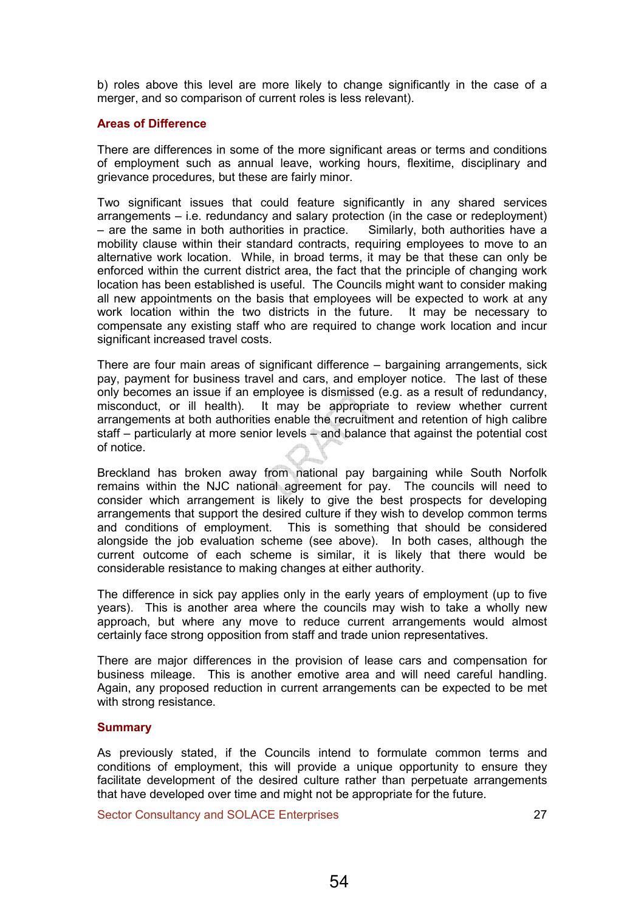b) roles above this level are more likely to change significantly in the case of a merger, and so comparison of current roles is less relevant).

### Areas of Difference

There are differences in some of the more significant areas or terms and conditions of employment such as annual leave, working hours, flexitime, disciplinary and grievance procedures, but these are fairly minor.

Two significant issues that could feature significantly in any shared services arrangements – i.e. redundancy and salary protection (in the case or redeployment) – are the same in both authorities in practice. Similarly, both authorities have a mobility clause within their standard contracts, requiring employees to move to an alternative work location. While, in broad terms, it may be that these can only be enforced within the current district area, the fact that the principle of changing work location has been established is useful. The Councils might want to consider making all new appointments on the basis that employees will be expected to work at any work location within the two districts in the future. It may be necessary to compensate any existing staff who are required to change work location and incur significant increased travel costs.

There are four main areas of significant difference – bargaining arrangements, sick pay, payment for business travel and cars, and employer notice. The last of these only becomes an issue if an employee is dismissed (e.g. as a result of redundancy, misconduct, or ill health). It may be appropriate to review whether current arrangements at both authorities enable the recruitment and retention of high calibre staff – particularly at more senior levels – and balance that against the potential cost of notice.

Breckland has broken away from national pay bargaining while South Norfolk remains within the NJC national agreement for pay. The councils will need to consider which arrangement is likely to give the best prospects for developing arrangements that support the desired culture if they wish to develop common terms and conditions of employment. This is something that should be considered alongside the job evaluation scheme (see above). In both cases, although the current outcome of each scheme is similar, it is likely that there would be considerable resistance to making changes at either authority.

The difference in sick pay applies only in the early years of employment (up to five years). This is another area where the councils may wish to take a wholly new approach, but where any move to reduce current arrangements would almost certainly face strong opposition from staff and trade union representatives.

There are major differences in the provision of lease cars and compensation for business mileage. This is another emotive area and will need careful handling. Again, any proposed reduction in current arrangements can be expected to be met with strong resistance.

### Summary

As previously stated, if the Councils intend to formulate common terms and conditions of employment, this will provide a unique opportunity to ensure they facilitate development of the desired culture rather than perpetuate arrangements that have developed over time and might not be appropriate for the future.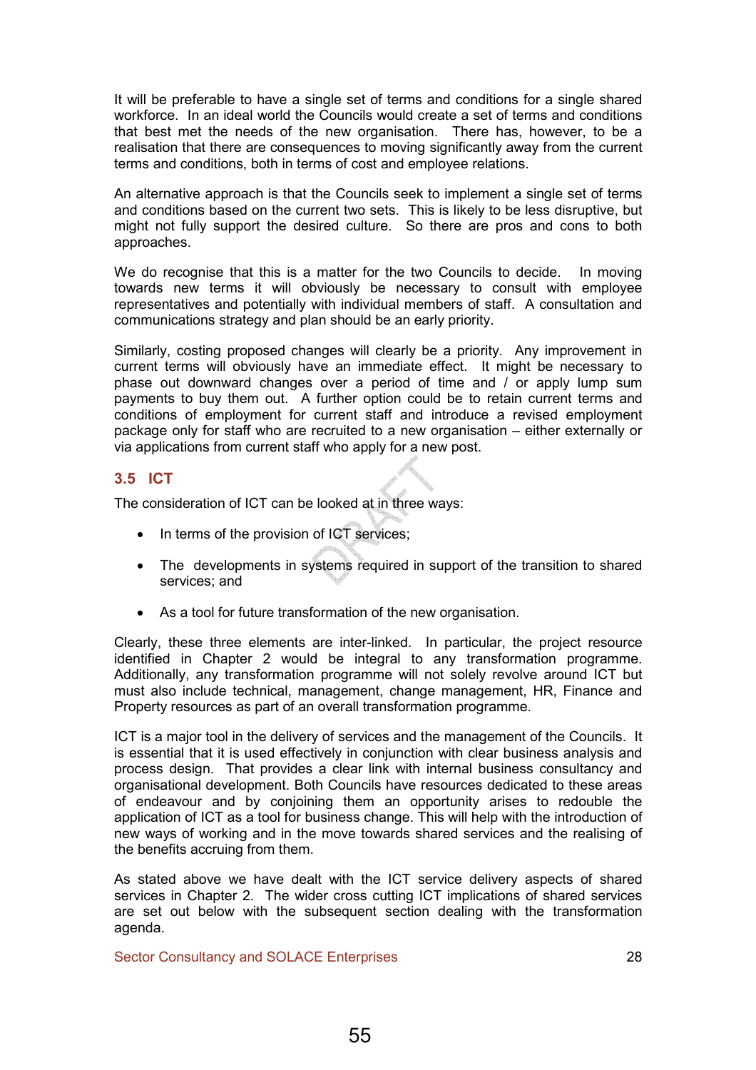It will be preferable to have a single set of terms and conditions for a single shared workforce. In an ideal world the Councils would create a set of terms and conditions that best met the needs of the new organisation. There has, however, to be a realisation that there are consequences to moving significantly away from the current terms and conditions, both in terms of cost and employee relations.

An alternative approach is that the Councils seek to implement a single set of terms and conditions based on the current two sets. This is likely to be less disruptive, but might not fully support the desired culture. So there are pros and cons to both approaches.

We do recognise that this is a matter for the two Councils to decide. In moving towards new terms it will obviously be necessary to consult with employee representatives and potentially with individual members of staff. A consultation and communications strategy and plan should be an early priority.

Similarly, costing proposed changes will clearly be a priority. Any improvement in current terms will obviously have an immediate effect. It might be necessary to phase out downward changes over a period of time and / or apply lump sum payments to buy them out. A further option could be to retain current terms and conditions of employment for current staff and introduce a revised employment package only for staff who are recruited to a new organisation – either externally or via applications from current staff who apply for a new post.

### 3.5 ICT

The consideration of ICT can be looked at in three ways:

- In terms of the provision of ICT services;
- The developments in systems required in support of the transition to shared services; and
- As a tool for future transformation of the new organisation.

Clearly, these three elements are inter-linked. In particular, the project resource identified in Chapter 2 would be integral to any transformation programme. Additionally, any transformation programme will not solely revolve around ICT but must also include technical, management, change management, HR, Finance and Property resources as part of an overall transformation programme.

ICT is a major tool in the delivery of services and the management of the Councils. It is essential that it is used effectively in conjunction with clear business analysis and process design. That provides a clear link with internal business consultancy and organisational development. Both Councils have resources dedicated to these areas of endeavour and by conjoining them an opportunity arises to redouble the application of ICT as a tool for business change. This will help with the introduction of new ways of working and in the move towards shared services and the realising of the benefits accruing from them.

As stated above we have dealt with the ICT service delivery aspects of shared services in Chapter 2. The wider cross cutting ICT implications of shared services are set out below with the subsequent section dealing with the transformation agenda.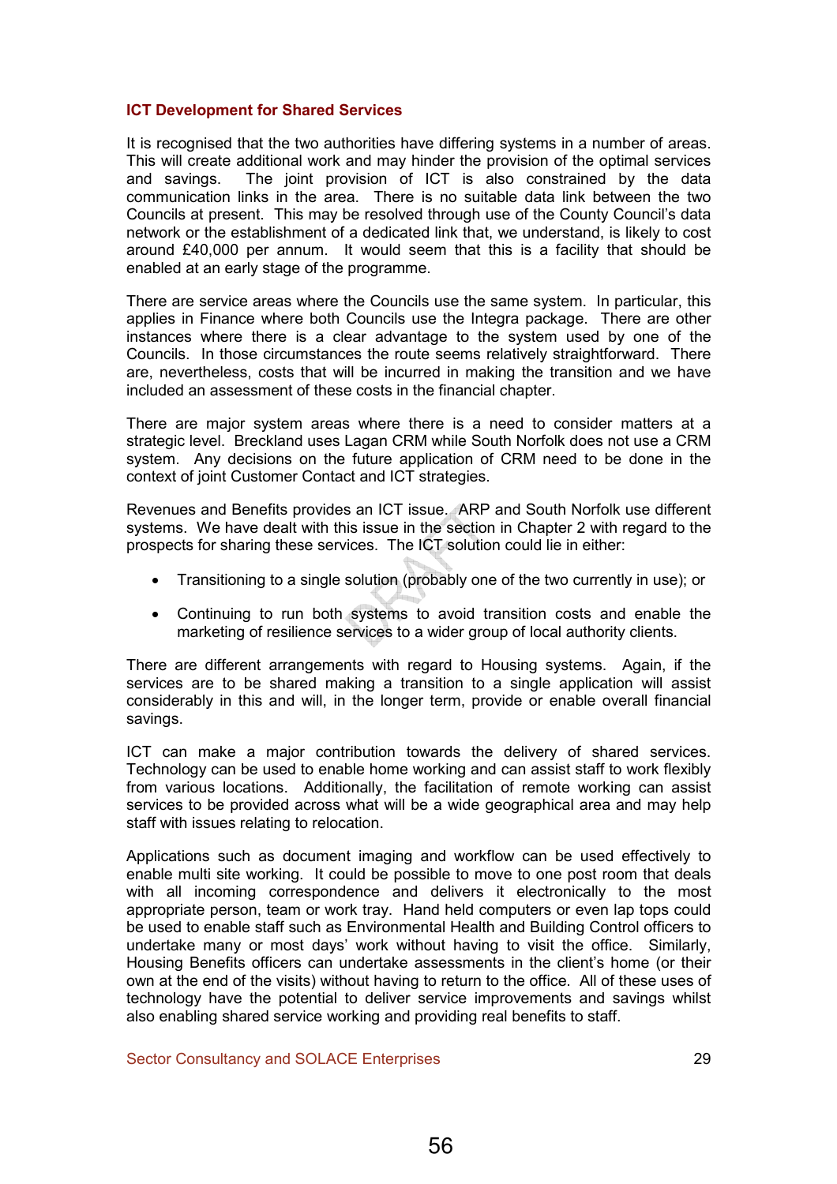## ICT Development for Shared Services

It is recognised that the two authorities have differing systems in a number of areas. This will create additional work and may hinder the provision of the optimal services and savings. The joint provision of ICT is also constrained by the data communication links in the area. There is no suitable data link between the two Councils at present. This may be resolved through use of the County Council's data network or the establishment of a dedicated link that, we understand, is likely to cost around £40,000 per annum. It would seem that this is a facility that should be enabled at an early stage of the programme.

There are service areas where the Councils use the same system. In particular, this applies in Finance where both Councils use the Integra package. There are other instances where there is a clear advantage to the system used by one of the Councils. In those circumstances the route seems relatively straightforward. There are, nevertheless, costs that will be incurred in making the transition and we have included an assessment of these costs in the financial chapter.

There are major system areas where there is a need to consider matters at a strategic level. Breckland uses Lagan CRM while South Norfolk does not use a CRM system. Any decisions on the future application of CRM need to be done in the context of joint Customer Contact and ICT strategies.

Revenues and Benefits provides an ICT issue. ARP and South Norfolk use different systems. We have dealt with this issue in the section in Chapter 2 with regard to the prospects for sharing these services. The ICT solution could lie in either:

- Transitioning to a single solution (probably one of the two currently in use); or
- Continuing to run both systems to avoid transition costs and enable the marketing of resilience services to a wider group of local authority clients.

There are different arrangements with regard to Housing systems. Again, if the services are to be shared making a transition to a single application will assist considerably in this and will, in the longer term, provide or enable overall financial savings.

ICT can make a major contribution towards the delivery of shared services. Technology can be used to enable home working and can assist staff to work flexibly from various locations. Additionally, the facilitation of remote working can assist services to be provided across what will be a wide geographical area and may help staff with issues relating to relocation.

Applications such as document imaging and workflow can be used effectively to enable multi site working. It could be possible to move to one post room that deals with all incoming correspondence and delivers it electronically to the most appropriate person, team or work tray. Hand held computers or even lap tops could be used to enable staff such as Environmental Health and Building Control officers to undertake many or most days' work without having to visit the office. Similarly, Housing Benefits officers can undertake assessments in the client's home (or their own at the end of the visits) without having to return to the office. All of these uses of technology have the potential to deliver service improvements and savings whilst also enabling shared service working and providing real benefits to staff.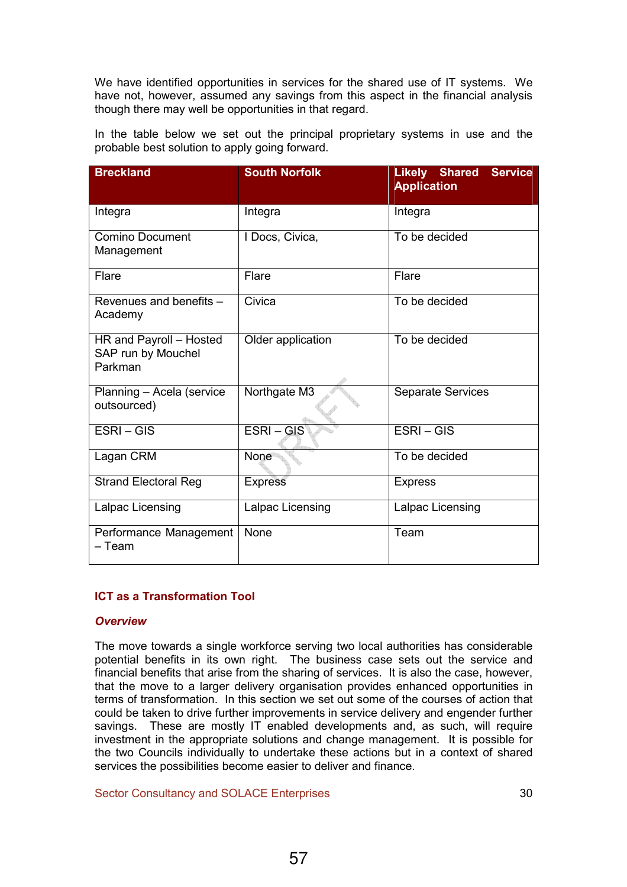We have identified opportunities in services for the shared use of IT systems. We have not, however, assumed any savings from this aspect in the financial analysis though there may well be opportunities in that regard.

In the table below we set out the principal proprietary systems in use and the probable best solution to apply going forward.

| Breckland | South Norfolk | Likely Shared Service Application |
|---|---|---|
| Integra | Integra | Integra |
| Comino Document Management | I Docs, Civica, | To be decided |
| Flare | Flare | Flare |
| Revenues and benefits – Academy | Civica | To be decided |
| HR and Payroll – Hosted SAP run by Mouchel Parkman | Older application | To be decided |
| Planning – Acela (service outsourced) | Northgate M3 | Separate Services |
| ESRI – GIS | ESRI – GIS | ESRI – GIS |
| Lagan CRM | None | To be decided |
| Strand Electoral Reg | Express | Express |
| Lalpac Licensing | Lalpac Licensing | Lalpac Licensing |
| Performance Management – Team | None | Team |

## ICT as a Transformation Tool

### *Overview*

The move towards a single workforce serving two local authorities has considerable potential benefits in its own right. The business case sets out the service and financial benefits that arise from the sharing of services. It is also the case, however, that the move to a larger delivery organisation provides enhanced opportunities in terms of transformation. In this section we set out some of the courses of action that could be taken to drive further improvements in service delivery and engender further savings. These are mostly IT enabled developments and, as such, will require investment in the appropriate solutions and change management. It is possible for the two Councils individually to undertake these actions but in a context of shared services the possibilities become easier to deliver and finance.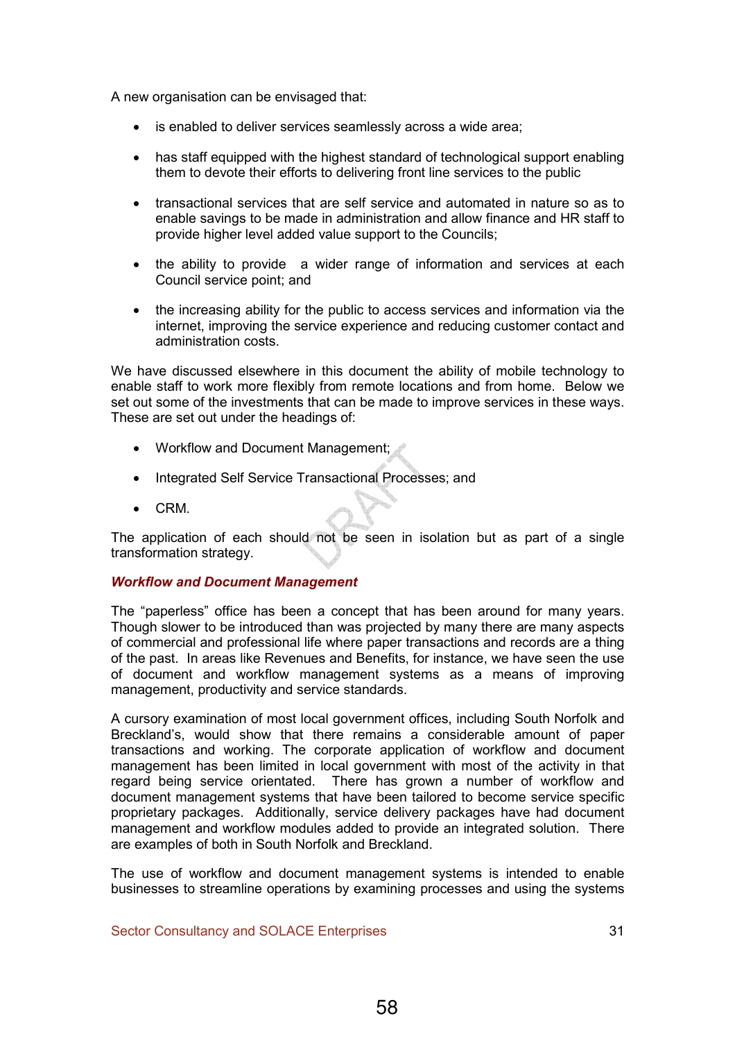A new organisation can be envisaged that:

- is enabled to deliver services seamlessly across a wide area;
- has staff equipped with the highest standard of technological support enabling them to devote their efforts to delivering front line services to the public
- transactional services that are self service and automated in nature so as to enable savings to be made in administration and allow finance and HR staff to provide higher level added value support to the Councils;
- the ability to provide a wider range of information and services at each Council service point; and
- the increasing ability for the public to access services and information via the internet, improving the service experience and reducing customer contact and administration costs.

We have discussed elsewhere in this document the ability of mobile technology to enable staff to work more flexibly from remote locations and from home. Below we set out some of the investments that can be made to improve services in these ways. These are set out under the headings of:

- Workflow and Document Management;
- Integrated Self Service Transactional Processes; and
- CRM.

The application of each should not be seen in isolation but as part of a single transformation strategy.

***Workflow and Document Management***

The "paperless" office has been a concept that has been around for many years. Though slower to be introduced than was projected by many there are many aspects of commercial and professional life where paper transactions and records are a thing of the past. In areas like Revenues and Benefits, for instance, we have seen the use of document and workflow management systems as a means of improving management, productivity and service standards.

A cursory examination of most local government offices, including South Norfolk and Breckland's, would show that there remains a considerable amount of paper transactions and working. The corporate application of workflow and document management has been limited in local government with most of the activity in that regard being service orientated. There has grown a number of workflow and document management systems that have been tailored to become service specific proprietary packages. Additionally, service delivery packages have had document management and workflow modules added to provide an integrated solution. There are examples of both in South Norfolk and Breckland.

The use of workflow and document management systems is intended to enable businesses to streamline operations by examining processes and using the systems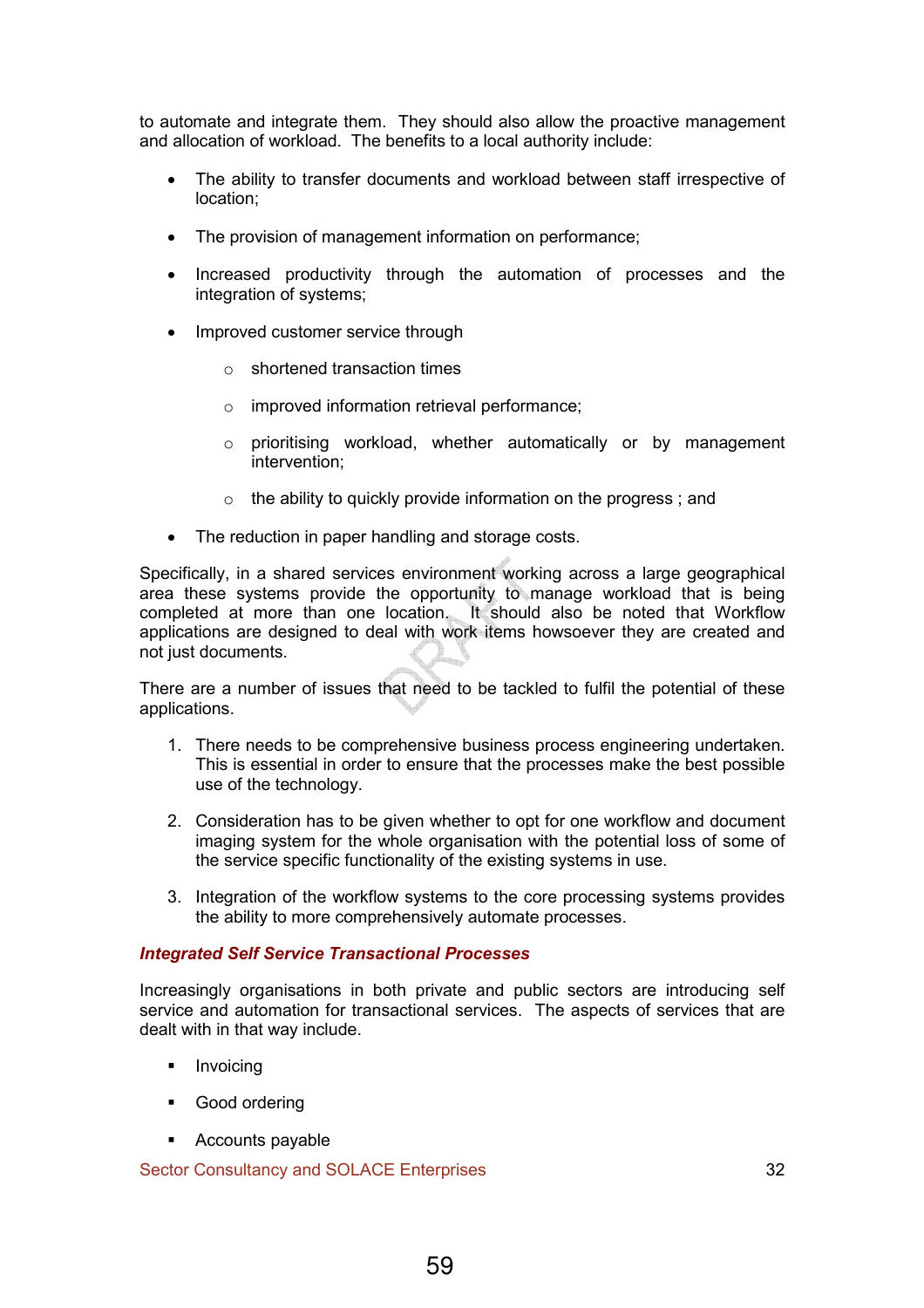to automate and integrate them. They should also allow the proactive management and allocation of workload. The benefits to a local authority include:

- The ability to transfer documents and workload between staff irrespective of location;
- The provision of management information on performance;
- Increased productivity through the automation of processes and the integration of systems;
- Improved customer service through
  - shortened transaction times
  - improved information retrieval performance;
  - prioritising workload, whether automatically or by management intervention;
  - the ability to quickly provide information on the progress ; and
- The reduction in paper handling and storage costs.

Specifically, in a shared services environment working across a large geographical area these systems provide the opportunity to manage workload that is being completed at more than one location. It should also be noted that Workflow applications are designed to deal with work items howsoever they are created and not just documents.

There are a number of issues that need to be tackled to fulfil the potential of these applications.

1. There needs to be comprehensive business process engineering undertaken. This is essential in order to ensure that the processes make the best possible use of the technology.
2. Consideration has to be given whether to opt for one workflow and document imaging system for the whole organisation with the potential loss of some of the service specific functionality of the existing systems in use.
3. Integration of the workflow systems to the core processing systems provides the ability to more comprehensively automate processes.

***Integrated Self Service Transactional Processes***

Increasingly organisations in both private and public sectors are introducing self service and automation for transactional services. The aspects of services that are dealt with in that way include.

- Invoicing
- Good ordering
- Accounts payable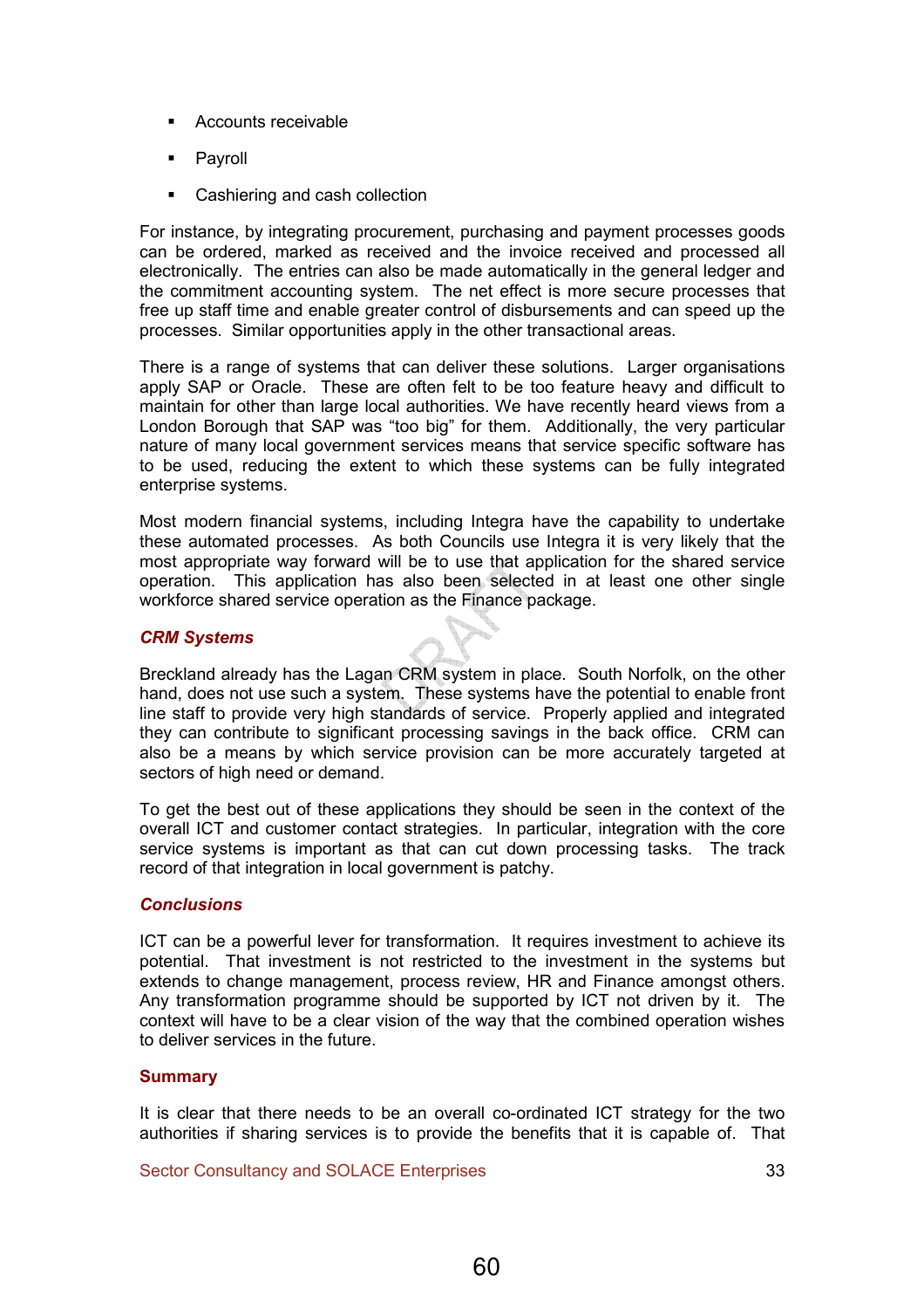- Accounts receivable
- Payroll
- Cashiering and cash collection

For instance, by integrating procurement, purchasing and payment processes goods can be ordered, marked as received and the invoice received and processed all electronically. The entries can also be made automatically in the general ledger and the commitment accounting system. The net effect is more secure processes that free up staff time and enable greater control of disbursements and can speed up the processes. Similar opportunities apply in the other transactional areas.

There is a range of systems that can deliver these solutions. Larger organisations apply SAP or Oracle. These are often felt to be too feature heavy and difficult to maintain for other than large local authorities. We have recently heard views from a London Borough that SAP was "too big" for them. Additionally, the very particular nature of many local government services means that service specific software has to be used, reducing the extent to which these systems can be fully integrated enterprise systems.

Most modern financial systems, including Integra have the capability to undertake these automated processes. As both Councils use Integra it is very likely that the most appropriate way forward will be to use that application for the shared service operation. This application has also been selected in at least one other single workforce shared service operation as the Finance package.

***CRM Systems***

Breckland already has the Lagan CRM system in place. South Norfolk, on the other hand, does not use such a system. These systems have the potential to enable front line staff to provide very high standards of service. Properly applied and integrated they can contribute to significant processing savings in the back office. CRM can also be a means by which service provision can be more accurately targeted at sectors of high need or demand.

To get the best out of these applications they should be seen in the context of the overall ICT and customer contact strategies. In particular, integration with the core service systems is important as that can cut down processing tasks. The track record of that integration in local government is patchy.

***Conclusions***

ICT can be a powerful lever for transformation. It requires investment to achieve its potential. That investment is not restricted to the investment in the systems but extends to change management, process review, HR and Finance amongst others. Any transformation programme should be supported by ICT not driven by it. The context will have to be a clear vision of the way that the combined operation wishes to deliver services in the future.

**Summary**

It is clear that there needs to be an overall co-ordinated ICT strategy for the two authorities if sharing services is to provide the benefits that it is capable of. That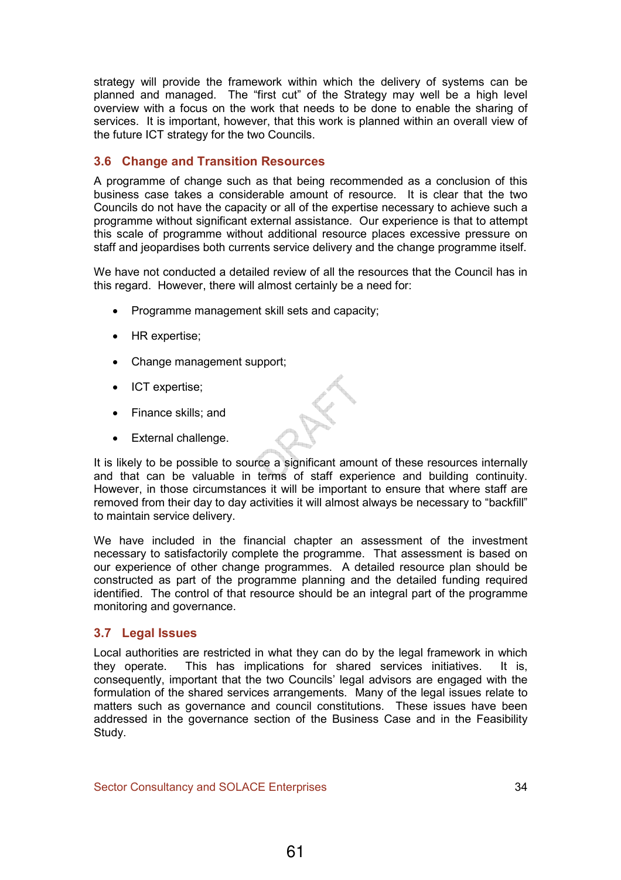strategy will provide the framework within which the delivery of systems can be planned and managed. The "first cut" of the Strategy may well be a high level overview with a focus on the work that needs to be done to enable the sharing of services. It is important, however, that this work is planned within an overall view of the future ICT strategy for the two Councils.

## 3.6 Change and Transition Resources

A programme of change such as that being recommended as a conclusion of this business case takes a considerable amount of resource. It is clear that the two Councils do not have the capacity or all of the expertise necessary to achieve such a programme without significant external assistance. Our experience is that to attempt this scale of programme without additional resource places excessive pressure on staff and jeopardises both currents service delivery and the change programme itself.

We have not conducted a detailed review of all the resources that the Council has in this regard. However, there will almost certainly be a need for:

- Programme management skill sets and capacity;
- HR expertise;
- Change management support;
- ICT expertise;
- Finance skills; and
- External challenge.

It is likely to be possible to source a significant amount of these resources internally and that can be valuable in terms of staff experience and building continuity. However, in those circumstances it will be important to ensure that where staff are removed from their day to day activities it will almost always be necessary to "backfill" to maintain service delivery.

We have included in the financial chapter an assessment of the investment necessary to satisfactorily complete the programme. That assessment is based on our experience of other change programmes. A detailed resource plan should be constructed as part of the programme planning and the detailed funding required identified. The control of that resource should be an integral part of the programme monitoring and governance.

## 3.7 Legal Issues

Local authorities are restricted in what they can do by the legal framework in which they operate. This has implications for shared services initiatives. It is, consequently, important that the two Councils' legal advisors are engaged with the formulation of the shared services arrangements. Many of the legal issues relate to matters such as governance and council constitutions. These issues have been addressed in the governance section of the Business Case and in the Feasibility Study.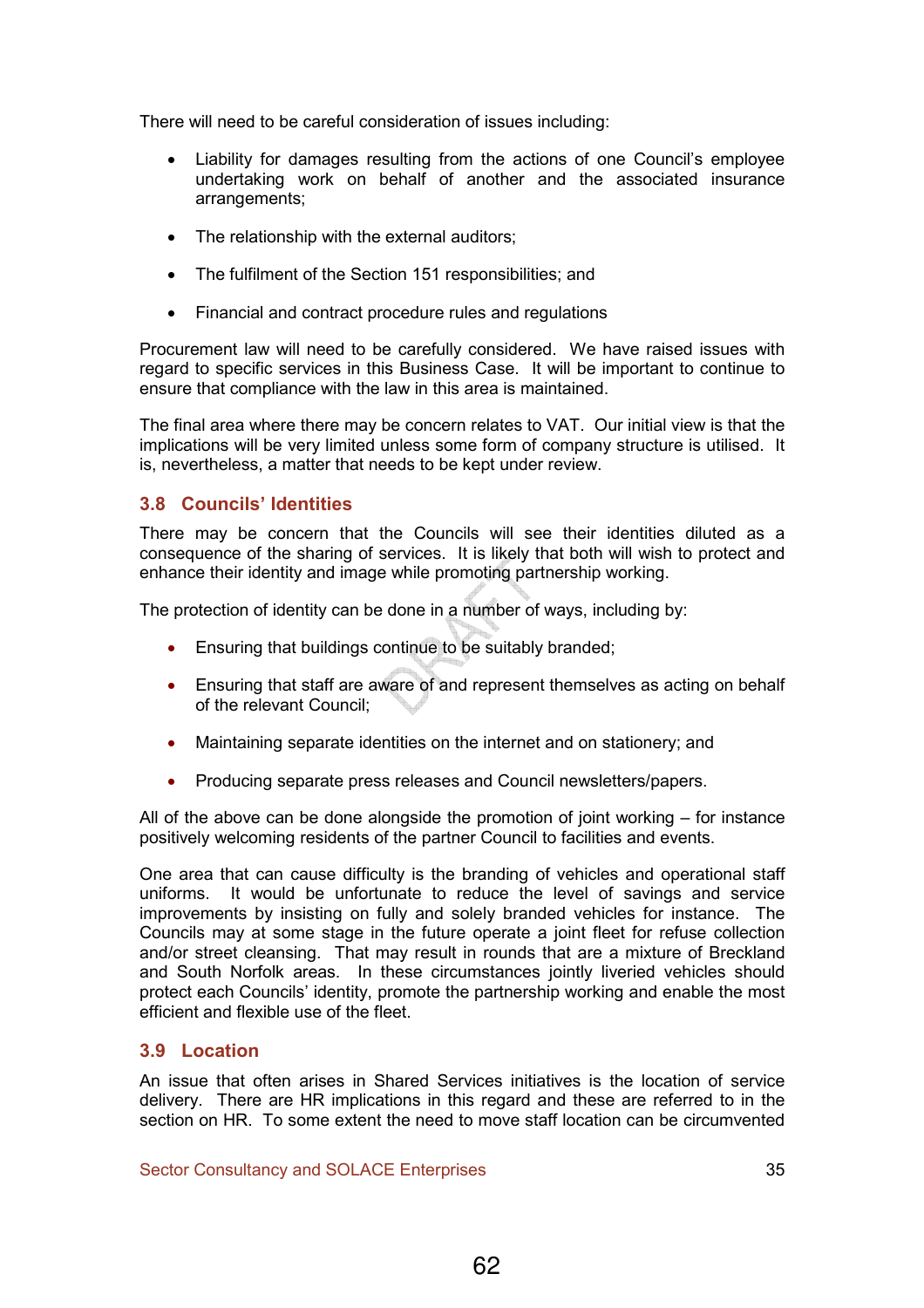There will need to be careful consideration of issues including:

- Liability for damages resulting from the actions of one Council's employee undertaking work on behalf of another and the associated insurance arrangements;
- The relationship with the external auditors;
- The fulfilment of the Section 151 responsibilities; and
- Financial and contract procedure rules and regulations

Procurement law will need to be carefully considered. We have raised issues with regard to specific services in this Business Case. It will be important to continue to ensure that compliance with the law in this area is maintained.

The final area where there may be concern relates to VAT. Our initial view is that the implications will be very limited unless some form of company structure is utilised. It is, nevertheless, a matter that needs to be kept under review.

### 3.8 Councils' Identities

There may be concern that the Councils will see their identities diluted as a consequence of the sharing of services. It is likely that both will wish to protect and enhance their identity and image while promoting partnership working.

The protection of identity can be done in a number of ways, including by:

- Ensuring that buildings continue to be suitably branded;
- Ensuring that staff are aware of and represent themselves as acting on behalf of the relevant Council;
- Maintaining separate identities on the internet and on stationery; and
- Producing separate press releases and Council newsletters/papers.

All of the above can be done alongside the promotion of joint working – for instance positively welcoming residents of the partner Council to facilities and events.

One area that can cause difficulty is the branding of vehicles and operational staff uniforms. It would be unfortunate to reduce the level of savings and service improvements by insisting on fully and solely branded vehicles for instance. The Councils may at some stage in the future operate a joint fleet for refuse collection and/or street cleansing. That may result in rounds that are a mixture of Breckland and South Norfolk areas. In these circumstances jointly liveried vehicles should protect each Councils' identity, promote the partnership working and enable the most efficient and flexible use of the fleet.

### 3.9 Location

An issue that often arises in Shared Services initiatives is the location of service delivery. There are HR implications in this regard and these are referred to in the section on HR. To some extent the need to move staff location can be circumvented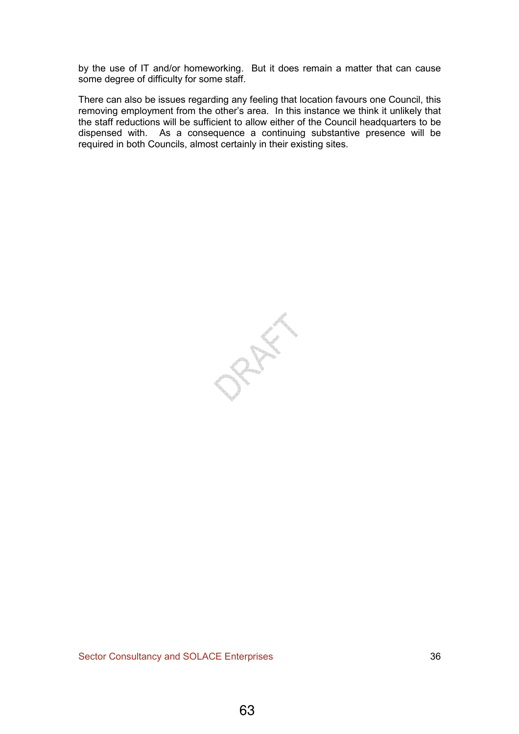by the use of IT and/or homeworking. But it does remain a matter that can cause some degree of difficulty for some staff.

There can also be issues regarding any feeling that location favours one Council, this removing employment from the other's area. In this instance we think it unlikely that the staff reductions will be sufficient to allow either of the Council headquarters to be dispensed with. As a consequence a continuing substantive presence will be required in both Councils, almost certainly in their existing sites.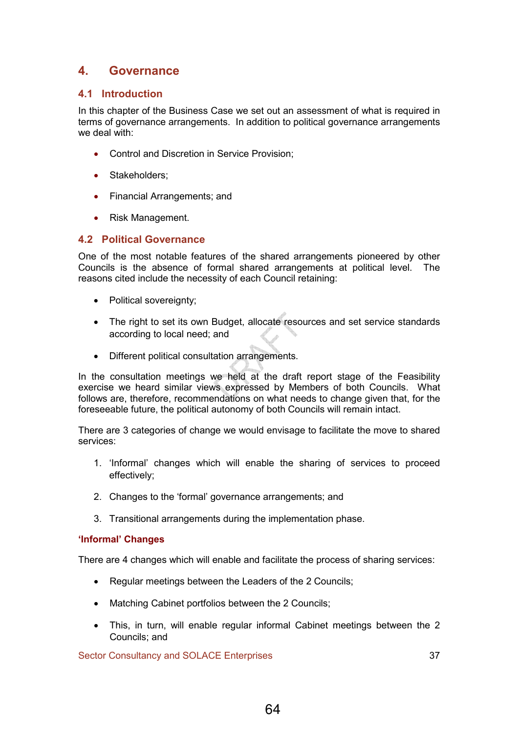# 4. Governance

## 4.1 Introduction

In this chapter of the Business Case we set out an assessment of what is required in terms of governance arrangements. In addition to political governance arrangements we deal with:

- Control and Discretion in Service Provision;
- Stakeholders;
- Financial Arrangements; and
- Risk Management.

## 4.2 Political Governance

One of the most notable features of the shared arrangements pioneered by other Councils is the absence of formal shared arrangements at political level. The reasons cited include the necessity of each Council retaining:

- Political sovereignty;
- The right to set its own Budget, allocate resources and set service standards according to local need; and
- Different political consultation arrangements.

In the consultation meetings we held at the draft report stage of the Feasibility exercise we heard similar views expressed by Members of both Councils. What follows are, therefore, recommendations on what needs to change given that, for the foreseeable future, the political autonomy of both Councils will remain intact.

There are 3 categories of change we would envisage to facilitate the move to shared services:

1. 'Informal' changes which will enable the sharing of services to proceed effectively;
2. Changes to the 'formal' governance arrangements; and
3. Transitional arrangements during the implementation phase.

### 'Informal' Changes

There are 4 changes which will enable and facilitate the process of sharing services:

- Regular meetings between the Leaders of the 2 Councils;
- Matching Cabinet portfolios between the 2 Councils;
- This, in turn, will enable regular informal Cabinet meetings between the 2 Councils; and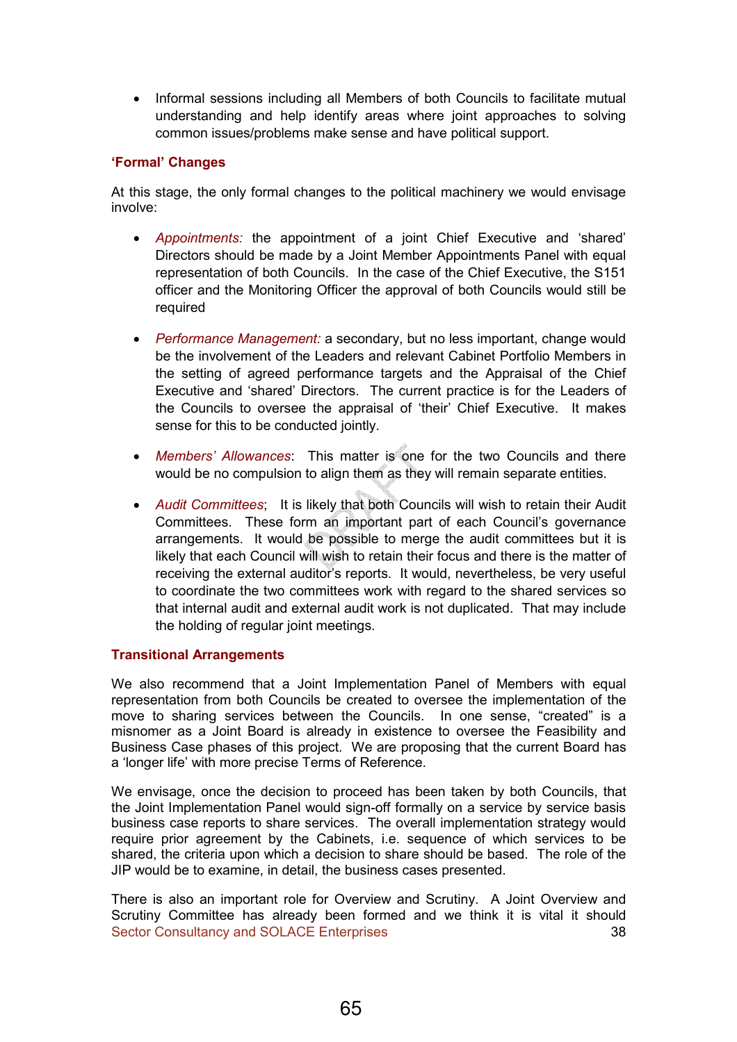- Informal sessions including all Members of both Councils to facilitate mutual understanding and help identify areas where joint approaches to solving common issues/problems make sense and have political support.

### 'Formal' Changes

At this stage, the only formal changes to the political machinery we would envisage involve:

- *Appointments:* the appointment of a joint Chief Executive and 'shared' Directors should be made by a Joint Member Appointments Panel with equal representation of both Councils. In the case of the Chief Executive, the S151 officer and the Monitoring Officer the approval of both Councils would still be required

- *Performance Management:* a secondary, but no less important, change would be the involvement of the Leaders and relevant Cabinet Portfolio Members in the setting of agreed performance targets and the Appraisal of the Chief Executive and 'shared' Directors. The current practice is for the Leaders of the Councils to oversee the appraisal of 'their' Chief Executive. It makes sense for this to be conducted jointly.

- *Members' Allowances*: This matter is one for the two Councils and there would be no compulsion to align them as they will remain separate entities.

- *Audit Committees*; It is likely that both Councils will wish to retain their Audit Committees. These form an important part of each Council's governance arrangements. It would be possible to merge the audit committees but it is likely that each Council will wish to retain their focus and there is the matter of receiving the external auditor's reports. It would, nevertheless, be very useful to coordinate the two committees work with regard to the shared services so that internal audit and external audit work is not duplicated. That may include the holding of regular joint meetings.

### Transitional Arrangements

We also recommend that a Joint Implementation Panel of Members with equal representation from both Councils be created to oversee the implementation of the move to sharing services between the Councils. In one sense, "created" is a misnomer as a Joint Board is already in existence to oversee the Feasibility and Business Case phases of this project. We are proposing that the current Board has a 'longer life' with more precise Terms of Reference.

We envisage, once the decision to proceed has been taken by both Councils, that the Joint Implementation Panel would sign-off formally on a service by service basis business case reports to share services. The overall implementation strategy would require prior agreement by the Cabinets, i.e. sequence of which services to be shared, the criteria upon which a decision to share should be based. The role of the JIP would be to examine, in detail, the business cases presented.

There is also an important role for Overview and Scrutiny. A Joint Overview and Scrutiny Committee has already been formed and we think it is vital it should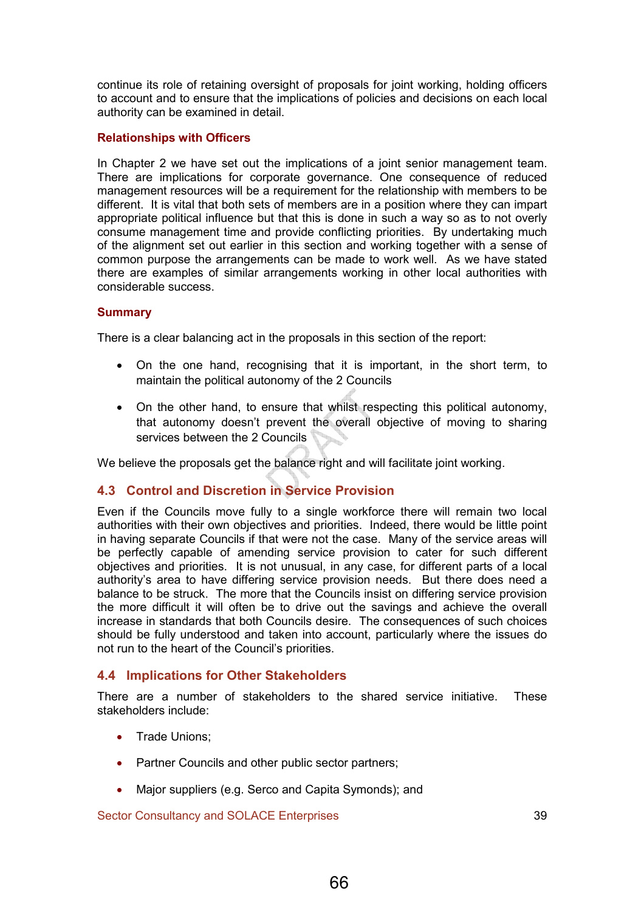continue its role of retaining oversight of proposals for joint working, holding officers to account and to ensure that the implications of policies and decisions on each local authority can be examined in detail.

### Relationships with Officers

In Chapter 2 we have set out the implications of a joint senior management team. There are implications for corporate governance. One consequence of reduced management resources will be a requirement for the relationship with members to be different. It is vital that both sets of members are in a position where they can impart appropriate political influence but that this is done in such a way so as to not overly consume management time and provide conflicting priorities. By undertaking much of the alignment set out earlier in this section and working together with a sense of common purpose the arrangements can be made to work well. As we have stated there are examples of similar arrangements working in other local authorities with considerable success.

### Summary

There is a clear balancing act in the proposals in this section of the report:

- On the one hand, recognising that it is important, in the short term, to maintain the political autonomy of the 2 Councils
- On the other hand, to ensure that whilst respecting this political autonomy, that autonomy doesn't prevent the overall objective of moving to sharing services between the 2 Councils

We believe the proposals get the balance right and will facilitate joint working.

## 4.3 Control and Discretion in Service Provision

Even if the Councils move fully to a single workforce there will remain two local authorities with their own objectives and priorities. Indeed, there would be little point in having separate Councils if that were not the case. Many of the service areas will be perfectly capable of amending service provision to cater for such different objectives and priorities. It is not unusual, in any case, for different parts of a local authority's area to have differing service provision needs. But there does need a balance to be struck. The more that the Councils insist on differing service provision the more difficult it will often be to drive out the savings and achieve the overall increase in standards that both Councils desire. The consequences of such choices should be fully understood and taken into account, particularly where the issues do not run to the heart of the Council's priorities.

## 4.4 Implications for Other Stakeholders

There are a number of stakeholders to the shared service initiative. These stakeholders include:

- Trade Unions;
- Partner Councils and other public sector partners;
- Major suppliers (e.g. Serco and Capita Symonds); and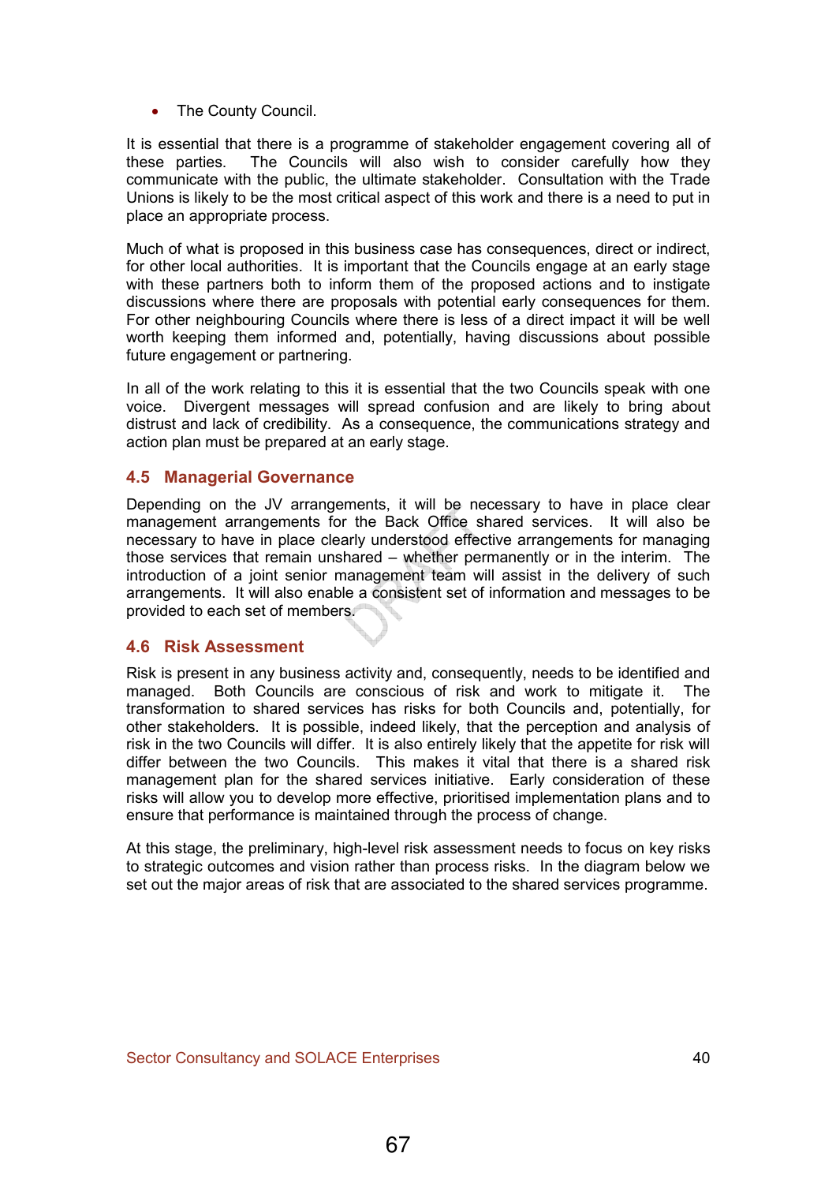- The County Council.

It is essential that there is a programme of stakeholder engagement covering all of these parties. The Councils will also wish to consider carefully how they communicate with the public, the ultimate stakeholder. Consultation with the Trade Unions is likely to be the most critical aspect of this work and there is a need to put in place an appropriate process.

Much of what is proposed in this business case has consequences, direct or indirect, for other local authorities. It is important that the Councils engage at an early stage with these partners both to inform them of the proposed actions and to instigate discussions where there are proposals with potential early consequences for them. For other neighbouring Councils where there is less of a direct impact it will be well worth keeping them informed and, potentially, having discussions about possible future engagement or partnering.

In all of the work relating to this it is essential that the two Councils speak with one voice. Divergent messages will spread confusion and are likely to bring about distrust and lack of credibility. As a consequence, the communications strategy and action plan must be prepared at an early stage.

## 4.5 Managerial Governance

Depending on the JV arrangements, it will be necessary to have in place clear management arrangements for the Back Office shared services. It will also be necessary to have in place clearly understood effective arrangements for managing those services that remain unshared – whether permanently or in the interim. The introduction of a joint senior management team will assist in the delivery of such arrangements. It will also enable a consistent set of information and messages to be provided to each set of members.

## 4.6 Risk Assessment

Risk is present in any business activity and, consequently, needs to be identified and managed. Both Councils are conscious of risk and work to mitigate it. The transformation to shared services has risks for both Councils and, potentially, for other stakeholders. It is possible, indeed likely, that the perception and analysis of risk in the two Councils will differ. It is also entirely likely that the appetite for risk will differ between the two Councils. This makes it vital that there is a shared risk management plan for the shared services initiative. Early consideration of these risks will allow you to develop more effective, prioritised implementation plans and to ensure that performance is maintained through the process of change.

At this stage, the preliminary, high-level risk assessment needs to focus on key risks to strategic outcomes and vision rather than process risks. In the diagram below we set out the major areas of risk that are associated to the shared services programme.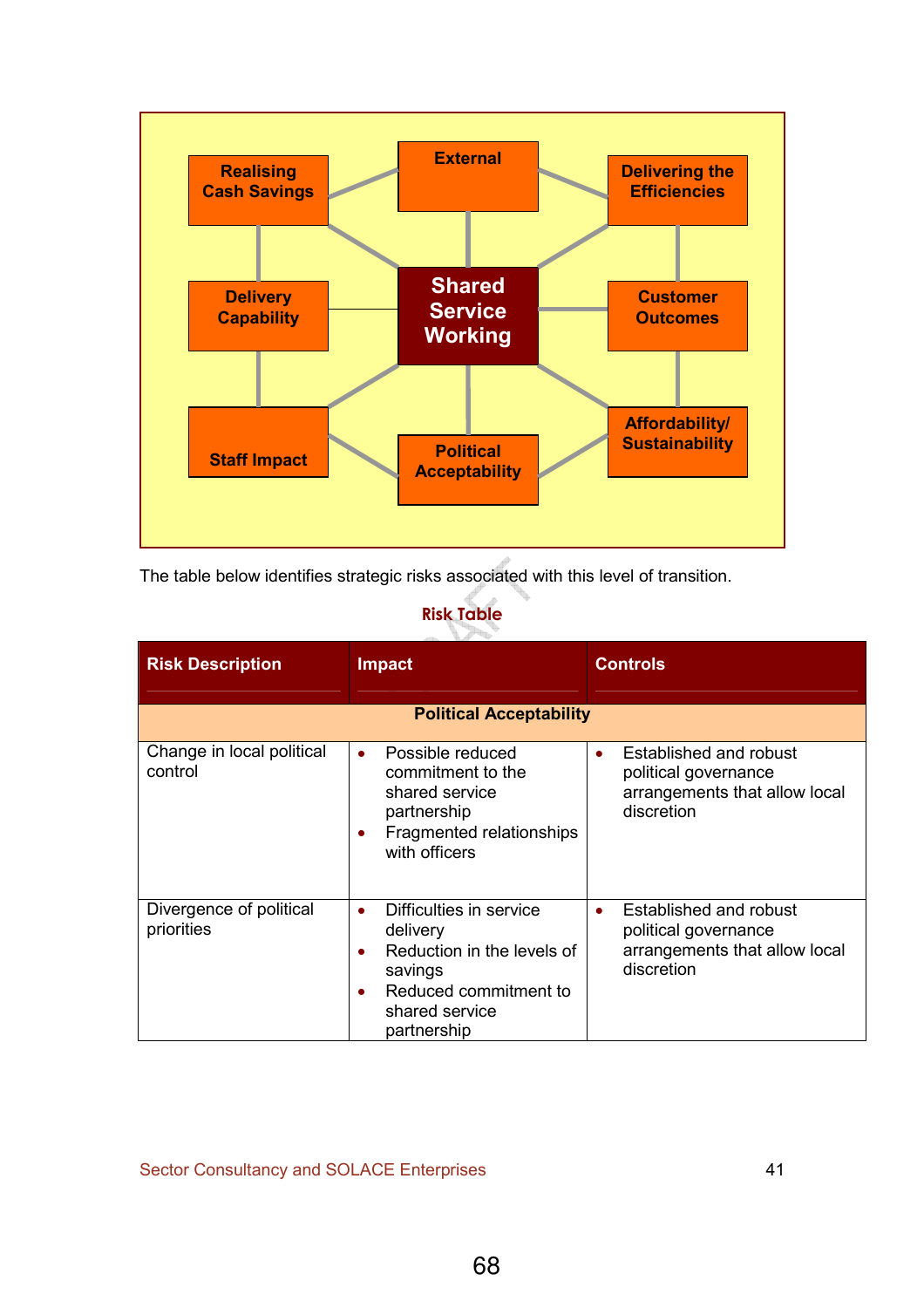Realising Cash Savings

External

Delivering the Efficiencies

Delivery Capability

Shared Service Working

Customer Outcomes

Staff Impact

Political Acceptability

Affordability/ Sustainability

The table below identifies strategic risks associated with this level of transition.

**Risk Table**

| Risk Description | Impact | Controls |
|---|---|---|
| **Political Acceptability** | | |
| Change in local political control | • Possible reduced commitment to the shared service partnership<br>• Fragmented relationships with officers | • Established and robust political governance arrangements that allow local discretion |
| Divergence of political priorities | • Difficulties in service delivery<br>• Reduction in the levels of savings<br>• Reduced commitment to shared service partnership | • Established and robust political governance arrangements that allow local discretion |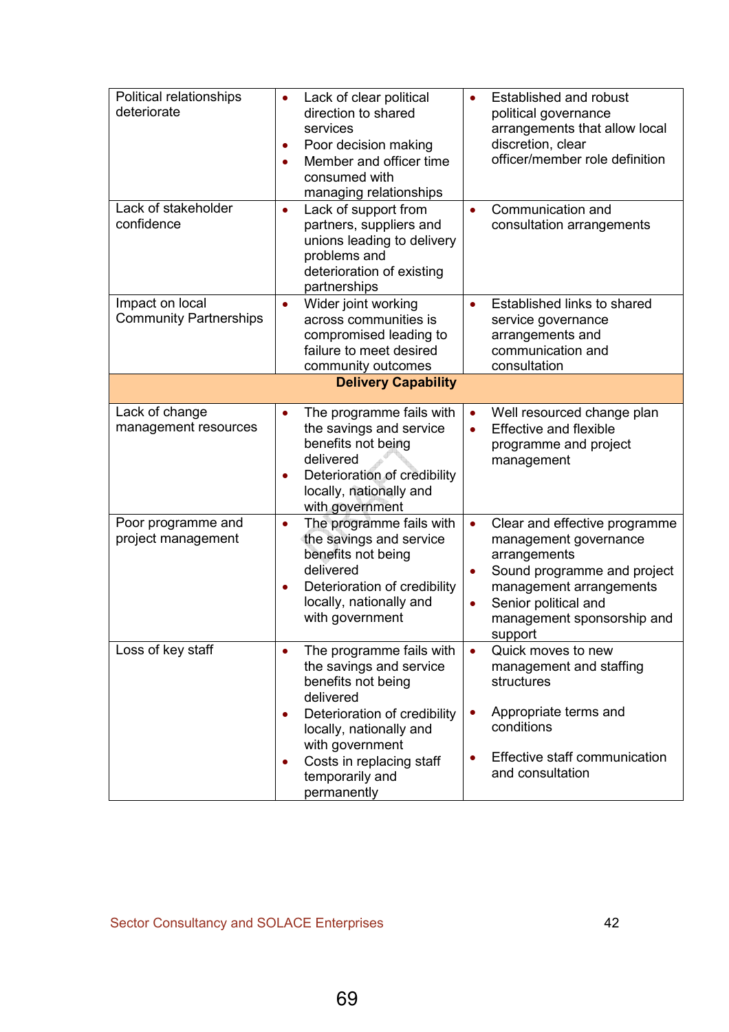| | | |
|---|---|---|
| Political relationships deteriorate | • Lack of clear political direction to shared services<br>• Poor decision making<br>• Member and officer time consumed with managing relationships | • Established and robust political governance arrangements that allow local discretion, clear officer/member role definition |
| Lack of stakeholder confidence | • Lack of support from partners, suppliers and unions leading to delivery problems and deterioration of existing partnerships | • Communication and consultation arrangements |
| Impact on local Community Partnerships | • Wider joint working across communities is compromised leading to failure to meet desired community outcomes | • Established links to shared service governance arrangements and communication and consultation |
| **Delivery Capability** | | |
| Lack of change management resources | • The programme fails with the savings and service benefits not being delivered<br>• Deterioration of credibility locally, nationally and with government | • Well resourced change plan<br>• Effective and flexible programme and project management |
| Poor programme and project management | • The programme fails with the savings and service benefits not being delivered<br>• Deterioration of credibility locally, nationally and with government | • Clear and effective programme management governance arrangements<br>• Sound programme and project management arrangements<br>• Senior political and management sponsorship and support |
| Loss of key staff | • The programme fails with the savings and service benefits not being delivered<br>• Deterioration of credibility locally, nationally and with government<br>• Costs in replacing staff temporarily and permanently | • Quick moves to new management and staffing structures<br>• Appropriate terms and conditions<br>• Effective staff communication and consultation |

Sector Consultancy and SOLACE Enterprises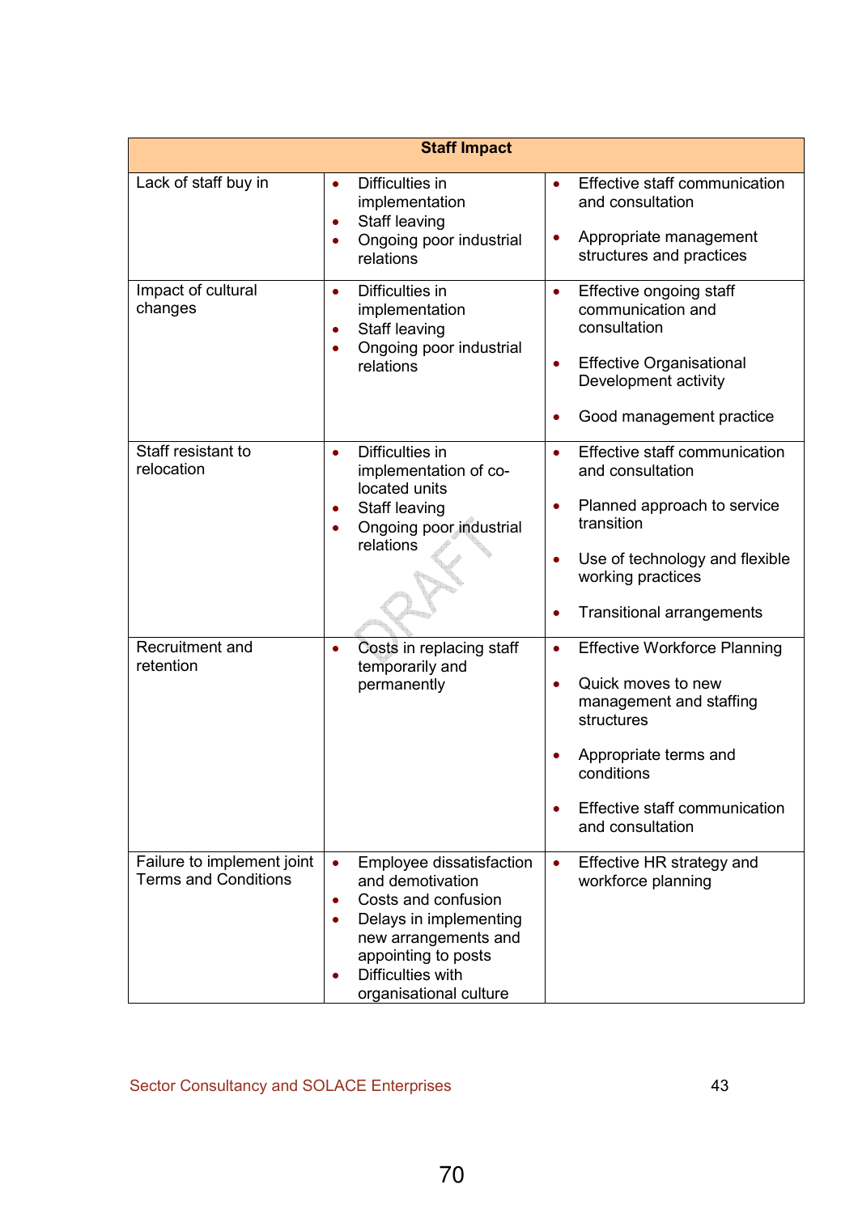| Staff Impact | | |
|---|---|---|
| Lack of staff buy in | • Difficulties in implementation<br>• Staff leaving<br>• Ongoing poor industrial relations | • Effective staff communication and consultation<br>• Appropriate management structures and practices |
| Impact of cultural changes | • Difficulties in implementation<br>• Staff leaving<br>• Ongoing poor industrial relations | • Effective ongoing staff communication and consultation<br>• Effective Organisational Development activity<br>• Good management practice |
| Staff resistant to relocation | • Difficulties in implementation of co-located units<br>• Staff leaving<br>• Ongoing poor industrial relations | • Effective staff communication and consultation<br>• Planned approach to service transition<br>• Use of technology and flexible working practices<br>• Transitional arrangements |
| Recruitment and retention | • Costs in replacing staff temporarily and permanently | • Effective Workforce Planning<br>• Quick moves to new management and staffing structures<br>• Appropriate terms and conditions<br>• Effective staff communication and consultation |
| Failure to implement joint Terms and Conditions | • Employee dissatisfaction and demotivation<br>• Costs and confusion<br>• Delays in implementing new arrangements and appointing to posts<br>• Difficulties with organisational culture | • Effective HR strategy and workforce planning |

Sector Consultancy and SOLACE Enterprises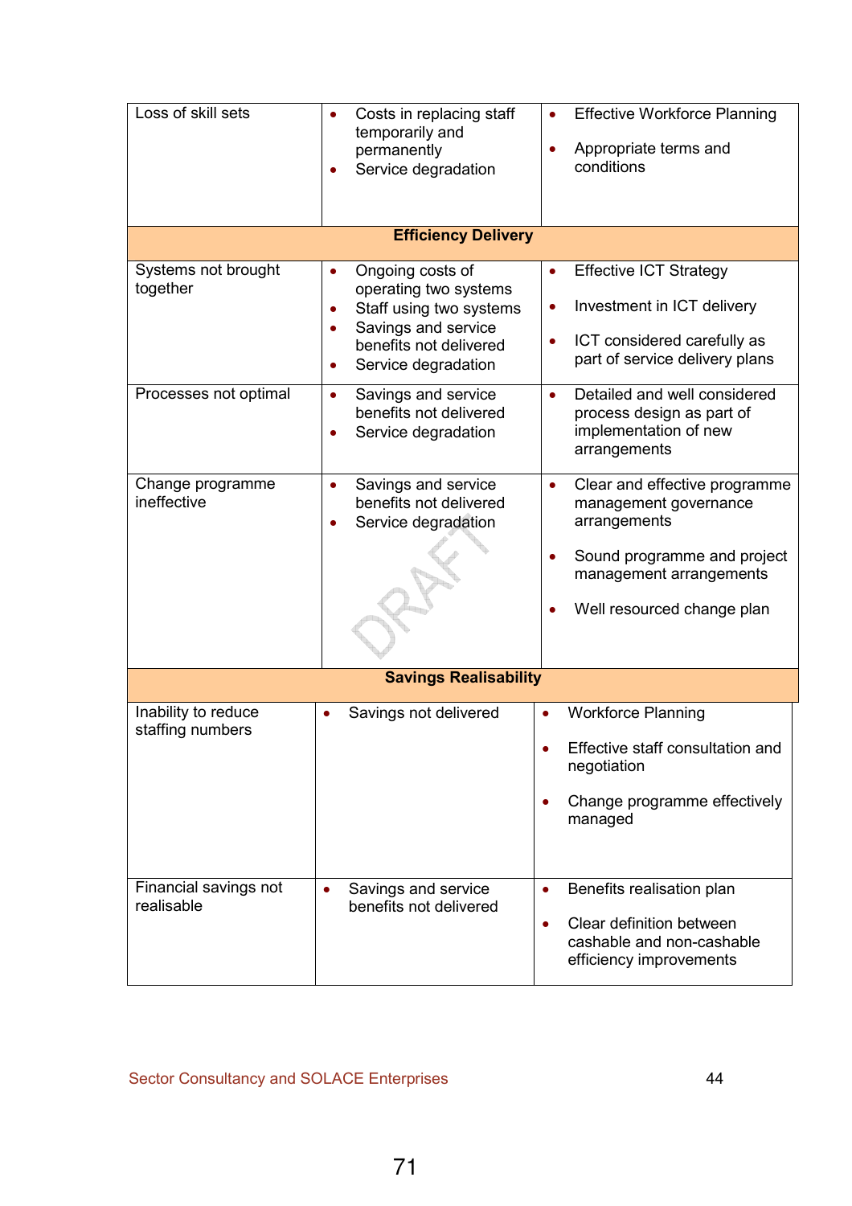| | | |
|---|---|---|
| Loss of skill sets | • Costs in replacing staff temporarily and permanently<br>• Service degradation | • Effective Workforce Planning<br>• Appropriate terms and conditions |
| **Efficiency Delivery** | | |
| Systems not brought together | • Ongoing costs of operating two systems<br>• Staff using two systems<br>• Savings and service benefits not delivered<br>• Service degradation | • Effective ICT Strategy<br>• Investment in ICT delivery<br>• ICT considered carefully as part of service delivery plans |
| Processes not optimal | • Savings and service benefits not delivered<br>• Service degradation | • Detailed and well considered process design as part of implementation of new arrangements |
| Change programme ineffective | • Savings and service benefits not delivered<br>• Service degradation | • Clear and effective programme management governance arrangements<br>• Sound programme and project management arrangements<br>• Well resourced change plan |
| **Savings Realisability** | | |
| Inability to reduce staffing numbers | • Savings not delivered | • Workforce Planning<br>• Effective staff consultation and negotiation<br>• Change programme effectively managed |
| Financial savings not realisable | • Savings and service benefits not delivered | • Benefits realisation plan<br>• Clear definition between cashable and non-cashable efficiency improvements |

Sector Consultancy and SOLACE Enterprises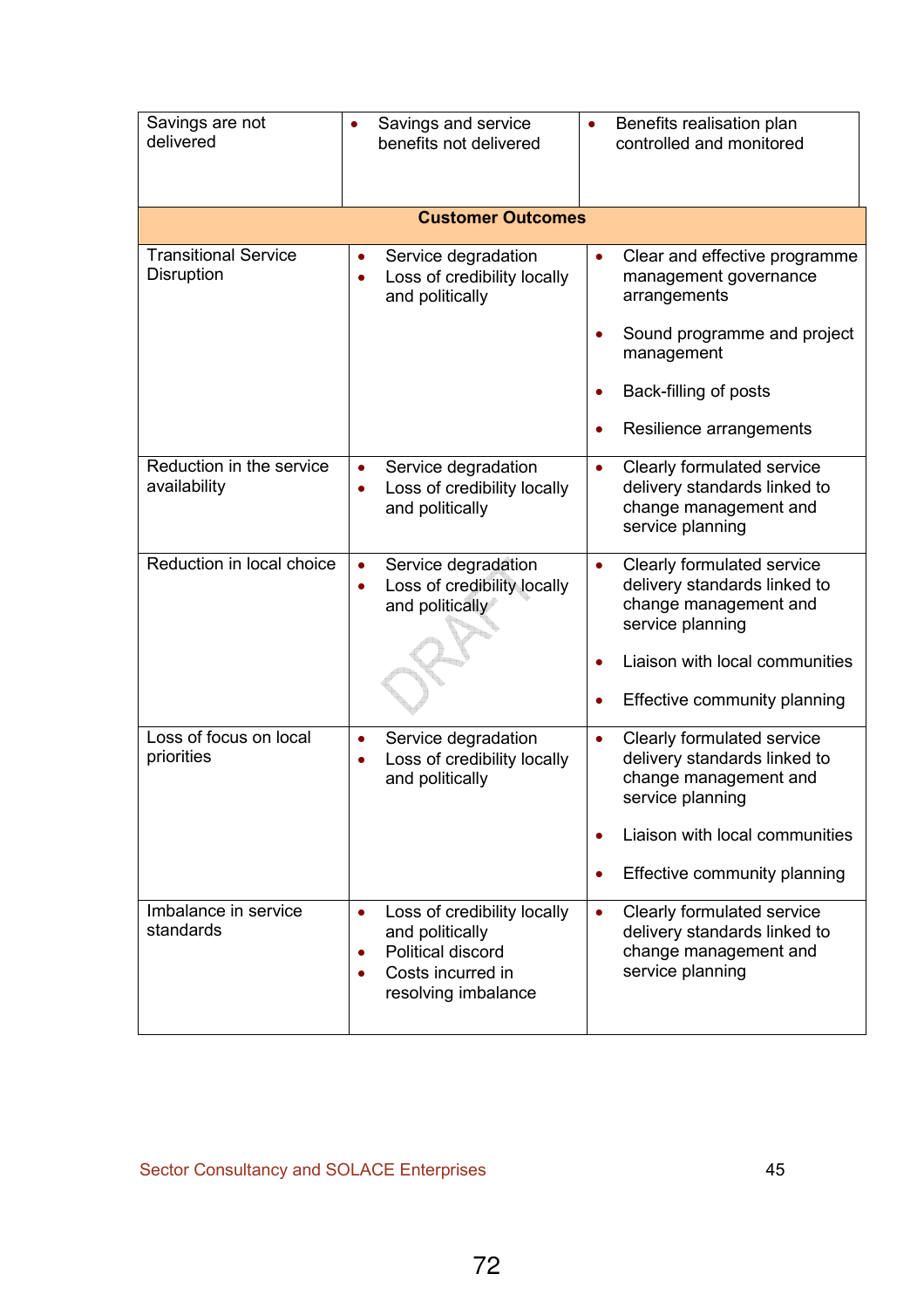| | | |
|---|---|---|
| Savings are not delivered | • Savings and service benefits not delivered | • Benefits realisation plan controlled and monitored |
| **Customer Outcomes** | | |
| Transitional Service Disruption | • Service degradation<br>• Loss of credibility locally and politically | • Clear and effective programme management governance arrangements<br>• Sound programme and project management<br>• Back-filling of posts<br>• Resilience arrangements |
| Reduction in the service availability | • Service degradation<br>• Loss of credibility locally and politically | • Clearly formulated service delivery standards linked to change management and service planning |
| Reduction in local choice | • Service degradation<br>• Loss of credibility locally and politically | • Clearly formulated service delivery standards linked to change management and service planning<br>• Liaison with local communities<br>• Effective community planning |
| Loss of focus on local priorities | • Service degradation<br>• Loss of credibility locally and politically | • Clearly formulated service delivery standards linked to change management and service planning<br>• Liaison with local communities<br>• Effective community planning |
| Imbalance in service standards | • Loss of credibility locally and politically<br>• Political discord<br>• Costs incurred in resolving imbalance | • Clearly formulated service delivery standards linked to change management and service planning |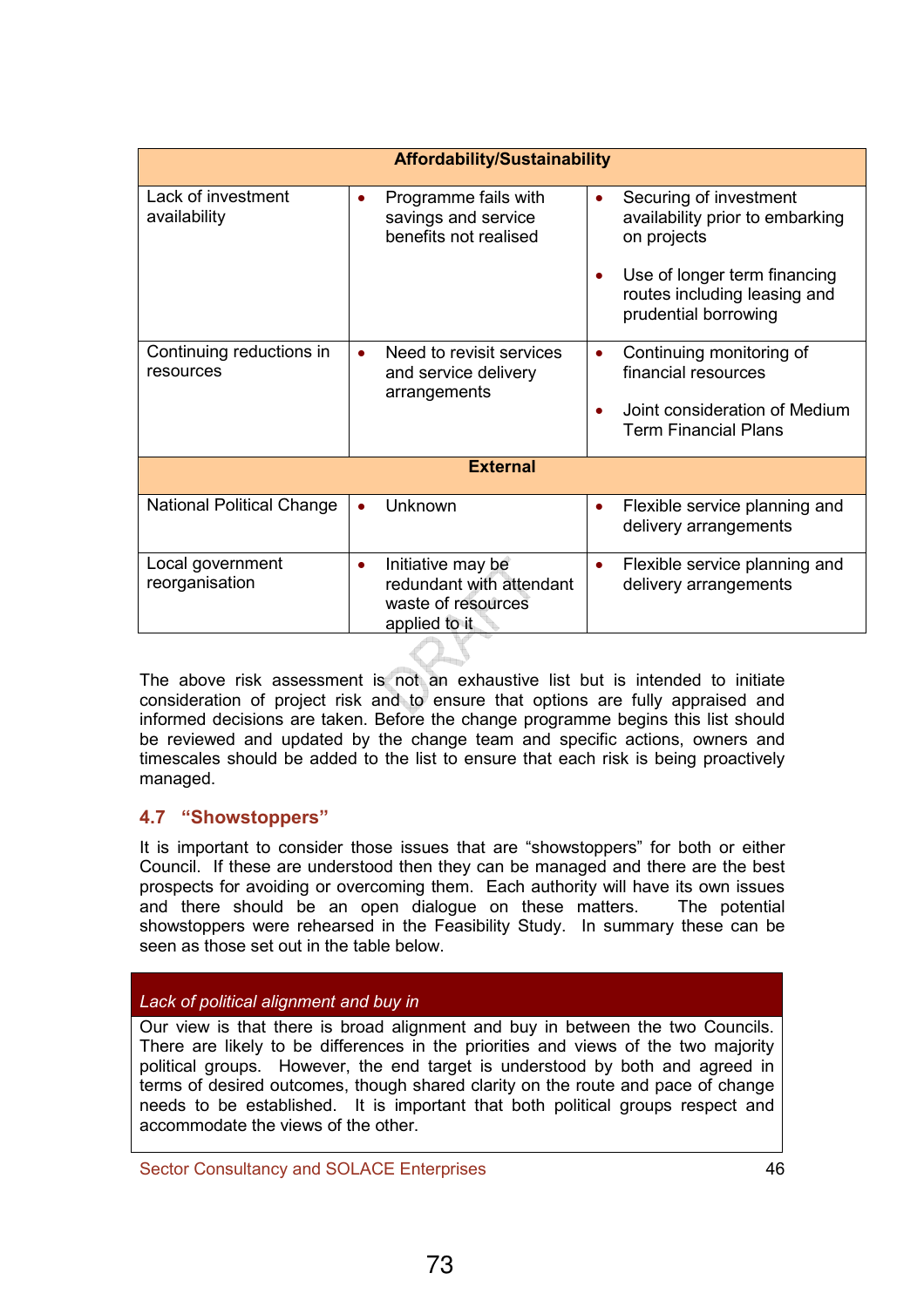| | | |
|---|---|---|
| **Affordability/Sustainability** | | |
| Lack of investment availability | • Programme fails with savings and service benefits not realised | • Securing of investment availability prior to embarking on projects<br>• Use of longer term financing routes including leasing and prudential borrowing |
| Continuing reductions in resources | • Need to revisit services and service delivery arrangements | • Continuing monitoring of financial resources<br>• Joint consideration of Medium Term Financial Plans |
| **External** | | |
| National Political Change | • Unknown | • Flexible service planning and delivery arrangements |
| Local government reorganisation | • Initiative may be redundant with attendant waste of resources applied to it | • Flexible service planning and delivery arrangements |

The above risk assessment is not an exhaustive list but is intended to initiate consideration of project risk and to ensure that options are fully appraised and informed decisions are taken. Before the change programme begins this list should be reviewed and updated by the change team and specific actions, owners and timescales should be added to the list to ensure that each risk is being proactively managed.

## 4.7 "Showstoppers"

It is important to consider those issues that are "showstoppers" for both or either Council. If these are understood then they can be managed and there are the best prospects for avoiding or overcoming them. Each authority will have its own issues and there should be an open dialogue on these matters. The potential showstoppers were rehearsed in the Feasibility Study. In summary these can be seen as those set out in the table below.

| *Lack of political alignment and buy in* |
|---|
| Our view is that there is broad alignment and buy in between the two Councils. There are likely to be differences in the priorities and views of the two majority political groups. However, the end target is understood by both and agreed in terms of desired outcomes, though shared clarity on the route and pace of change needs to be established. It is important that both political groups respect and accommodate the views of the other. |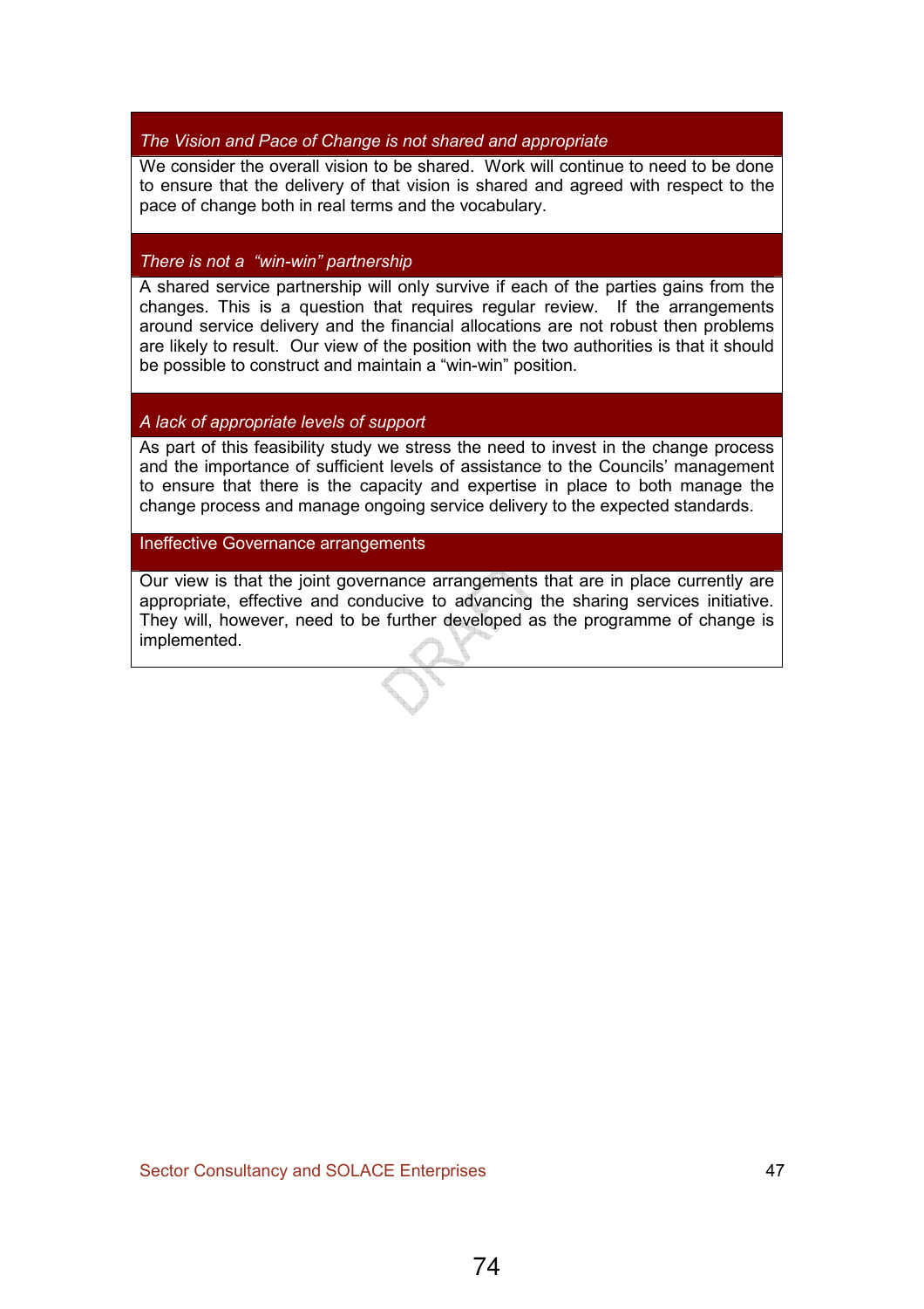*The Vision and Pace of Change is not shared and appropriate*

We consider the overall vision to be shared. Work will continue to need to be done to ensure that the delivery of that vision is shared and agreed with respect to the pace of change both in real terms and the vocabulary.

*There is not a "win-win" partnership*

A shared service partnership will only survive if each of the parties gains from the changes. This is a question that requires regular review. If the arrangements around service delivery and the financial allocations are not robust then problems are likely to result. Our view of the position with the two authorities is that it should be possible to construct and maintain a "win-win" position.

*A lack of appropriate levels of support*

As part of this feasibility study we stress the need to invest in the change process and the importance of sufficient levels of assistance to the Councils' management to ensure that there is the capacity and expertise in place to both manage the change process and manage ongoing service delivery to the expected standards.

Ineffective Governance arrangements

Our view is that the joint governance arrangements that are in place currently are appropriate, effective and conducive to advancing the sharing services initiative. They will, however, need to be further developed as the programme of change is implemented.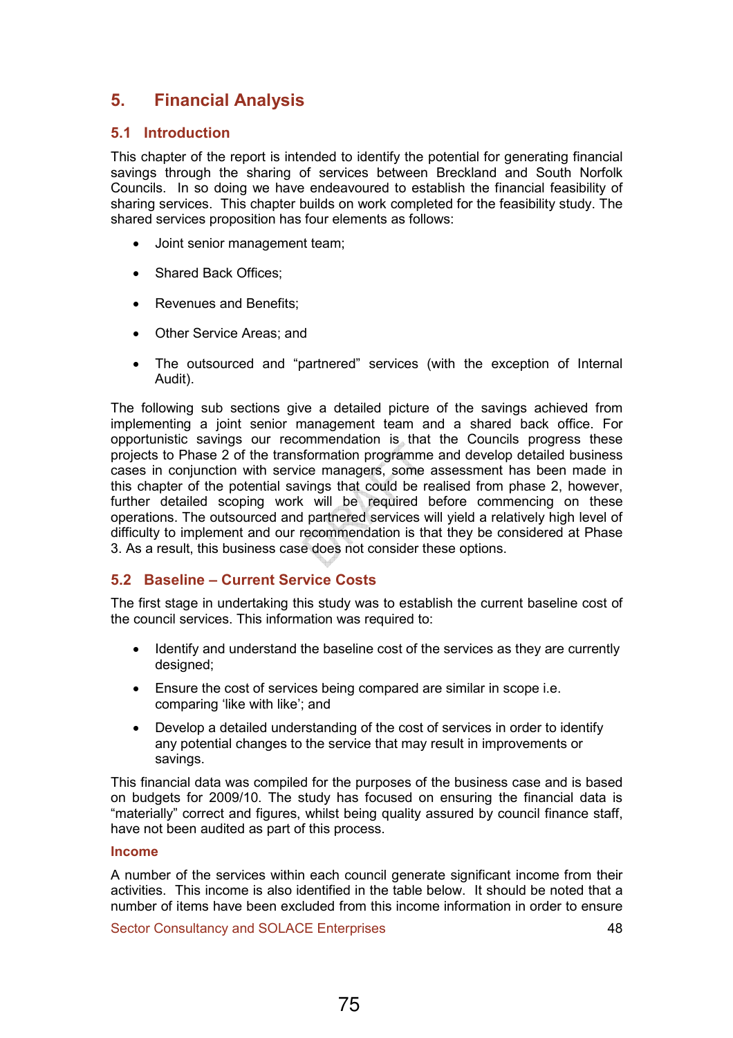# 5. Financial Analysis

## 5.1 Introduction

This chapter of the report is intended to identify the potential for generating financial savings through the sharing of services between Breckland and South Norfolk Councils. In so doing we have endeavoured to establish the financial feasibility of sharing services. This chapter builds on work completed for the feasibility study. The shared services proposition has four elements as follows:

- Joint senior management team;
- Shared Back Offices;
- Revenues and Benefits;
- Other Service Areas; and
- The outsourced and "partnered" services (with the exception of Internal Audit).

The following sub sections give a detailed picture of the savings achieved from implementing a joint senior management team and a shared back office. For opportunistic savings our recommendation is that the Councils progress these projects to Phase 2 of the transformation programme and develop detailed business cases in conjunction with service managers, some assessment has been made in this chapter of the potential savings that could be realised from phase 2, however, further detailed scoping work will be required before commencing on these operations. The outsourced and partnered services will yield a relatively high level of difficulty to implement and our recommendation is that they be considered at Phase 3. As a result, this business case does not consider these options.

## 5.2 Baseline – Current Service Costs

The first stage in undertaking this study was to establish the current baseline cost of the council services. This information was required to:

- Identify and understand the baseline cost of the services as they are currently designed;
- Ensure the cost of services being compared are similar in scope i.e. comparing 'like with like'; and
- Develop a detailed understanding of the cost of services in order to identify any potential changes to the service that may result in improvements or savings.

This financial data was compiled for the purposes of the business case and is based on budgets for 2009/10. The study has focused on ensuring the financial data is "materially" correct and figures, whilst being quality assured by council finance staff, have not been audited as part of this process.

### Income

A number of the services within each council generate significant income from their activities. This income is also identified in the table below. It should be noted that a number of items have been excluded from this income information in order to ensure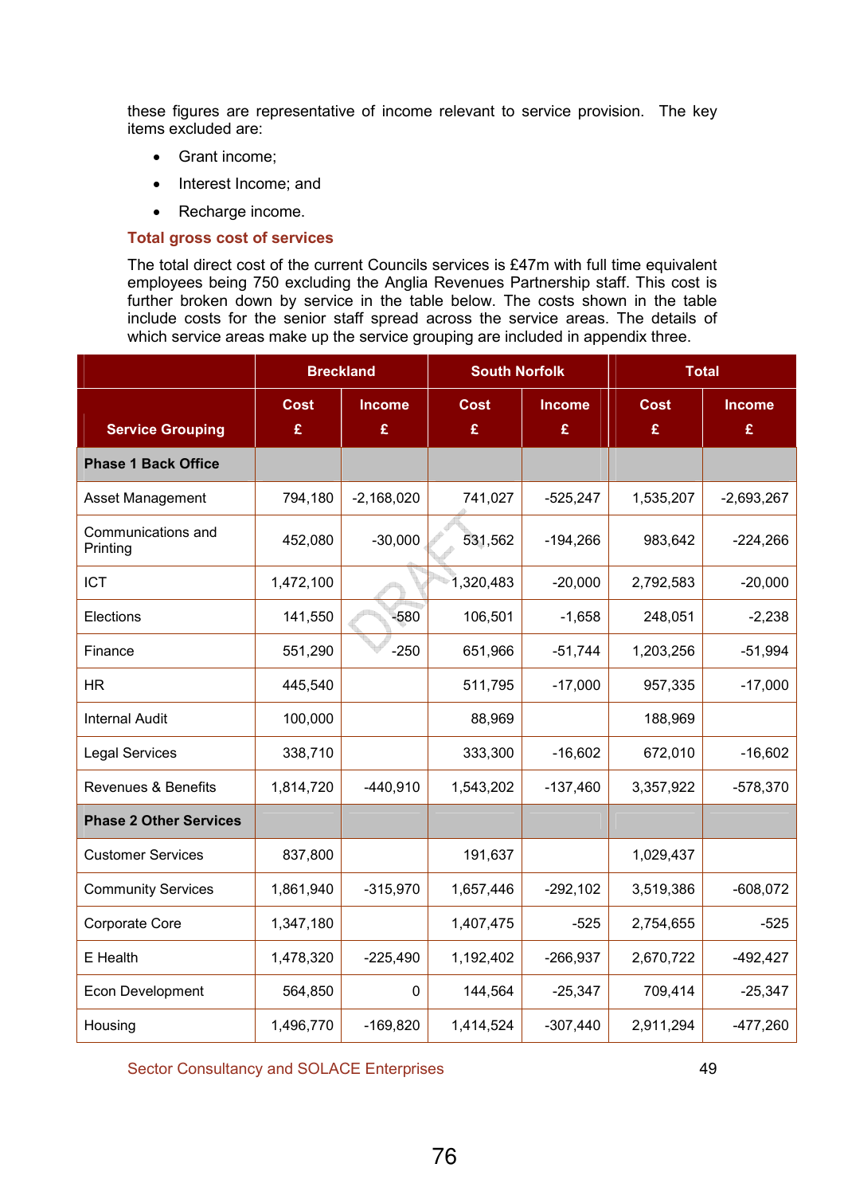these figures are representative of income relevant to service provision. The key items excluded are:

- Grant income;
- Interest Income; and
- Recharge income.

## Total gross cost of services

The total direct cost of the current Councils services is £47m with full time equivalent employees being 750 excluding the Anglia Revenues Partnership staff. This cost is further broken down by service in the table below. The costs shown in the table include costs for the senior staff spread across the service areas. The details of which service areas make up the service grouping are included in appendix three.

| Service Grouping | Breckland | | South Norfolk | | Total | |
|---|---|---|---|---|---|---|
| | Cost £ | Income £ | Cost £ | Income £ | Cost £ | Income £ |
| **Phase 1 Back Office** | | | | | | |
| Asset Management | 794,180 | -2,168,020 | 741,027 | -525,247 | 1,535,207 | -2,693,267 |
| Communications and Printing | 452,080 | -30,000 | 531,562 | -194,266 | 983,642 | -224,266 |
| ICT | 1,472,100 | | 1,320,483 | -20,000 | 2,792,583 | -20,000 |
| Elections | 141,550 | -580 | 106,501 | -1,658 | 248,051 | -2,238 |
| Finance | 551,290 | -250 | 651,966 | -51,744 | 1,203,256 | -51,994 |
| HR | 445,540 | | 511,795 | -17,000 | 957,335 | -17,000 |
| Internal Audit | 100,000 | | 88,969 | | 188,969 | |
| Legal Services | 338,710 | | 333,300 | -16,602 | 672,010 | -16,602 |
| Revenues & Benefits | 1,814,720 | -440,910 | 1,543,202 | -137,460 | 3,357,922 | -578,370 |
| **Phase 2 Other Services** | | | | | | |
| Customer Services | 837,800 | | 191,637 | | 1,029,437 | |
| Community Services | 1,861,940 | -315,970 | 1,657,446 | -292,102 | 3,519,386 | -608,072 |
| Corporate Core | 1,347,180 | | 1,407,475 | -525 | 2,754,655 | -525 |
| E Health | 1,478,320 | -225,490 | 1,192,402 | -266,937 | 2,670,722 | -492,427 |
| Econ Development | 564,850 | 0 | 144,564 | -25,347 | 709,414 | -25,347 |
| Housing | 1,496,770 | -169,820 | 1,414,524 | -307,440 | 2,911,294 | -477,260 |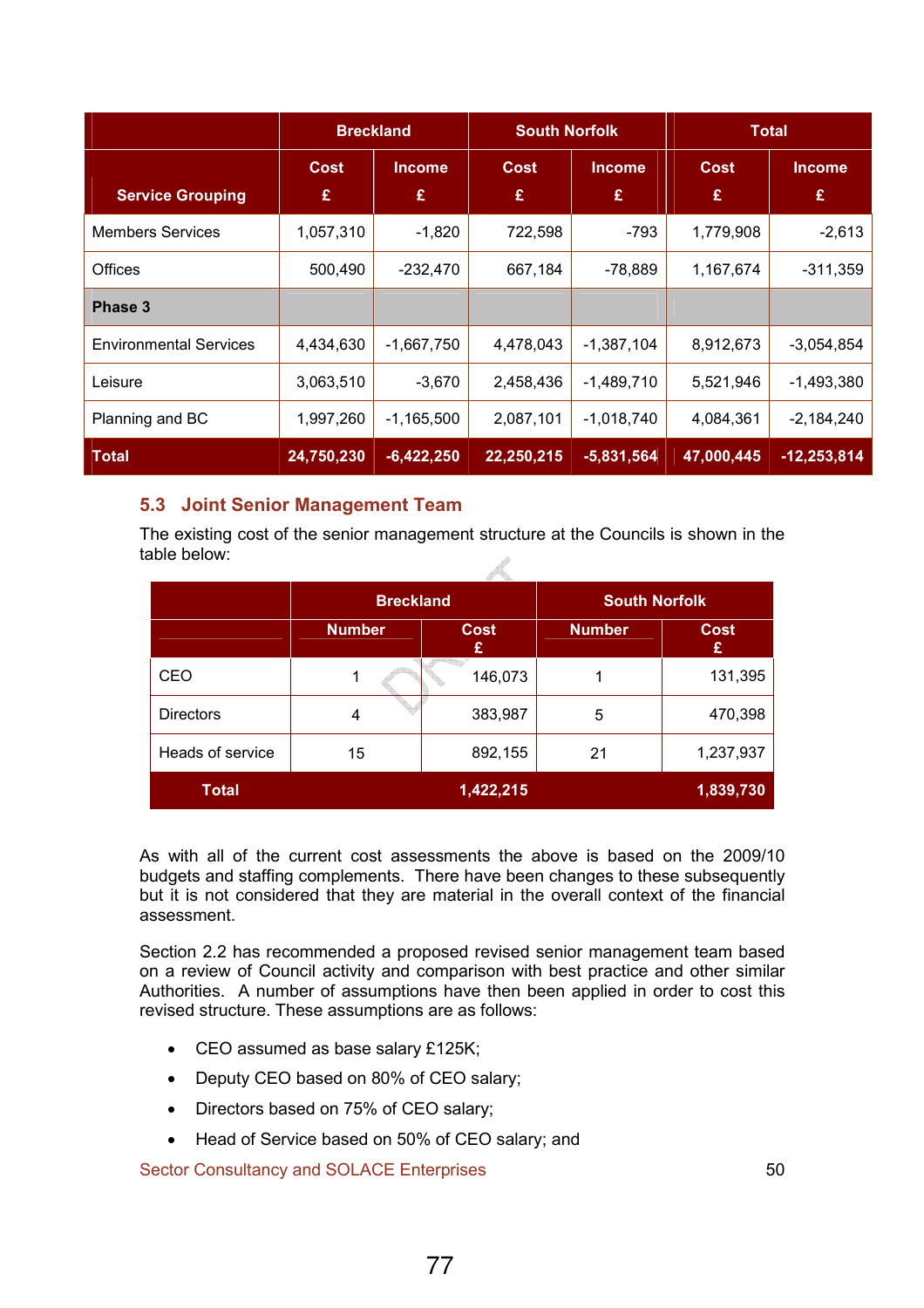| Service Grouping | Breckland | | South Norfolk | | Total | |
|---|---|---|---|---|---|---|
| | Cost £ | Income £ | Cost £ | Income £ | Cost £ | Income £ |
| Members Services | 1,057,310 | -1,820 | 722,598 | -793 | 1,779,908 | -2,613 |
| Offices | 500,490 | -232,470 | 667,184 | -78,889 | 1,167,674 | -311,359 |
| **Phase 3** | | | | | | |
| Environmental Services | 4,434,630 | -1,667,750 | 4,478,043 | -1,387,104 | 8,912,673 | -3,054,854 |
| Leisure | 3,063,510 | -3,670 | 2,458,436 | -1,489,710 | 5,521,946 | -1,493,380 |
| Planning and BC | 1,997,260 | -1,165,500 | 2,087,101 | -1,018,740 | 4,084,361 | -2,184,240 |
| **Total** | **24,750,230** | **-6,422,250** | **22,250,215** | **-5,831,564** | **47,000,445** | **-12,253,814** |

### 5.3 Joint Senior Management Team

The existing cost of the senior management structure at the Councils is shown in the table below:

| | Breckland | | South Norfolk | |
|---|---|---|---|---|
| | Number | Cost £ | Number | Cost £ |
| CEO | 1 | 146,073 | 1 | 131,395 |
| Directors | 4 | 383,987 | 5 | 470,398 |
| Heads of service | 15 | 892,155 | 21 | 1,237,937 |
| **Total** | | **1,422,215** | | **1,839,730** |

As with all of the current cost assessments the above is based on the 2009/10 budgets and staffing complements. There have been changes to these subsequently but it is not considered that they are material in the overall context of the financial assessment.

Section 2.2 has recommended a proposed revised senior management team based on a review of Council activity and comparison with best practice and other similar Authorities. A number of assumptions have then been applied in order to cost this revised structure. These assumptions are as follows:

- CEO assumed as base salary £125K;
- Deputy CEO based on 80% of CEO salary;
- Directors based on 75% of CEO salary;
- Head of Service based on 50% of CEO salary; and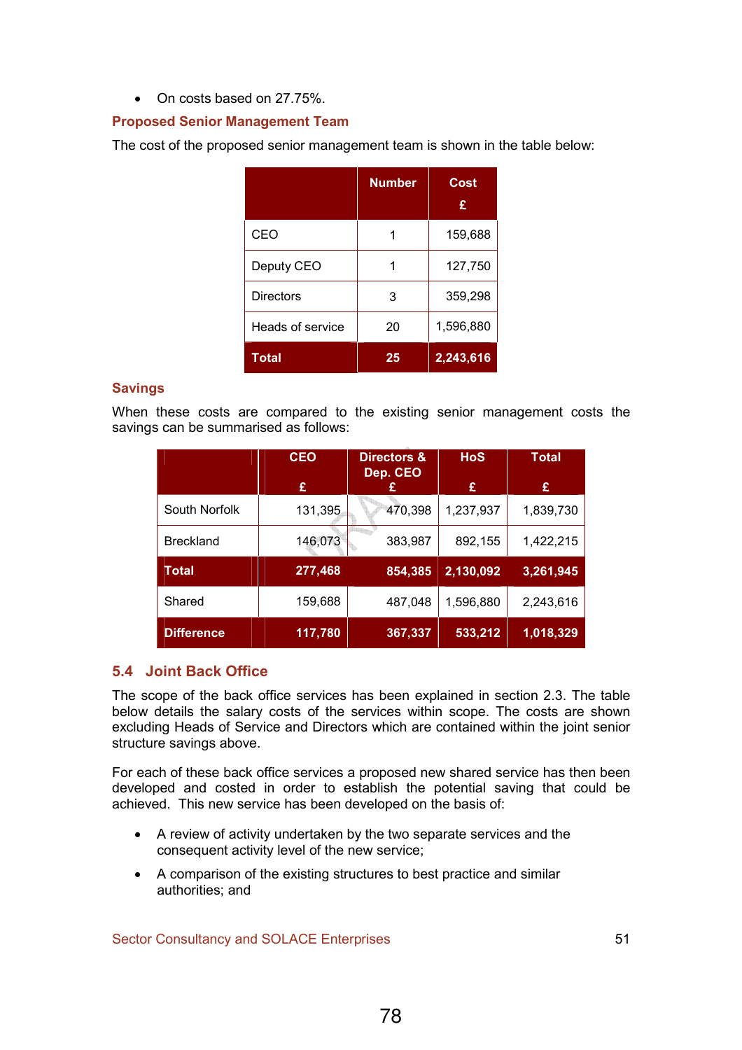- On costs based on 27.75%.

### Proposed Senior Management Team

The cost of the proposed senior management team is shown in the table below:

| | Number | Cost £ |
|---|---|---|
| CEO | 1 | 159,688 |
| Deputy CEO | 1 | 127,750 |
| Directors | 3 | 359,298 |
| Heads of service | 20 | 1,596,880 |
| **Total** | **25** | **2,243,616** |

### Savings

When these costs are compared to the existing senior management costs the savings can be summarised as follows:

| | CEO £ | Directors & Dep. CEO £ | HoS £ | Total £ |
|---|---|---|---|---|
| South Norfolk | 131,395 | 470,398 | 1,237,937 | 1,839,730 |
| Breckland | 146,073 | 383,987 | 892,155 | 1,422,215 |
| **Total** | **277,468** | **854,385** | **2,130,092** | **3,261,945** |
| Shared | 159,688 | 487,048 | 1,596,880 | 2,243,616 |
| **Difference** | **117,780** | **367,337** | **533,212** | **1,018,329** |

## 5.4 Joint Back Office

The scope of the back office services has been explained in section 2.3. The table below details the salary costs of the services within scope. The costs are shown excluding Heads of Service and Directors which are contained within the joint senior structure savings above.

For each of these back office services a proposed new shared service has then been developed and costed in order to establish the potential saving that could be achieved. This new service has been developed on the basis of:

- A review of activity undertaken by the two separate services and the consequent activity level of the new service;
- A comparison of the existing structures to best practice and similar authorities; and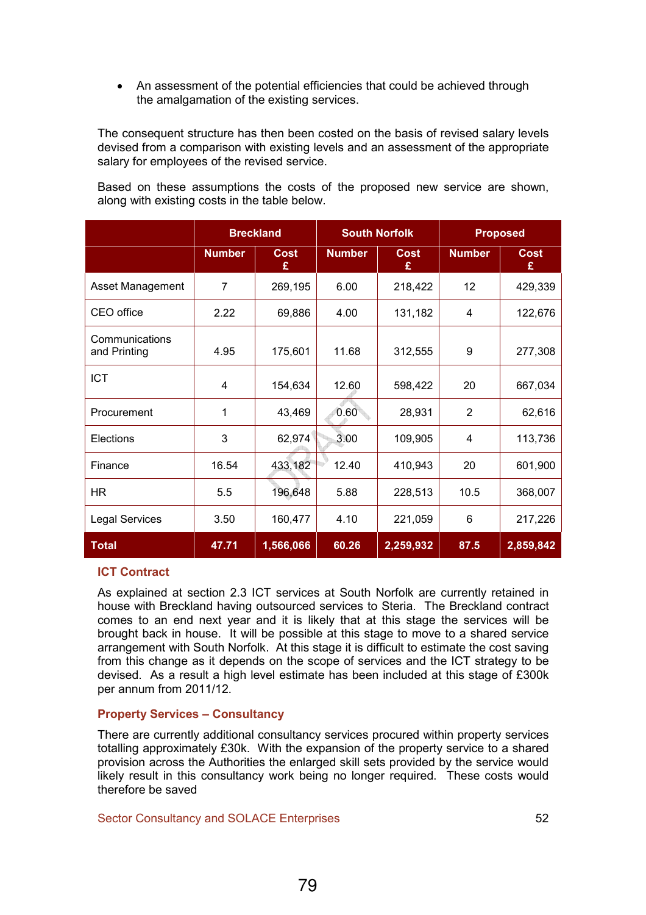- An assessment of the potential efficiencies that could be achieved through the amalgamation of the existing services.

The consequent structure has then been costed on the basis of revised salary levels devised from a comparison with existing levels and an assessment of the appropriate salary for employees of the revised service.

Based on these assumptions the costs of the proposed new service are shown, along with existing costs in the table below.

| | Breckland | | South Norfolk | | Proposed | |
|---|---|---|---|---|---|---|
| | Number | Cost £ | Number | Cost £ | Number | Cost £ |
| Asset Management | 7 | 269,195 | 6.00 | 218,422 | 12 | 429,339 |
| CEO office | 2.22 | 69,886 | 4.00 | 131,182 | 4 | 122,676 |
| Communications and Printing | 4.95 | 175,601 | 11.68 | 312,555 | 9 | 277,308 |
| ICT | 4 | 154,634 | 12.60 | 598,422 | 20 | 667,034 |
| Procurement | 1 | 43,469 | 0.60 | 28,931 | 2 | 62,616 |
| Elections | 3 | 62,974 | 3.00 | 109,905 | 4 | 113,736 |
| Finance | 16.54 | 433,182 | 12.40 | 410,943 | 20 | 601,900 |
| HR | 5.5 | 196,648 | 5.88 | 228,513 | 10.5 | 368,007 |
| Legal Services | 3.50 | 160,477 | 4.10 | 221,059 | 6 | 217,226 |
| **Total** | **47.71** | **1,566,066** | **60.26** | **2,259,932** | **87.5** | **2,859,842** |

### ICT Contract

As explained at section 2.3 ICT services at South Norfolk are currently retained in house with Breckland having outsourced services to Steria. The Breckland contract comes to an end next year and it is likely that at this stage the services will be brought back in house. It will be possible at this stage to move to a shared service arrangement with South Norfolk. At this stage it is difficult to estimate the cost saving from this change as it depends on the scope of services and the ICT strategy to be devised. As a result a high level estimate has been included at this stage of £300k per annum from 2011/12.

### Property Services – Consultancy

There are currently additional consultancy services procured within property services totalling approximately £30k. With the expansion of the property service to a shared provision across the Authorities the enlarged skill sets provided by the service would likely result in this consultancy work being no longer required. These costs would therefore be saved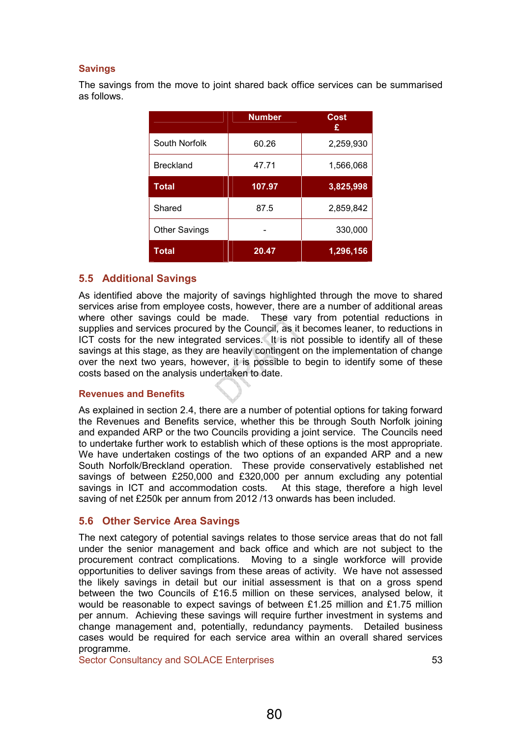### Savings

The savings from the move to joint shared back office services can be summarised as follows.

| | Number | Cost £ |
|---|---|---|
| South Norfolk | 60.26 | 2,259,930 |
| Breckland | 47.71 | 1,566,068 |
| **Total** | **107.97** | **3,825,998** |
| Shared | 87.5 | 2,859,842 |
| Other Savings | - | 330,000 |
| **Total** | **20.47** | **1,296,156** |

## 5.5 Additional Savings

As identified above the majority of savings highlighted through the move to shared services arise from employee costs, however, there are a number of additional areas where other savings could be made. These vary from potential reductions in supplies and services procured by the Council, as it becomes leaner, to reductions in ICT costs for the new integrated services. It is not possible to identify all of these savings at this stage, as they are heavily contingent on the implementation of change over the next two years, however, it is possible to begin to identify some of these costs based on the analysis undertaken to date.

### Revenues and Benefits

As explained in section 2.4, there are a number of potential options for taking forward the Revenues and Benefits service, whether this be through South Norfolk joining and expanded ARP or the two Councils providing a joint service. The Councils need to undertake further work to establish which of these options is the most appropriate. We have undertaken costings of the two options of an expanded ARP and a new South Norfolk/Breckland operation. These provide conservatively established net savings of between £250,000 and £320,000 per annum excluding any potential savings in ICT and accommodation costs. At this stage, therefore a high level saving of net £250k per annum from 2012 /13 onwards has been included.

## 5.6 Other Service Area Savings

The next category of potential savings relates to those service areas that do not fall under the senior management and back office and which are not subject to the procurement contract complications. Moving to a single workforce will provide opportunities to deliver savings from these areas of activity. We have not assessed the likely savings in detail but our initial assessment is that on a gross spend between the two Councils of £16.5 million on these services, analysed below, it would be reasonable to expect savings of between £1.25 million and £1.75 million per annum. Achieving these savings will require further investment in systems and change management and, potentially, redundancy payments. Detailed business cases would be required for each service area within an overall shared services programme.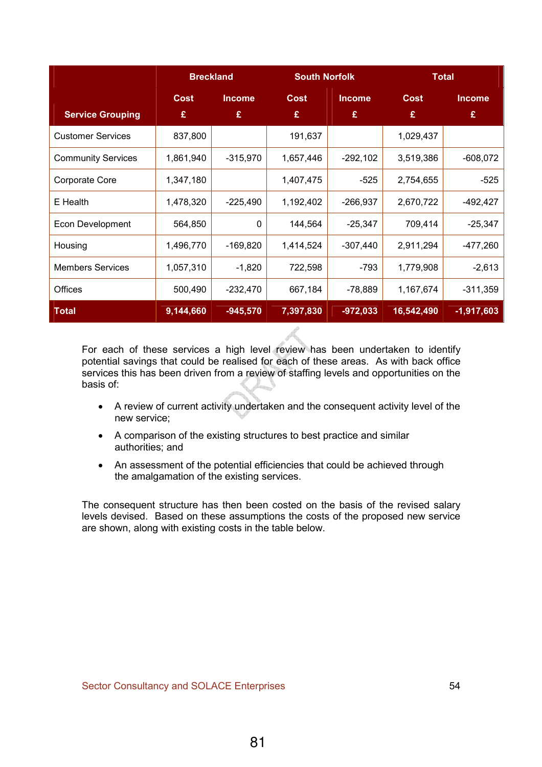| Service Grouping | Breckland | | South Norfolk | | Total | |
|---|---|---|---|---|---|---|
| | Cost £ | Income £ | Cost £ | Income £ | Cost £ | Income £ |
| Customer Services | 837,800 | | 191,637 | | 1,029,437 | |
| Community Services | 1,861,940 | -315,970 | 1,657,446 | -292,102 | 3,519,386 | -608,072 |
| Corporate Core | 1,347,180 | | 1,407,475 | -525 | 2,754,655 | -525 |
| E Health | 1,478,320 | -225,490 | 1,192,402 | -266,937 | 2,670,722 | -492,427 |
| Econ Development | 564,850 | 0 | 144,564 | -25,347 | 709,414 | -25,347 |
| Housing | 1,496,770 | -169,820 | 1,414,524 | -307,440 | 2,911,294 | -477,260 |
| Members Services | 1,057,310 | -1,820 | 722,598 | -793 | 1,779,908 | -2,613 |
| Offices | 500,490 | -232,470 | 667,184 | -78,889 | 1,167,674 | -311,359 |
| **Total** | **9,144,660** | **-945,570** | **7,397,830** | **-972,033** | **16,542,490** | **-1,917,603** |

For each of these services a high level review has been undertaken to identify potential savings that could be realised for each of these areas. As with back office services this has been driven from a review of staffing levels and opportunities on the basis of:

- A review of current activity undertaken and the consequent activity level of the new service;
- A comparison of the existing structures to best practice and similar authorities; and
- An assessment of the potential efficiencies that could be achieved through the amalgamation of the existing services.

The consequent structure has then been costed on the basis of the revised salary levels devised. Based on these assumptions the costs of the proposed new service are shown, along with existing costs in the table below.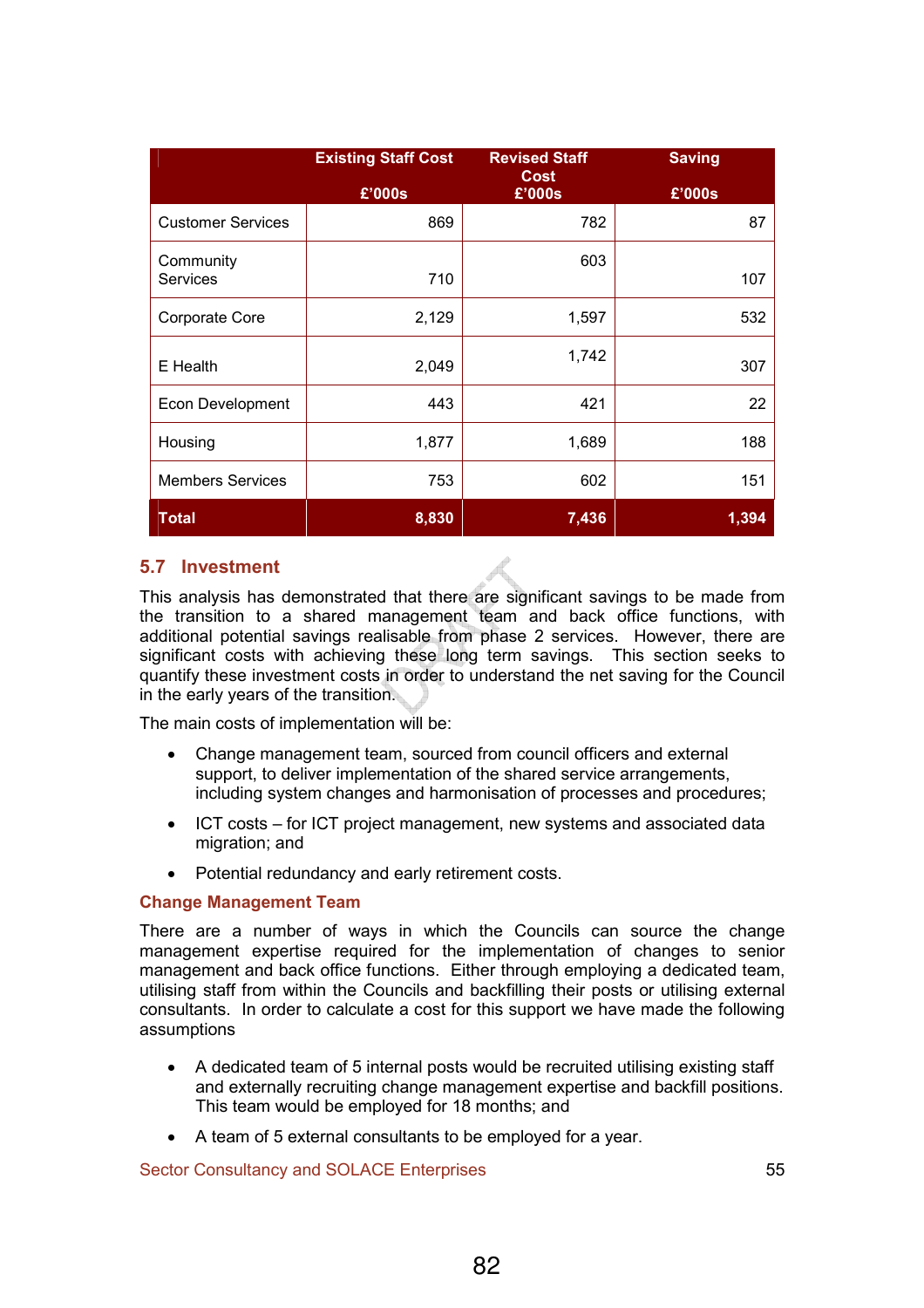| | Existing Staff Cost £'000s | Revised Staff Cost £'000s | Saving £'000s |
|---|---|---|---|
| Customer Services | 869 | 782 | 87 |
| Community Services | 710 | 603 | 107 |
| Corporate Core | 2,129 | 1,597 | 532 |
| E Health | 2,049 | 1,742 | 307 |
| Econ Development | 443 | 421 | 22 |
| Housing | 1,877 | 1,689 | 188 |
| Members Services | 753 | 602 | 151 |
| **Total** | **8,830** | **7,436** | **1,394** |

## 5.7 Investment

This analysis has demonstrated that there are significant savings to be made from the transition to a shared management team and back office functions, with additional potential savings realisable from phase 2 services. However, there are significant costs with achieving these long term savings. This section seeks to quantify these investment costs in order to understand the net saving for the Council in the early years of the transition.

The main costs of implementation will be:

- Change management team, sourced from council officers and external support, to deliver implementation of the shared service arrangements, including system changes and harmonisation of processes and procedures;
- ICT costs – for ICT project management, new systems and associated data migration; and
- Potential redundancy and early retirement costs.

### Change Management Team

There are a number of ways in which the Councils can source the change management expertise required for the implementation of changes to senior management and back office functions. Either through employing a dedicated team, utilising staff from within the Councils and backfilling their posts or utilising external consultants. In order to calculate a cost for this support we have made the following assumptions

- A dedicated team of 5 internal posts would be recruited utilising existing staff and externally recruiting change management expertise and backfill positions. This team would be employed for 18 months; and
- A team of 5 external consultants to be employed for a year.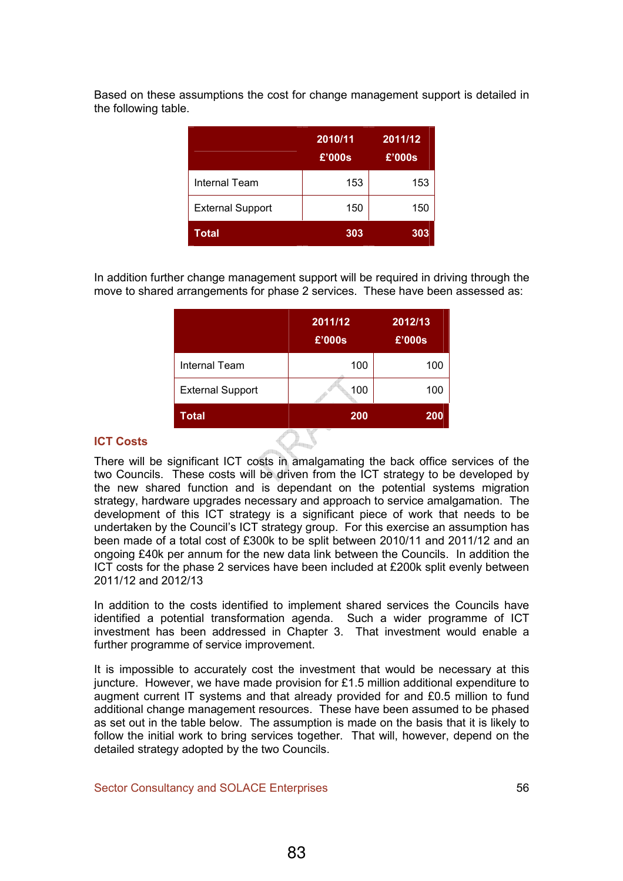Based on these assumptions the cost for change management support is detailed in the following table.

| | 2010/11 £'000s | 2011/12 £'000s |
|---|---|---|
| Internal Team | 153 | 153 |
| External Support | 150 | 150 |
| **Total** | **303** | **303** |

In addition further change management support will be required in driving through the move to shared arrangements for phase 2 services. These have been assessed as:

| | 2011/12 £'000s | 2012/13 £'000s |
|---|---|---|
| Internal Team | 100 | 100 |
| External Support | 100 | 100 |
| **Total** | **200** | **200** |

### ICT Costs

There will be significant ICT costs in amalgamating the back office services of the two Councils. These costs will be driven from the ICT strategy to be developed by the new shared function and is dependant on the potential systems migration strategy, hardware upgrades necessary and approach to service amalgamation. The development of this ICT strategy is a significant piece of work that needs to be undertaken by the Council's ICT strategy group. For this exercise an assumption has been made of a total cost of £300k to be split between 2010/11 and 2011/12 and an ongoing £40k per annum for the new data link between the Councils. In addition the ICT costs for the phase 2 services have been included at £200k split evenly between 2011/12 and 2012/13

In addition to the costs identified to implement shared services the Councils have identified a potential transformation agenda. Such a wider programme of ICT investment has been addressed in Chapter 3. That investment would enable a further programme of service improvement.

It is impossible to accurately cost the investment that would be necessary at this juncture. However, we have made provision for £1.5 million additional expenditure to augment current IT systems and that already provided for and £0.5 million to fund additional change management resources. These have been assumed to be phased as set out in the table below. The assumption is made on the basis that it is likely to follow the initial work to bring services together. That will, however, depend on the detailed strategy adopted by the two Councils.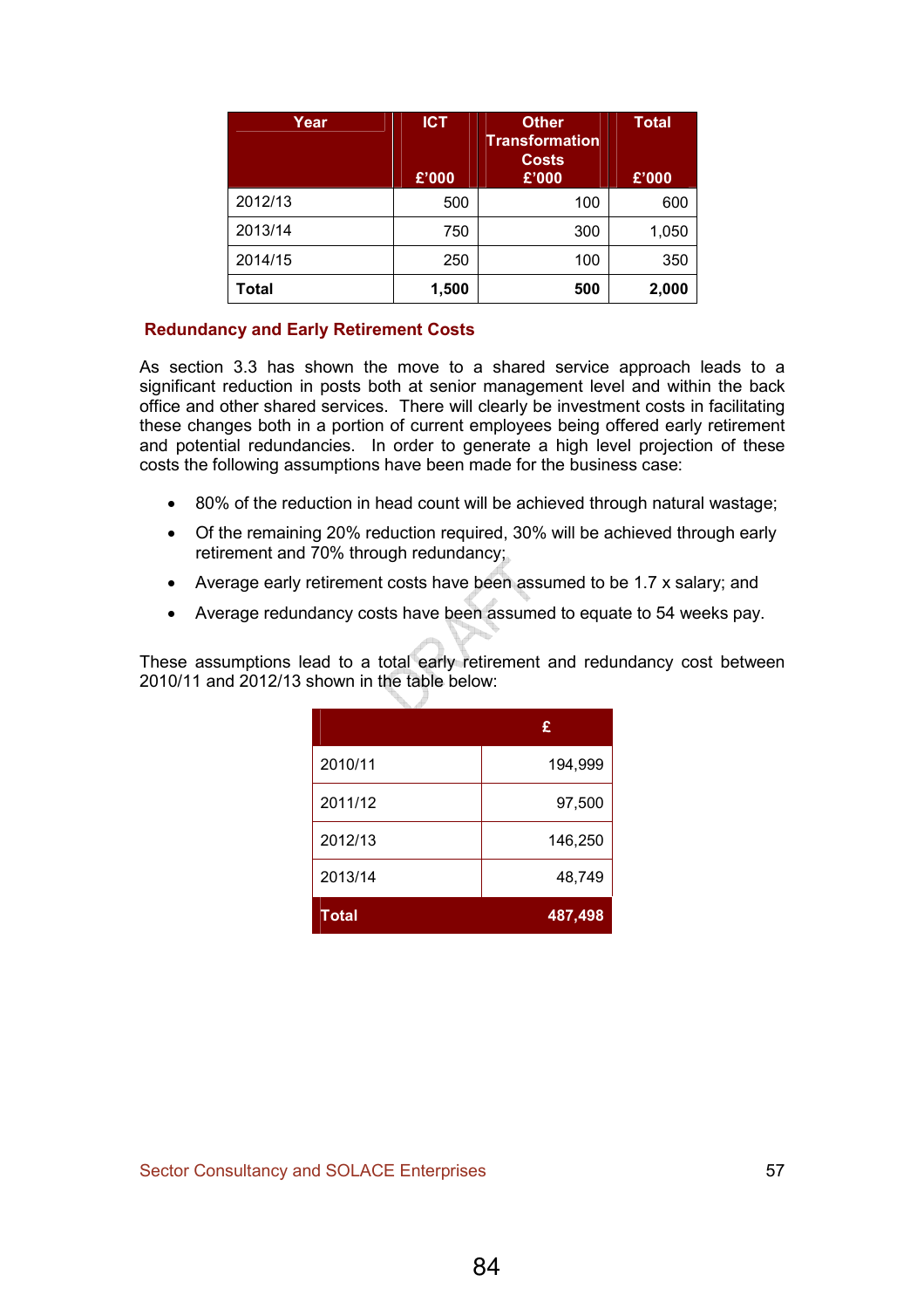| Year | ICT £'000 | Other Transformation Costs £'000 | Total £'000 |
|---|---|---|---|
| 2012/13 | 500 | 100 | 600 |
| 2013/14 | 750 | 300 | 1,050 |
| 2014/15 | 250 | 100 | 350 |
| **Total** | **1,500** | **500** | **2,000** |

### Redundancy and Early Retirement Costs

As section 3.3 has shown the move to a shared service approach leads to a significant reduction in posts both at senior management level and within the back office and other shared services. There will clearly be investment costs in facilitating these changes both in a portion of current employees being offered early retirement and potential redundancies. In order to generate a high level projection of these costs the following assumptions have been made for the business case:

- 80% of the reduction in head count will be achieved through natural wastage;
- Of the remaining 20% reduction required, 30% will be achieved through early retirement and 70% through redundancy;
- Average early retirement costs have been assumed to be 1.7 x salary; and
- Average redundancy costs have been assumed to equate to 54 weeks pay.

These assumptions lead to a total early retirement and redundancy cost between 2010/11 and 2012/13 shown in the table below:

| | £ |
|---|---|
| 2010/11 | 194,999 |
| 2011/12 | 97,500 |
| 2012/13 | 146,250 |
| 2013/14 | 48,749 |
| **Total** | **487,498** |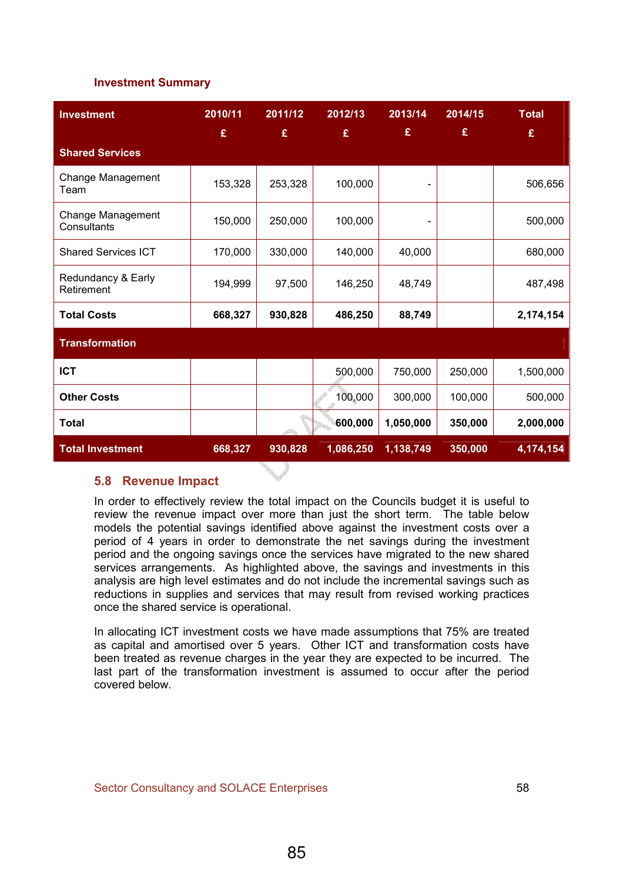### Investment Summary

| Investment | 2010/11 £ | 2011/12 £ | 2012/13 £ | 2013/14 £ | 2014/15 £ | Total £ |
|---|---|---|---|---|---|---|
| **Shared Services** | | | | | | |
| Change Management Team | 153,328 | 253,328 | 100,000 | - | | 506,656 |
| Change Management Consultants | 150,000 | 250,000 | 100,000 | - | | 500,000 |
| Shared Services ICT | 170,000 | 330,000 | 140,000 | 40,000 | | 680,000 |
| Redundancy & Early Retirement | 194,999 | 97,500 | 146,250 | 48,749 | | 487,498 |
| **Total Costs** | **668,327** | **930,828** | **486,250** | **88,749** | | **2,174,154** |
| **Transformation** | | | | | | |
| **ICT** | | | 500,000 | 750,000 | 250,000 | 1,500,000 |
| **Other Costs** | | | 100,000 | 300,000 | 100,000 | 500,000 |
| **Total** | | | **600,000** | **1,050,000** | **350,000** | **2,000,000** |
| **Total Investment** | **668,327** | **930,828** | **1,086,250** | **1,138,749** | **350,000** | **4,174,154** |

## 5.8 Revenue Impact

In order to effectively review the total impact on the Councils budget it is useful to review the revenue impact over more than just the short term. The table below models the potential savings identified above against the investment costs over a period of 4 years in order to demonstrate the net savings during the investment period and the ongoing savings once the services have migrated to the new shared services arrangements. As highlighted above, the savings and investments in this analysis are high level estimates and do not include the incremental savings such as reductions in supplies and services that may result from revised working practices once the shared service is operational.

In allocating ICT investment costs we have made assumptions that 75% are treated as capital and amortised over 5 years. Other ICT and transformation costs have been treated as revenue charges in the year they are expected to be incurred. The last part of the transformation investment is assumed to occur after the period covered below.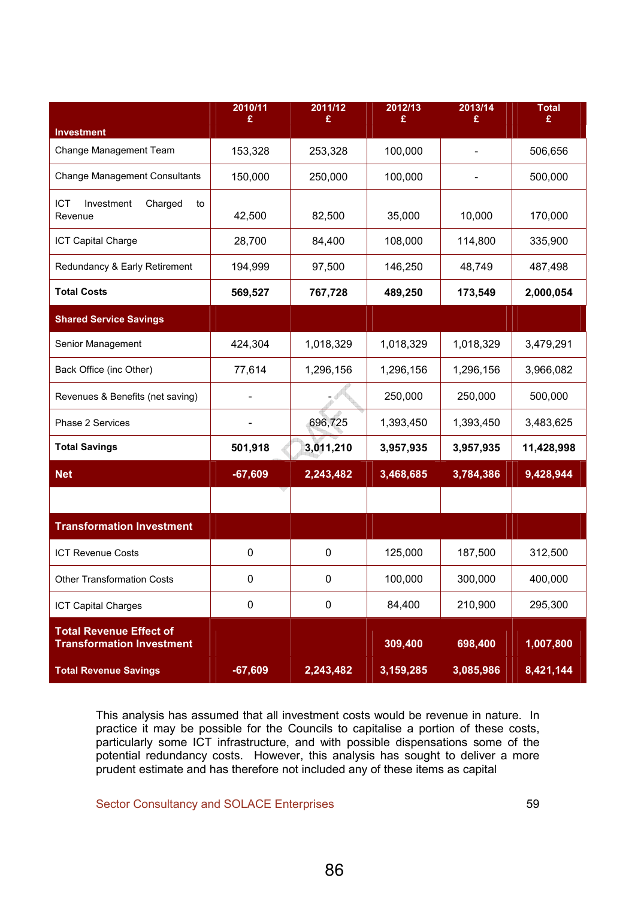| Investment | 2010/11 £ | 2011/12 £ | 2012/13 £ | 2013/14 £ | Total £ |
|---|---|---|---|---|---|
| Change Management Team | 153,328 | 253,328 | 100,000 | - | 506,656 |
| Change Management Consultants | 150,000 | 250,000 | 100,000 | - | 500,000 |
| ICT Investment Charged to Revenue | 42,500 | 82,500 | 35,000 | 10,000 | 170,000 |
| ICT Capital Charge | 28,700 | 84,400 | 108,000 | 114,800 | 335,900 |
| Redundancy & Early Retirement | 194,999 | 97,500 | 146,250 | 48,749 | 487,498 |
| **Total Costs** | **569,527** | **767,728** | **489,250** | **173,549** | **2,000,054** |
| **Shared Service Savings** | | | | | |
| Senior Management | 424,304 | 1,018,329 | 1,018,329 | 1,018,329 | 3,479,291 |
| Back Office (inc Other) | 77,614 | 1,296,156 | 1,296,156 | 1,296,156 | 3,966,082 |
| Revenues & Benefits (net saving) | - | - | 250,000 | 250,000 | 500,000 |
| Phase 2 Services | - | 696,725 | 1,393,450 | 1,393,450 | 3,483,625 |
| **Total Savings** | **501,918** | **3,011,210** | **3,957,935** | **3,957,935** | **11,428,998** |
| **Net** | **-67,609** | **2,243,482** | **3,468,685** | **3,784,386** | **9,428,944** |
| | | | | | |
| **Transformation Investment** | | | | | |
| ICT Revenue Costs | 0 | 0 | 125,000 | 187,500 | 312,500 |
| Other Transformation Costs | 0 | 0 | 100,000 | 300,000 | 400,000 |
| ICT Capital Charges | 0 | 0 | 84,400 | 210,900 | 295,300 |
| **Total Revenue Effect of Transformation Investment** | | | **309,400** | **698,400** | **1,007,800** |
| **Total Revenue Savings** | **-67,609** | **2,243,482** | **3,159,285** | **3,085,986** | **8,421,144** |

This analysis has assumed that all investment costs would be revenue in nature. In practice it may be possible for the Councils to capitalise a portion of these costs, particularly some ICT infrastructure, and with possible dispensations some of the potential redundancy costs. However, this analysis has sought to deliver a more prudent estimate and has therefore not included any of these items as capital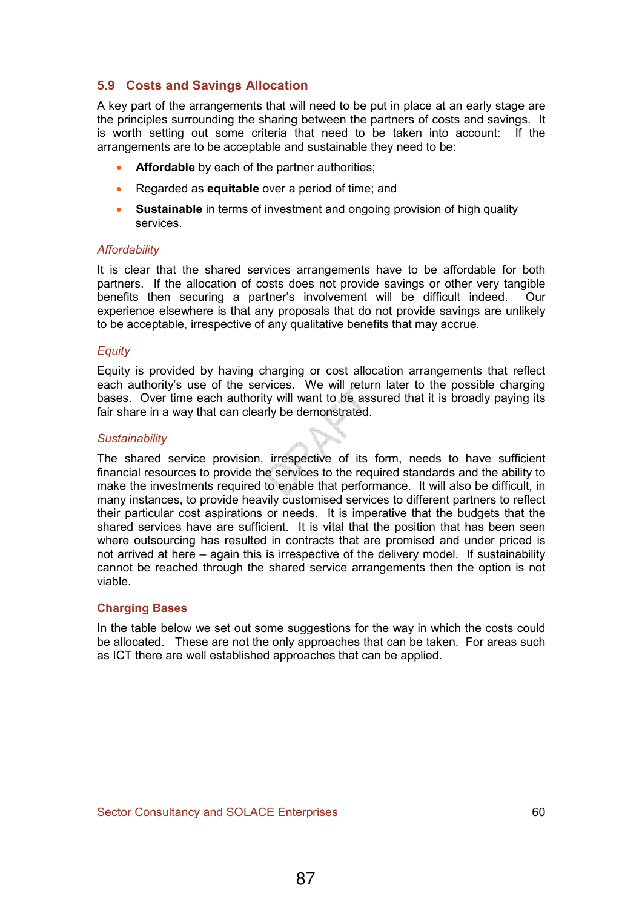## 5.9 Costs and Savings Allocation

A key part of the arrangements that will need to be put in place at an early stage are the principles surrounding the sharing between the partners of costs and savings. It is worth setting out some criteria that need to be taken into account: If the arrangements are to be acceptable and sustainable they need to be:

- **Affordable** by each of the partner authorities;
- Regarded as **equitable** over a period of time; and
- **Sustainable** in terms of investment and ongoing provision of high quality services.

*Affordability*

It is clear that the shared services arrangements have to be affordable for both partners. If the allocation of costs does not provide savings or other very tangible benefits then securing a partner's involvement will be difficult indeed. Our experience elsewhere is that any proposals that do not provide savings are unlikely to be acceptable, irrespective of any qualitative benefits that may accrue.

*Equity*

Equity is provided by having charging or cost allocation arrangements that reflect each authority's use of the services. We will return later to the possible charging bases. Over time each authority will want to be assured that it is broadly paying its fair share in a way that can clearly be demonstrated.

*Sustainability*

The shared service provision, irrespective of its form, needs to have sufficient financial resources to provide the services to the required standards and the ability to make the investments required to enable that performance. It will also be difficult, in many instances, to provide heavily customised services to different partners to reflect their particular cost aspirations or needs. It is imperative that the budgets that the shared services have are sufficient. It is vital that the position that has been seen where outsourcing has resulted in contracts that are promised and under priced is not arrived at here – again this is irrespective of the delivery model. If sustainability cannot be reached through the shared service arrangements then the option is not viable.

### Charging Bases

In the table below we set out some suggestions for the way in which the costs could be allocated. These are not the only approaches that can be taken. For areas such as ICT there are well established approaches that can be applied.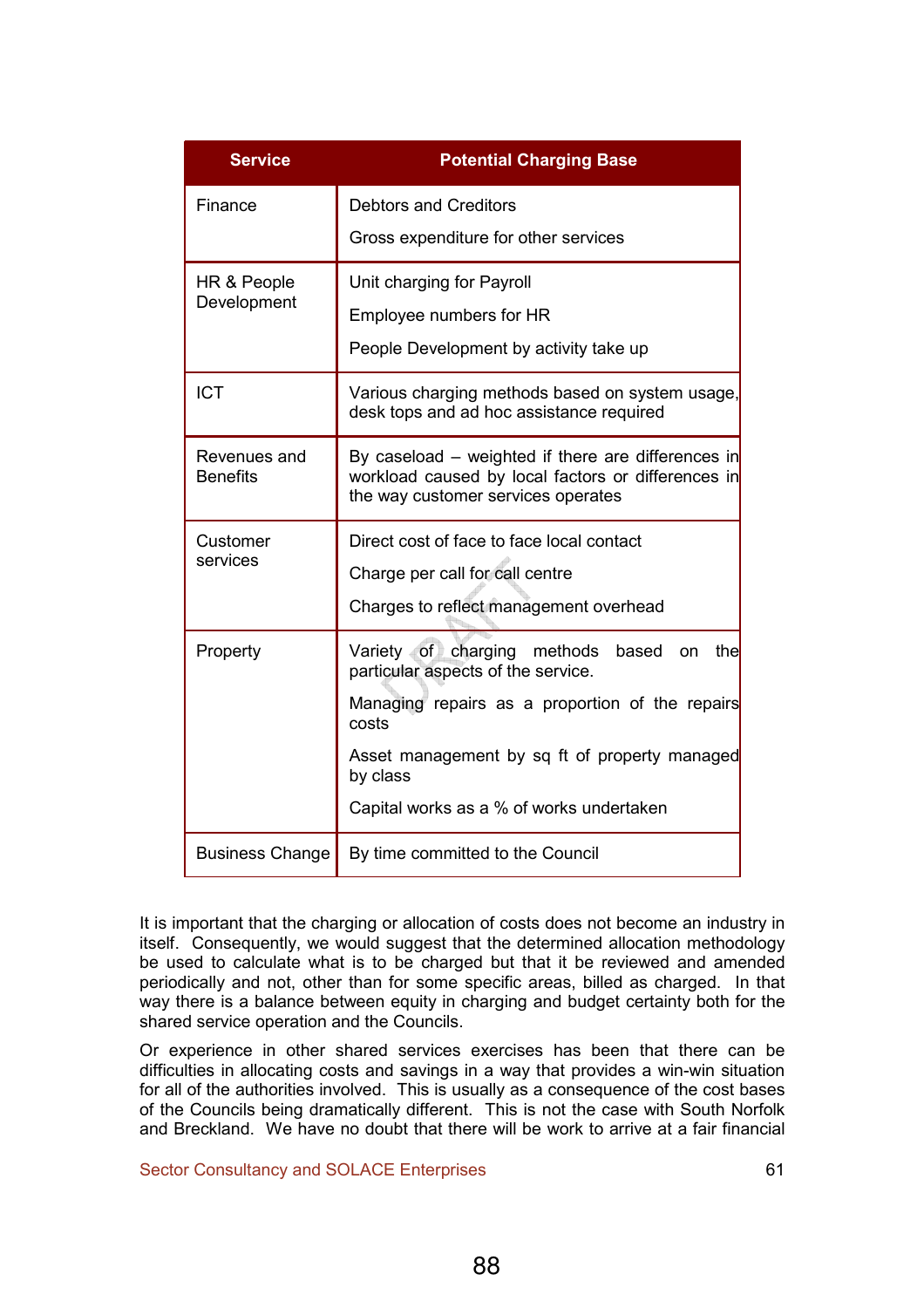| Service | Potential Charging Base |
|---|---|
| Finance | Debtors and Creditors<br><br>Gross expenditure for other services |
| HR & People Development | Unit charging for Payroll<br><br>Employee numbers for HR<br><br>People Development by activity take up |
| ICT | Various charging methods based on system usage, desk tops and ad hoc assistance required |
| Revenues and Benefits | By caseload – weighted if there are differences in workload caused by local factors or differences in the way customer services operates |
| Customer services | Direct cost of face to face local contact<br><br>Charge per call for call centre<br><br>Charges to reflect management overhead |
| Property | Variety of charging methods based on the particular aspects of the service.<br><br>Managing repairs as a proportion of the repairs costs<br><br>Asset management by sq ft of property managed by class<br><br>Capital works as a % of works undertaken |
| Business Change | By time committed to the Council |

It is important that the charging or allocation of costs does not become an industry in itself. Consequently, we would suggest that the determined allocation methodology be used to calculate what is to be charged but that it be reviewed and amended periodically and not, other than for some specific areas, billed as charged. In that way there is a balance between equity in charging and budget certainty both for the shared service operation and the Councils.

Or experience in other shared services exercises has been that there can be difficulties in allocating costs and savings in a way that provides a win-win situation for all of the authorities involved. This is usually as a consequence of the cost bases of the Councils being dramatically different. This is not the case with South Norfolk and Breckland. We have no doubt that there will be work to arrive at a fair financial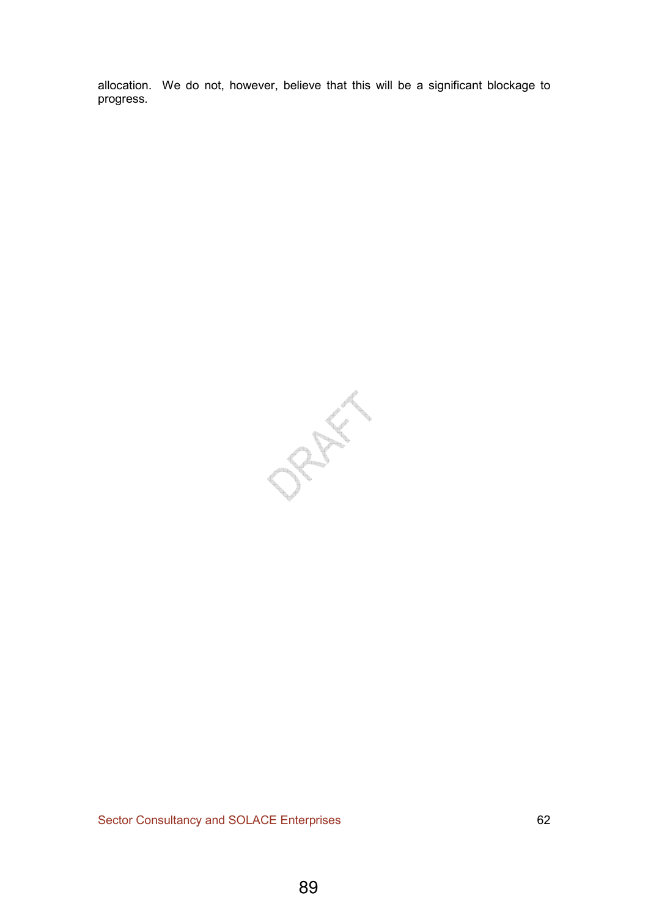allocation. We do not, however, believe that this will be a significant blockage to progress.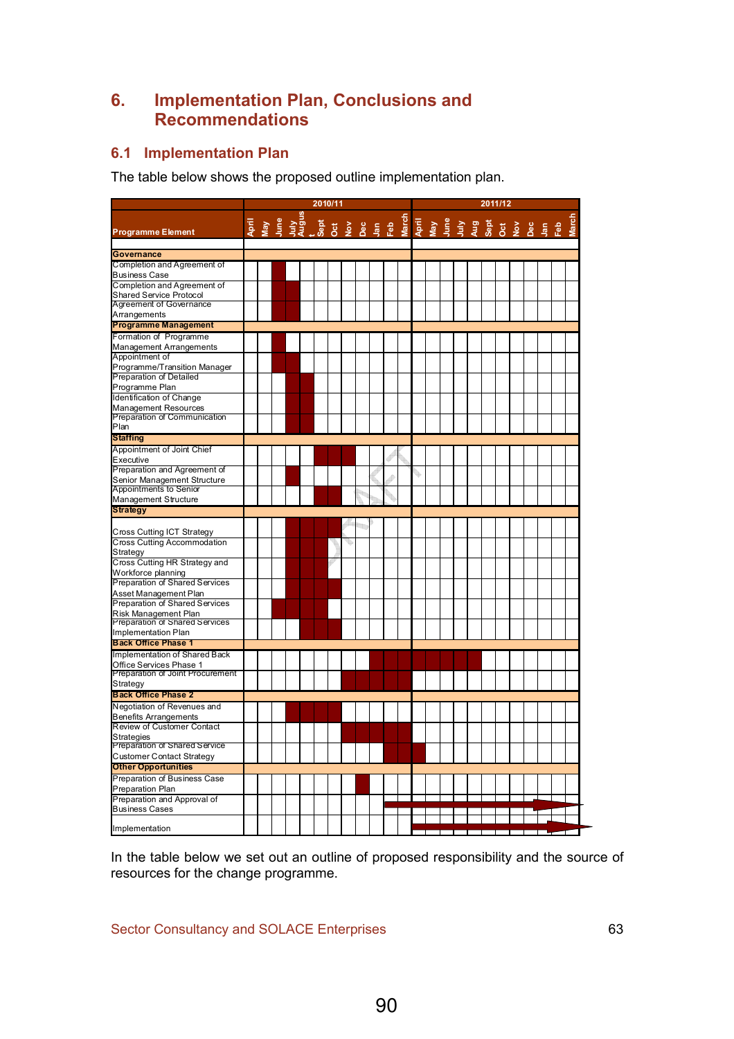# 6. Implementation Plan, Conclusions and Recommendations

## 6.1 Implementation Plan

The table below shows the proposed outline implementation plan.

Programme Element

2010/11: April, May, June, July, August, Sept, Oct, Nov, Dec, Jan, Feb, March

2011/12: April, May, June, July, Aug, Sept, Oct, Nov, Dec, Jan, Feb, March

**Governance**
- Completion and Agreement of Business Case
- Completion and Agreement of Shared Service Protocol
- Agreement of Governance Arrangements

**Programme Management**
- Formation of Programme Management Arrangements
- Appointment of Programme/Transition Manager
- Preparation of Detailed Programme Plan
- Identification of Change Management Resources
- Preparation of Communication Plan

**Staffing**
- Appointment of Joint Chief Executive
- Preparation and Agreement of Senior Management Structure
- Appointments to Senior Management Structure

**Strategy**
- Cross Cutting ICT Strategy
- Cross Cutting Accommodation Strategy
- Cross Cutting HR Strategy and Workforce planning
- Preparation of Shared Services Asset Management Plan
- Preparation of Shared Services Risk Management Plan
- Preparation of Shared Services Implementation Plan

**Back Office Phase 1**
- Implementation of Shared Back Office Services Phase 1
- Preparation of Joint Procurement Strategy

**Back Office Phase 2**
- Negotiation of Revenues and Benefits Arrangements
- Review of Customer Contact Strategies
- Preparation of Shared Service Customer Contact Strategy

**Other Opportunities**
- Preparation of Business Case Preparation Plan
- Preparation and Approval of Business Cases
- Implementation

In the table below we set out an outline of proposed responsibility and the source of resources for the change programme.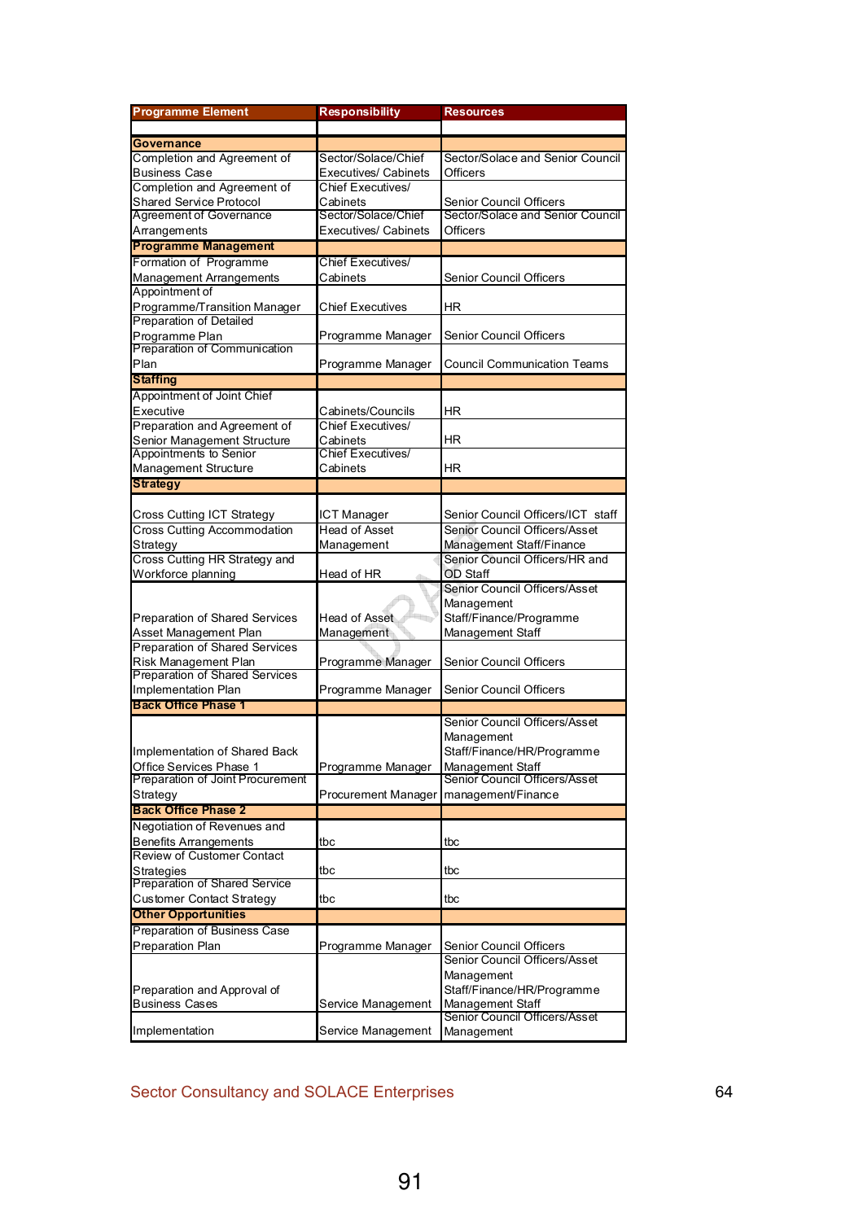| Programme Element | Responsibility | Resources |
|---|---|---|
| | | |
| **Governance** | | |
| Completion and Agreement of Business Case | Sector/Solace/Chief Executives/ Cabinets | Sector/Solace and Senior Council Officers |
| Completion and Agreement of Shared Service Protocol | Chief Executives/ Cabinets | Senior Council Officers |
| Agreement of Governance Arrangements | Sector/Solace/Chief Executives/ Cabinets | Sector/Solace and Senior Council Officers |
| **Programme Management** | | |
| Formation of Programme Management Arrangements | Chief Executives/ Cabinets | Senior Council Officers |
| Appointment of Programme/Transition Manager | Chief Executives | HR |
| Preparation of Detailed Programme Plan | Programme Manager | Senior Council Officers |
| Preparation of Communication Plan | Programme Manager | Council Communication Teams |
| **Staffing** | | |
| Appointment of Joint Chief Executive | Cabinets/Councils | HR |
| Preparation and Agreement of Senior Management Structure | Chief Executives/ Cabinets | HR |
| Appointments to Senior Management Structure | Chief Executives/ Cabinets | HR |
| **Strategy** | | |
| Cross Cutting ICT Strategy | ICT Manager | Senior Council Officers/ICT staff |
| Cross Cutting Accommodation Strategy | Head of Asset Management | Senior Council Officers/Asset Management Staff/Finance |
| Cross Cutting HR Strategy and Workforce planning | Head of HR | Senior Council Officers/HR and OD Staff |
| Preparation of Shared Services Asset Management Plan | Head of Asset Management | Senior Council Officers/Asset Management Staff/Finance/Programme Management Staff |
| Preparation of Shared Services Risk Management Plan | Programme Manager | Senior Council Officers |
| Preparation of Shared Services Implementation Plan | Programme Manager | Senior Council Officers |
| **Back Office Phase 1** | | |
| Implementation of Shared Back Office Services Phase 1 | Programme Manager | Senior Council Officers/Asset Management Staff/Finance/HR/Programme Management Staff |
| Preparation of Joint Procurement Strategy | Procurement Manager | Senior Council Officers/Asset management/Finance |
| **Back Office Phase 2** | | |
| Negotiation of Revenues and Benefits Arrangements | tbc | tbc |
| Review of Customer Contact Strategies | tbc | tbc |
| Preparation of Shared Service Customer Contact Strategy | tbc | tbc |
| **Other Opportunities** | | |
| Preparation of Business Case Preparation Plan | Programme Manager | Senior Council Officers |
| Preparation and Approval of Business Cases | Service Management | Senior Council Officers/Asset Management Staff/Finance/HR/Programme Management Staff |
| Implementation | Service Management | Senior Council Officers/Asset Management |

Sector Consultancy and SOLACE Enterprises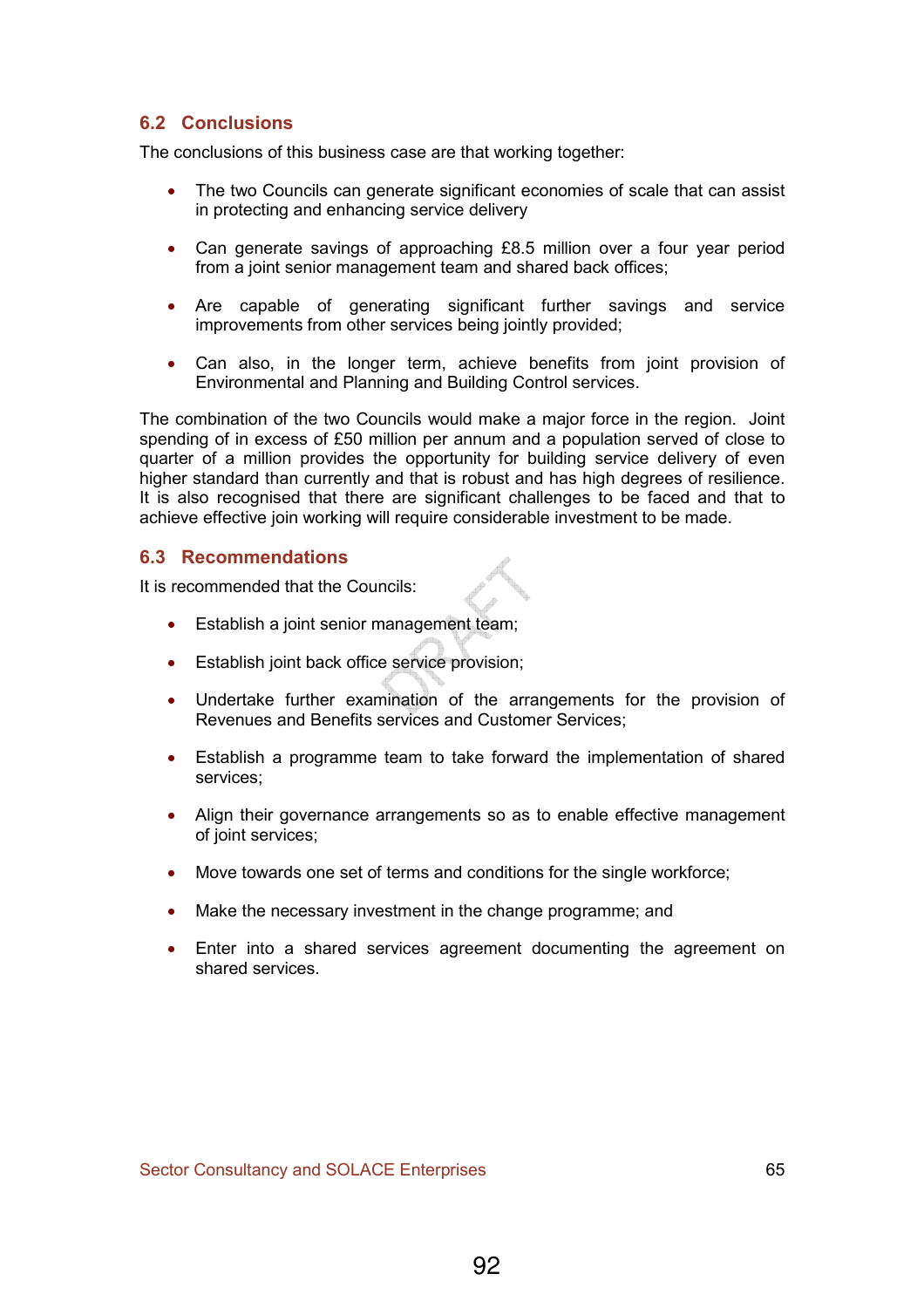## 6.2 Conclusions

The conclusions of this business case are that working together:

- The two Councils can generate significant economies of scale that can assist in protecting and enhancing service delivery
- Can generate savings of approaching £8.5 million over a four year period from a joint senior management team and shared back offices;
- Are capable of generating significant further savings and service improvements from other services being jointly provided;
- Can also, in the longer term, achieve benefits from joint provision of Environmental and Planning and Building Control services.

The combination of the two Councils would make a major force in the region. Joint spending of in excess of £50 million per annum and a population served of close to quarter of a million provides the opportunity for building service delivery of even higher standard than currently and that is robust and has high degrees of resilience. It is also recognised that there are significant challenges to be faced and that to achieve effective join working will require considerable investment to be made.

## 6.3 Recommendations

It is recommended that the Councils:

- Establish a joint senior management team;
- Establish joint back office service provision;
- Undertake further examination of the arrangements for the provision of Revenues and Benefits services and Customer Services;
- Establish a programme team to take forward the implementation of shared services;
- Align their governance arrangements so as to enable effective management of joint services;
- Move towards one set of terms and conditions for the single workforce;
- Make the necessary investment in the change programme; and
- Enter into a shared services agreement documenting the agreement on shared services.